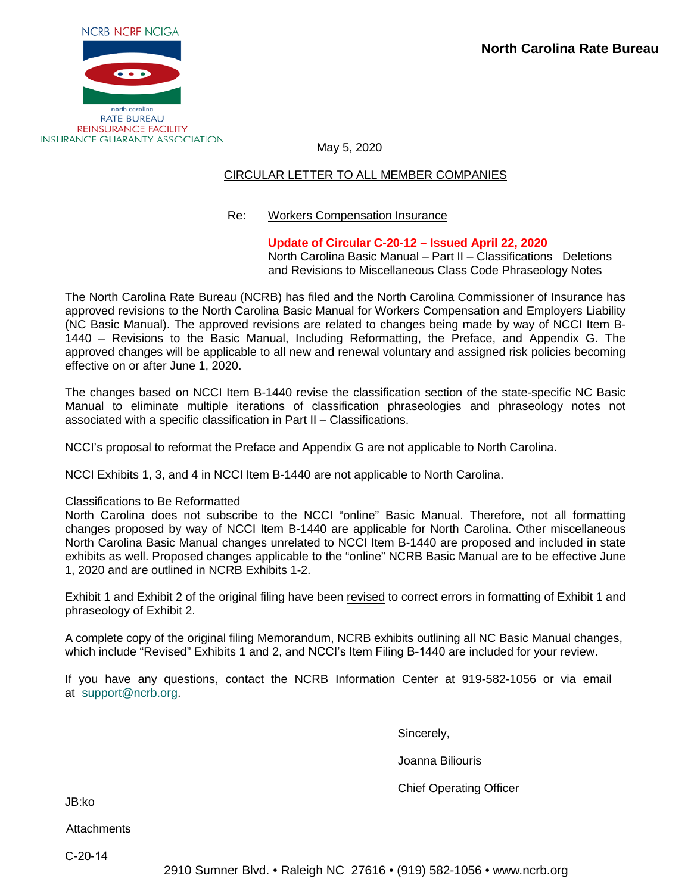NCRB-NCRF-NCIGA

north carolina
RATE BUREAU
REINSURANCE FACILITY
INSURANCE GUARANTY ASSOCIATION

**North Carolina Rate Bureau**

May 5, 2020

CIRCULAR LETTER TO ALL MEMBER COMPANIES

Re: Workers Compensation Insurance

**Update of Circular C-20-12 – Issued April 22, 2020**
North Carolina Basic Manual – Part II – Classifications Deletions and Revisions to Miscellaneous Class Code Phraseology Notes

The North Carolina Rate Bureau (NCRB) has filed and the North Carolina Commissioner of Insurance has approved revisions to the North Carolina Basic Manual for Workers Compensation and Employers Liability (NC Basic Manual). The approved revisions are related to changes being made by way of NCCI Item B-1440 – Revisions to the Basic Manual, Including Reformatting, the Preface, and Appendix G. The approved changes will be applicable to all new and renewal voluntary and assigned risk policies becoming effective on or after June 1, 2020.

The changes based on NCCI Item B-1440 revise the classification section of the state-specific NC Basic Manual to eliminate multiple iterations of classification phraseologies and phraseology notes not associated with a specific classification in Part II – Classifications.

NCCI's proposal to reformat the Preface and Appendix G are not applicable to North Carolina.

NCCI Exhibits 1, 3, and 4 in NCCI Item B-1440 are not applicable to North Carolina.

Classifications to Be Reformatted
North Carolina does not subscribe to the NCCI "online" Basic Manual. Therefore, not all formatting changes proposed by way of NCCI Item B-1440 are applicable for North Carolina. Other miscellaneous North Carolina Basic Manual changes unrelated to NCCI Item B-1440 are proposed and included in state exhibits as well. Proposed changes applicable to the "online" NCRB Basic Manual are to be effective June 1, 2020 and are outlined in NCRB Exhibits 1-2.

Exhibit 1 and Exhibit 2 of the original filing have been revised to correct errors in formatting of Exhibit 1 and phraseology of Exhibit 2.

A complete copy of the original filing Memorandum, NCRB exhibits outlining all NC Basic Manual changes, which include "Revised" Exhibits 1 and 2, and NCCI's Item Filing B-1440 are included for your review.

If you have any questions, contact the NCRB Information Center at 919-582-1056 or via email at support@ncrb.org.

Sincerely,

Joanna Biliouris

Chief Operating Officer

JB:ko

Attachments

C-20-14

2910 Sumner Blvd. • Raleigh NC 27616 • (919) 582-1056 • www.ncrb.org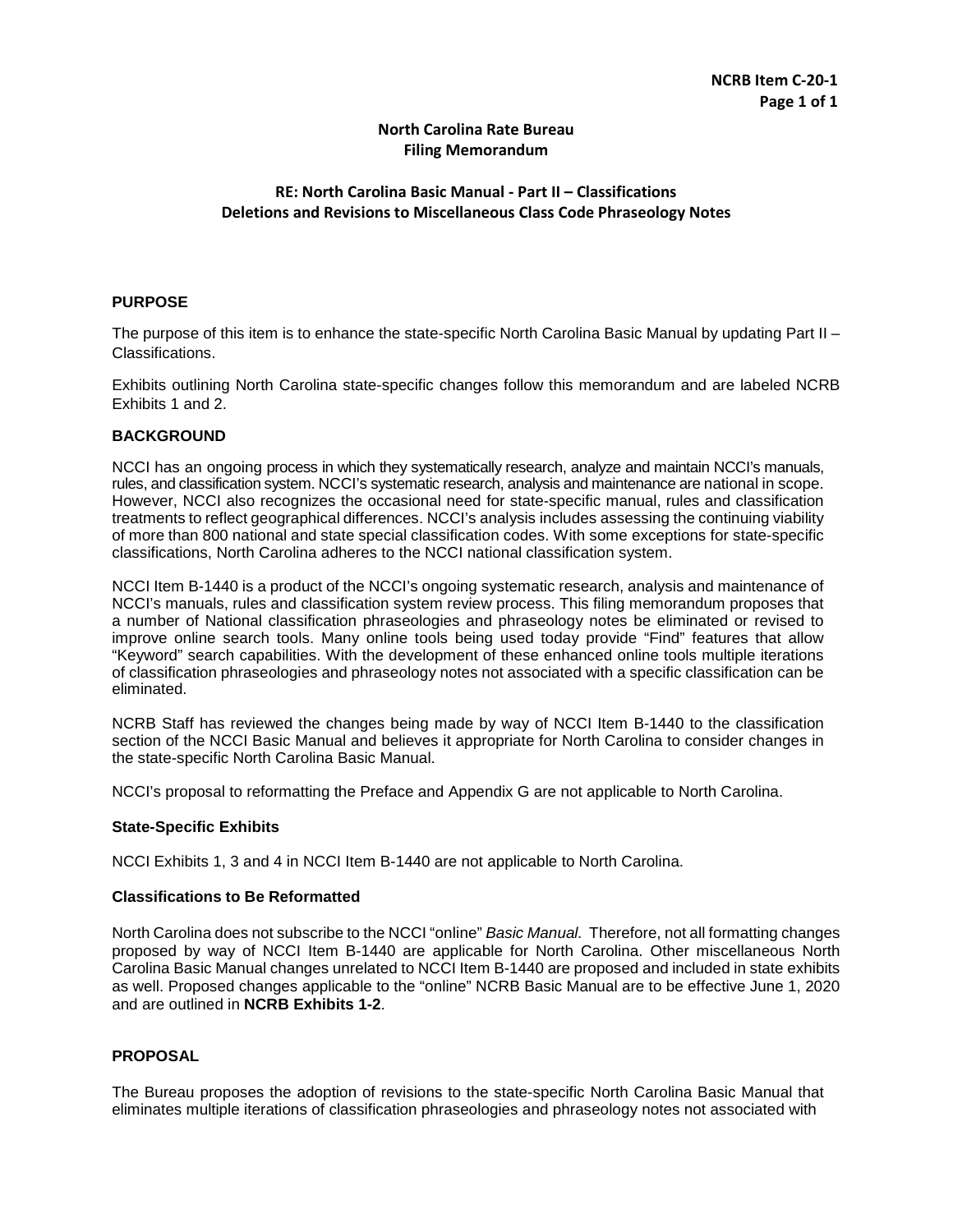**NCRB Item C-20-1**
**Page 1 of 1**

**North Carolina Rate Bureau**
**Filing Memorandum**

**RE: North Carolina Basic Manual - Part II – Classifications**
**Deletions and Revisions to Miscellaneous Class Code Phraseology Notes**

## PURPOSE

The purpose of this item is to enhance the state-specific North Carolina Basic Manual by updating Part II – Classifications.

Exhibits outlining North Carolina state-specific changes follow this memorandum and are labeled NCRB Exhibits 1 and 2.

## BACKGROUND

NCCI has an ongoing process in which they systematically research, analyze and maintain NCCI's manuals, rules, and classification system. NCCI's systematic research, analysis and maintenance are national in scope. However, NCCI also recognizes the occasional need for state-specific manual, rules and classification treatments to reflect geographical differences. NCCI's analysis includes assessing the continuing viability of more than 800 national and state special classification codes. With some exceptions for state-specific classifications, North Carolina adheres to the NCCI national classification system.

NCCI Item B-1440 is a product of the NCCI's ongoing systematic research, analysis and maintenance of NCCI's manuals, rules and classification system review process. This filing memorandum proposes that a number of National classification phraseologies and phraseology notes be eliminated or revised to improve online search tools. Many online tools being used today provide "Find" features that allow "Keyword" search capabilities. With the development of these enhanced online tools multiple iterations of classification phraseologies and phraseology notes not associated with a specific classification can be eliminated.

NCRB Staff has reviewed the changes being made by way of NCCI Item B-1440 to the classification section of the NCCI Basic Manual and believes it appropriate for North Carolina to consider changes in the state-specific North Carolina Basic Manual.

NCCI's proposal to reformatting the Preface and Appendix G are not applicable to North Carolina.

### State-Specific Exhibits

NCCI Exhibits 1, 3 and 4 in NCCI Item B-1440 are not applicable to North Carolina.

### Classifications to Be Reformatted

North Carolina does not subscribe to the NCCI "online" *Basic Manual.* Therefore, not all formatting changes proposed by way of NCCI Item B-1440 are applicable for North Carolina. Other miscellaneous North Carolina Basic Manual changes unrelated to NCCI Item B-1440 are proposed and included in state exhibits as well. Proposed changes applicable to the "online" NCRB Basic Manual are to be effective June 1, 2020 and are outlined in **NCRB Exhibits 1-2**.

## PROPOSAL

The Bureau proposes the adoption of revisions to the state-specific North Carolina Basic Manual that eliminates multiple iterations of classification phraseologies and phraseology notes not associated with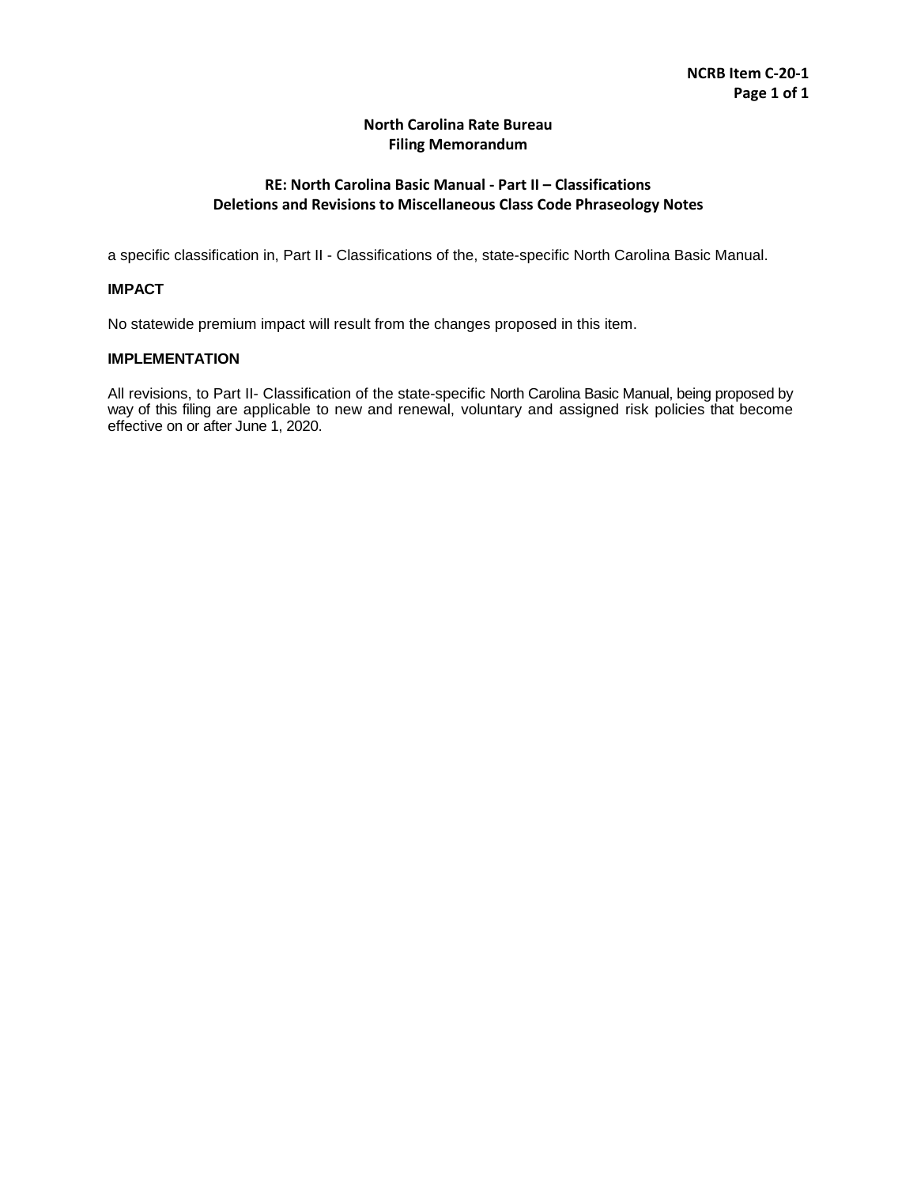**North Carolina Rate Bureau**
**Filing Memorandum**

**RE: North Carolina Basic Manual - Part II – Classifications**
**Deletions and Revisions to Miscellaneous Class Code Phraseology Notes**

a specific classification in, Part II - Classifications of the, state-specific North Carolina Basic Manual.

### IMPACT

No statewide premium impact will result from the changes proposed in this item.

### IMPLEMENTATION

All revisions, to Part II- Classification of the state-specific North Carolina Basic Manual, being proposed by way of this filing are applicable to new and renewal, voluntary and assigned risk policies that become effective on or after June 1, 2020.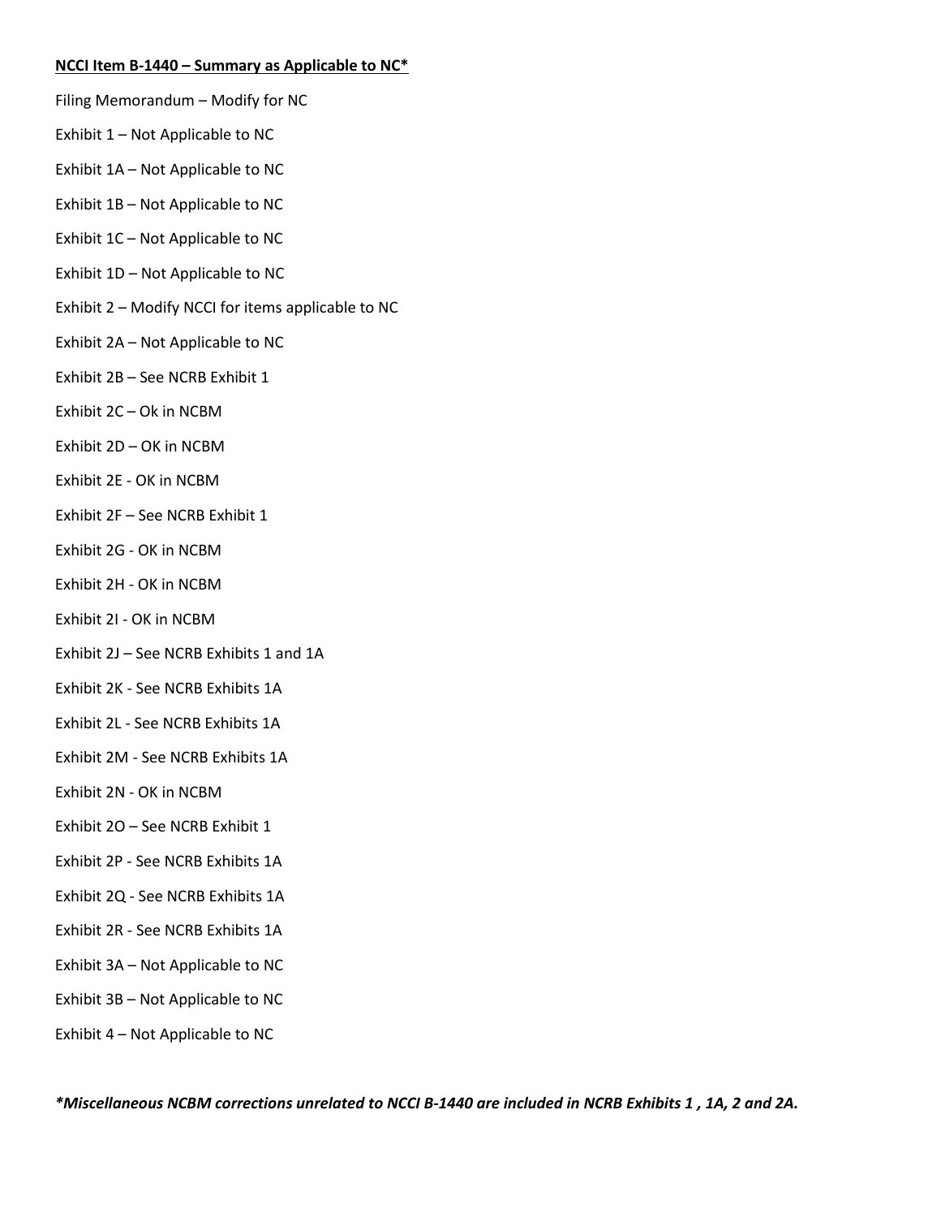**NCCI Item B-1440 – Summary as Applicable to NC***

Filing Memorandum – Modify for NC

Exhibit 1 – Not Applicable to NC

Exhibit 1A – Not Applicable to NC

Exhibit 1B – Not Applicable to NC

Exhibit 1C – Not Applicable to NC

Exhibit 1D – Not Applicable to NC

Exhibit 2 – Modify NCCI for items applicable to NC

Exhibit 2A – Not Applicable to NC

Exhibit 2B – See NCRB Exhibit 1

Exhibit 2C – Ok in NCBM

Exhibit 2D – OK in NCBM

Exhibit 2E - OK in NCBM

Exhibit 2F – See NCRB Exhibit 1

Exhibit 2G - OK in NCBM

Exhibit 2H - OK in NCBM

Exhibit 2I - OK in NCBM

Exhibit 2J – See NCRB Exhibits 1 and 1A

Exhibit 2K - See NCRB Exhibits 1A

Exhibit 2L - See NCRB Exhibits 1A

Exhibit 2M - See NCRB Exhibits 1A

Exhibit 2N - OK in NCBM

Exhibit 2O – See NCRB Exhibit 1

Exhibit 2P - See NCRB Exhibits 1A

Exhibit 2Q - See NCRB Exhibits 1A

Exhibit 2R - See NCRB Exhibits 1A

Exhibit 3A – Not Applicable to NC

Exhibit 3B – Not Applicable to NC

Exhibit 4 – Not Applicable to NC

***Miscellaneous NCBM corrections unrelated to NCCI B-1440 are included in NCRB Exhibits 1 , 1A, 2 and 2A.***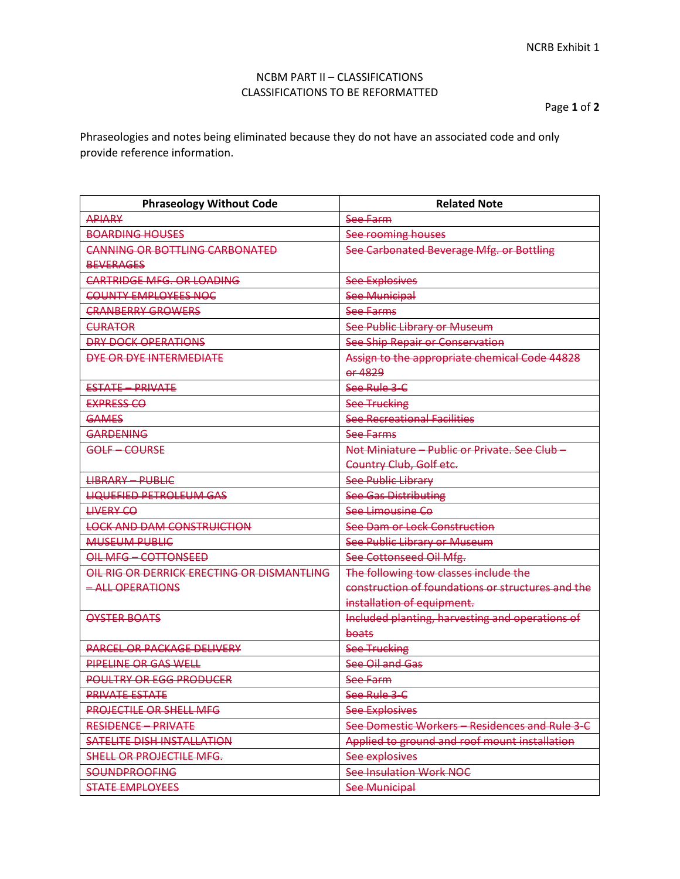NCRB Exhibit 1

NCBM PART II – CLASSIFICATIONS
CLASSIFICATIONS TO BE REFORMATTED

Phraseologies and notes being eliminated because they do not have an associated code and only provide reference information.

| Phraseology Without Code | Related Note |
|---|---|
| ~~APIARY~~ | ~~See Farm~~ |
| ~~BOARDING HOUSES~~ | ~~See rooming houses~~ |
| ~~CANNING OR BOTTLING CARBONATED BEVERAGES~~ | ~~See Carbonated Beverage Mfg. or Bottling~~ |
| ~~CARTRIDGE MFG. OR LOADING~~ | ~~See Explosives~~ |
| ~~COUNTY EMPLOYEES NOC~~ | ~~See Municipal~~ |
| ~~CRANBERRY GROWERS~~ | ~~See Farms~~ |
| ~~CURATOR~~ | ~~See Public Library or Museum~~ |
| ~~DRY DOCK OPERATIONS~~ | ~~See Ship Repair or Conservation~~ |
| ~~DYE OR DYE INTERMEDIATE~~ | ~~Assign to the appropriate chemical Code 44828 or 4829~~ |
| ~~ESTATE – PRIVATE~~ | ~~See Rule 3-C~~ |
| ~~EXPRESS CO~~ | ~~See Trucking~~ |
| ~~GAMES~~ | ~~See Recreational Facilities~~ |
| ~~GARDENING~~ | ~~See Farms~~ |
| ~~GOLF – COURSE~~ | ~~Not Miniature – Public or Private. See Club – Country Club, Golf etc.~~ |
| ~~LIBRARY – PUBLIC~~ | ~~See Public Library~~ |
| ~~LIQUEFIED PETROLEUM GAS~~ | ~~See Gas Distributing~~ |
| ~~LIVERY CO~~ | ~~See Limousine Co~~ |
| ~~LOCK AND DAM CONSTRUICTION~~ | ~~See Dam or Lock Construction~~ |
| ~~MUSEUM PUBLIC~~ | ~~See Public Library or Museum~~ |
| ~~OIL MFG – COTTONSEED~~ | ~~See Cottonseed Oil Mfg.~~ |
| ~~OIL RIG OR DERRICK ERECTING OR DISMANTLING – ALL OPERATIONS~~ | ~~The following tow classes include the construction of foundations or structures and the installation of equipment.~~ |
| ~~OYSTER BOATS~~ | ~~Included planting, harvesting and operations of boats~~ |
| ~~PARCEL OR PACKAGE DELIVERY~~ | ~~See Trucking~~ |
| ~~PIPELINE OR GAS WELL~~ | ~~See Oil and Gas~~ |
| ~~POULTRY OR EGG PRODUCER~~ | ~~See Farm~~ |
| ~~PRIVATE ESTATE~~ | ~~See Rule 3-C~~ |
| ~~PROJECTILE OR SHELL MFG~~ | ~~See Explosives~~ |
| ~~RESIDENCE – PRIVATE~~ | ~~See Domestic Workers – Residences and Rule 3-C~~ |
| ~~SATELITE DISH INSTALLATION~~ | ~~Applied to ground and roof mount installation~~ |
| ~~SHELL OR PROJECTILE MFG.~~ | ~~See explosives~~ |
| ~~SOUNDPROOFING~~ | ~~See Insulation Work NOC~~ |
| ~~STATE EMPLOYEES~~ | ~~See Municipal~~ |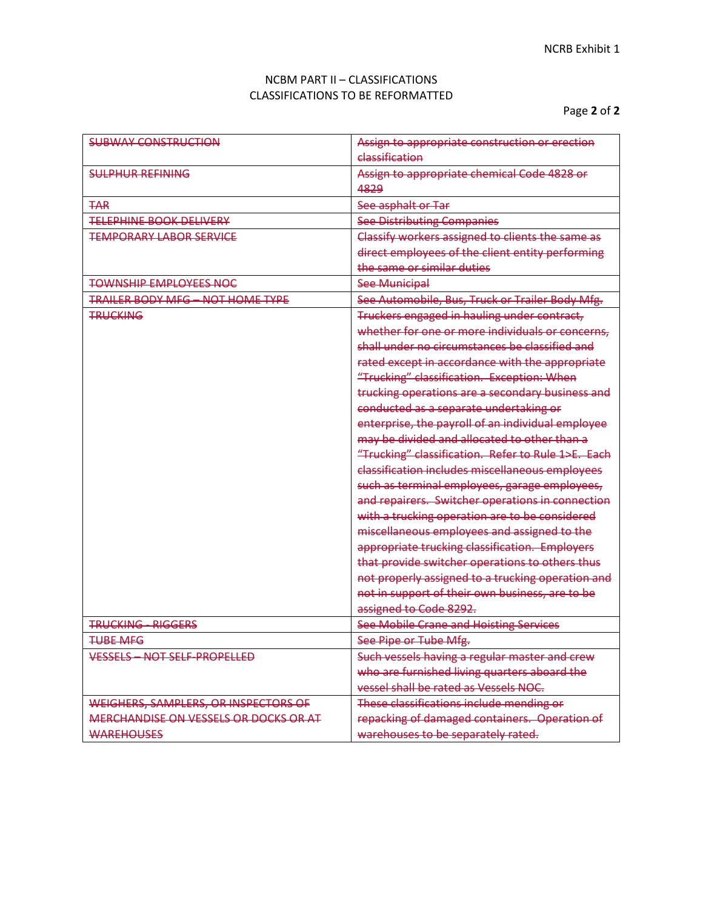NCRB Exhibit 1

NCBM PART II – CLASSIFICATIONS
CLASSIFICATIONS TO BE REFORMATTED

| ~~SUBWAY CONSTRUCTION~~ | ~~Assign to appropriate construction or erection classification~~ |
|---|---|
| ~~SULPHUR REFINING~~ | ~~Assign to appropriate chemical Code 4828 or 4829~~ |
| ~~TAR~~ | ~~See asphalt or Tar~~ |
| ~~TELEPHINE BOOK DELIVERY~~ | ~~See Distributing Companies~~ |
| ~~TEMPORARY LABOR SERVICE~~ | ~~Classify workers assigned to clients the same as direct employees of the client entity performing the same or similar duties~~ |
| ~~TOWNSHIP EMPLOYEES NOC~~ | ~~See Municipal~~ |
| ~~TRAILER BODY MFG – NOT HOME TYPE~~ | ~~See Automobile, Bus, Truck or Trailer Body Mfg.~~ |
| ~~TRUCKING~~ | ~~Truckers engaged in hauling under contract, whether for one or more individuals or concerns, shall under no circumstances be classified and rated except in accordance with the appropriate "Trucking" classification. Exception: When trucking operations are a secondary business and conducted as a separate undertaking or enterprise, the payroll of an individual employee may be divided and allocated to other than a "Trucking" classification. Refer to Rule 1>E. Each classification includes miscellaneous employees such as terminal employees, garage employees, and repairers. Switcher operations in connection with a trucking operation are to be considered miscellaneous employees and assigned to the appropriate trucking classification. Employers that provide switcher operations to others thus not properly assigned to a trucking operation and not in support of their own business, are to be assigned to Code 8292.~~ |
| ~~TRUCKING - RIGGERS~~ | ~~See Mobile Crane and Hoisting Services~~ |
| ~~TUBE MFG~~ | ~~See Pipe or Tube Mfg.~~ |
| ~~VESSELS – NOT SELF-PROPELLED~~ | ~~Such vessels having a regular master and crew who are furnished living quarters aboard the vessel shall be rated as Vessels NOC.~~ |
| ~~WEIGHERS, SAMPLERS, OR INSPECTORS OF MERCHANDISE ON VESSELS OR DOCKS OR AT WAREHOUSES~~ | ~~These classifications include mending or repacking of damaged containers. Operation of warehouses to be separately rated.~~ |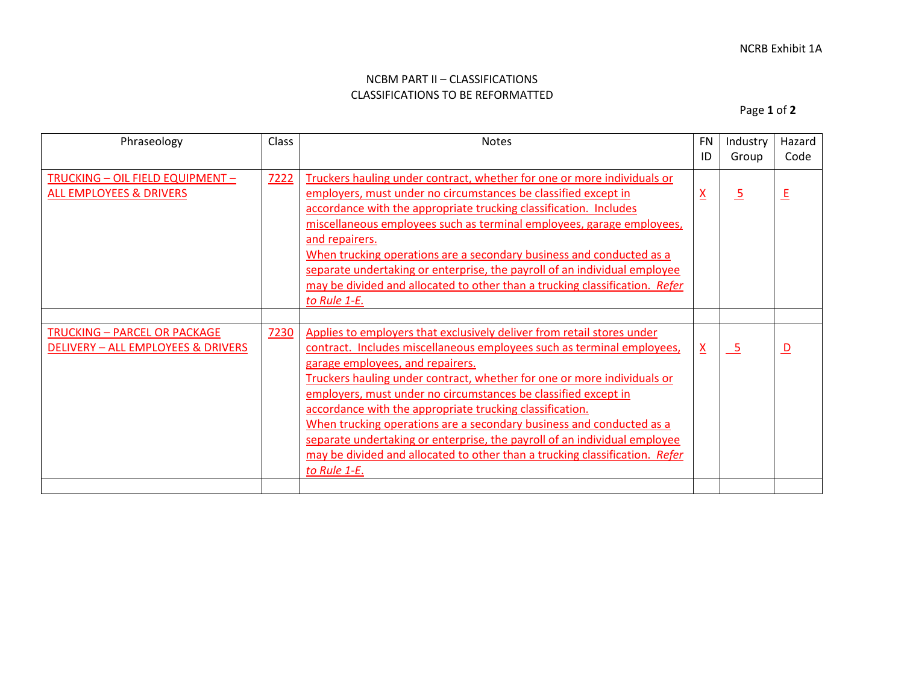NCRB Exhibit 1A

NCBM PART II – CLASSIFICATIONS
CLASSIFICATIONS TO BE REFORMATTED

| Phraseology | Class | Notes | FN ID | Industry Group | Hazard Code |
|---|---|---|---|---|---|
| TRUCKING – OIL FIELD EQUIPMENT – ALL EMPLOYEES & DRIVERS | 7222 | Truckers hauling under contract, whether for one or more individuals or employers, must under no circumstances be classified except in accordance with the appropriate trucking classification. Includes miscellaneous employees such as terminal employees, garage employees, and repairers.<br>When trucking operations are a secondary business and conducted as a separate undertaking or enterprise, the payroll of an individual employee may be divided and allocated to other than a trucking classification. *Refer to Rule 1-E.* | X | 5 | E |
| | | | | | |
| TRUCKING – PARCEL OR PACKAGE DELIVERY – ALL EMPLOYEES & DRIVERS | 7230 | Applies to employers that exclusively deliver from retail stores under contract. Includes miscellaneous employees such as terminal employees, garage employees, and repairers.<br>Truckers hauling under contract, whether for one or more individuals or employers, must under no circumstances be classified except in accordance with the appropriate trucking classification.<br>When trucking operations are a secondary business and conducted as a separate undertaking or enterprise, the payroll of an individual employee may be divided and allocated to other than a trucking classification. *Refer to Rule 1-E.* | X | 5 | D |
| | | | | | |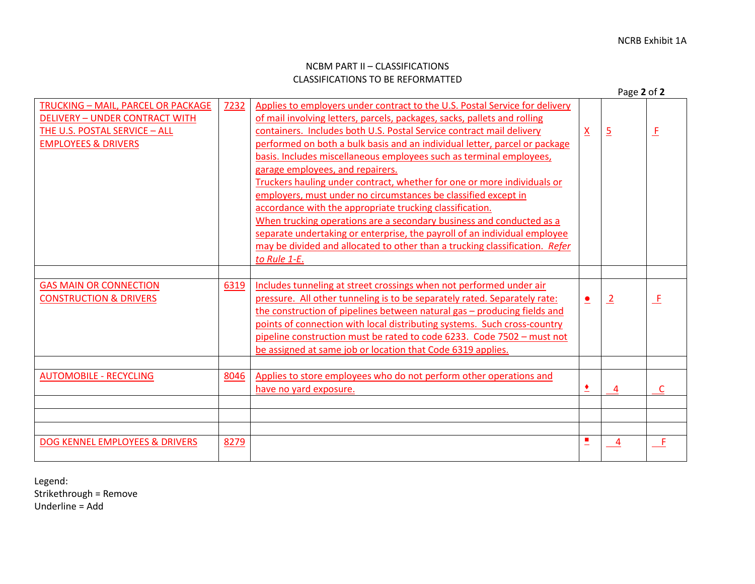NCRB Exhibit 1A

NCBM PART II – CLASSIFICATIONS
CLASSIFICATIONS TO BE REFORMATTED

| | | | | | |
|---|---|---|---|---|---|
| TRUCKING – MAIL, PARCEL OR PACKAGE DELIVERY – UNDER CONTRACT WITH THE U.S. POSTAL SERVICE – ALL EMPLOYEES & DRIVERS | 7232 | Applies to employers under contract to the U.S. Postal Service for delivery of mail involving letters, parcels, packages, sacks, pallets and rolling containers. Includes both U.S. Postal Service contract mail delivery performed on both a bulk basis and an individual letter, parcel or package basis. Includes miscellaneous employees such as terminal employees, garage employees, and repairers.<br>Truckers hauling under contract, whether for one or more individuals or employers, must under no circumstances be classified except in accordance with the appropriate trucking classification.<br>When trucking operations are a secondary business and conducted as a separate undertaking or enterprise, the payroll of an individual employee may be divided and allocated to other than a trucking classification. *Refer to Rule 1-E.* | X | 5 | F |
| | | | | | |
| GAS MAIN OR CONNECTION CONSTRUCTION & DRIVERS | 6319 | Includes tunneling at street crossings when not performed under air pressure. All other tunneling is to be separately rated. Separately rate: the construction of pipelines between natural gas – producing fields and points of connection with local distributing systems. Such cross-country pipeline construction must be rated to code 6233. Code 7502 – must not be assigned at same job or location that Code 6319 applies. | ● | 2 | F |
| | | | | | |
| AUTOMOBILE - RECYCLING | 8046 | Applies to store employees who do not perform other operations and have no yard exposure. | ♦ | 4 | C |
| | | | | | |
| | | | | | |
| | | | | | |
| DOG KENNEL EMPLOYEES & DRIVERS | 8279 | | ■ | 4 | F |

Legend:
Strikethrough = Remove
Underline = Add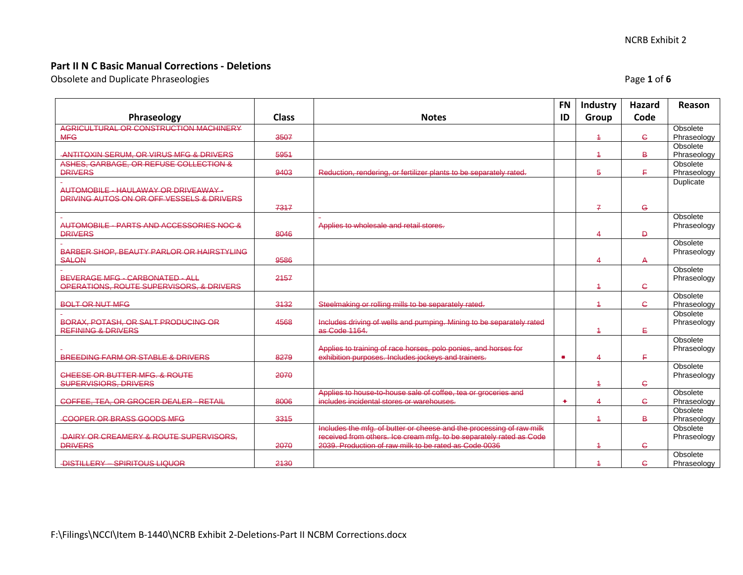NCRB Exhibit 2

## Part II N C Basic Manual Corrections - Deletions

Obsolete and Duplicate Phraseologies

| Phraseology | Class | Notes | FN ID | Industry Group | Hazard Code | Reason |
|---|---|---|---|---|---|---|
| ~~AGRICULTURAL OR CONSTRUCTION MACHINERY MFG~~ | ~~3507~~ | | | ~~1~~ | ~~C~~ | Obsolete Phraseology |
| ~~ANTITOXIN SERUM, OR VIRUS MFG & DRIVERS~~ | ~~5951~~ | | | ~~1~~ | ~~B~~ | Obsolete Phraseology |
| ~~ASHES, GARBAGE, OR REFUSE COLLECTION & DRIVERS~~ | ~~9403~~ | ~~Reduction, rendering, or fertilizer plants to be separately rated.~~ | | ~~5~~ | ~~F~~ | Obsolete Phraseology |
| ~~AUTOMOBILE - HAULAWAY OR DRIVEAWAY - DRIVING AUTOS ON OR OFF VESSELS & DRIVERS~~ | ~~7317~~ | | | ~~7~~ | ~~G~~ | Duplicate |
| ~~AUTOMOBILE - PARTS AND ACCESSORIES NOC & DRIVERS~~ | ~~8046~~ | ~~Applies to wholesale and retail stores.~~ | | ~~4~~ | ~~D~~ | Obsolete Phraseology |
| ~~BARBER SHOP, BEAUTY PARLOR OR HAIRSTYLING SALON~~ | ~~9586~~ | | | ~~4~~ | ~~A~~ | Obsolete Phraseology |
| ~~BEVERAGE MFG - CARBONATED - ALL OPERATIONS, ROUTE SUPERVISORS, & DRIVERS~~ | ~~2157~~ | | | ~~1~~ | ~~C~~ | Obsolete Phraseology |
| ~~BOLT OR NUT MFG~~ | ~~3132~~ | ~~Steelmaking or rolling mills to be separately rated.~~ | | ~~1~~ | ~~C~~ | Obsolete Phraseology |
| ~~BORAX, POTASH, OR SALT PRODUCING OR REFINING & DRIVERS~~ | ~~4568~~ | ~~Includes driving of wells and pumping. Mining to be separately rated as Code 1164.~~ | | ~~1~~ | ~~E~~ | Obsolete Phraseology |
| ~~BREEDING FARM OR STABLE & DRIVERS~~ | ~~8279~~ | ~~Applies to training of race horses, polo ponies, and horses for exhibition purposes. Includes jockeys and trainers.~~ | ~~■~~ | ~~4~~ | ~~F~~ | Obsolete Phraseology |
| ~~CHEESE OR BUTTER MFG. & ROUTE SUPERVISIORS, DRIVERS~~ | ~~2070~~ | | | ~~1~~ | ~~C~~ | Obsolete Phraseology |
| ~~COFFEE, TEA, OR GROCER DEALER - RETAIL~~ | ~~8006~~ | ~~Applies to house-to-house sale of coffee, tea or groceries and includes incidental stores or warehouses.~~ | ~~✦~~ | ~~4~~ | ~~C~~ | Obsolete Phraseology |
| ~~COOPER OR BRASS GOODS MFG~~ | ~~3315~~ | | | ~~1~~ | ~~B~~ | Obsolete Phraseology |
| ~~DAIRY OR CREAMERY & ROUTE SUPERVISORS, DRIVERS~~ | ~~2070~~ | ~~Includes the mfg. of butter or cheese and the processing of raw milk received from others. Ice cream mfg. to be separately rated as Code 2039. Production of raw milk to be rated as Code 0036~~ | | ~~1~~ | ~~C~~ | Obsolete Phraseology |
| ~~DISTILLERY – SPIRITOUS LIQUOR~~ | ~~2130~~ | | | ~~1~~ | ~~C~~ | Obsolete Phraseology |

F:\Filings\NCCI\Item B-1440\NCRB Exhibit 2-Deletions-Part II NCBM Corrections.docx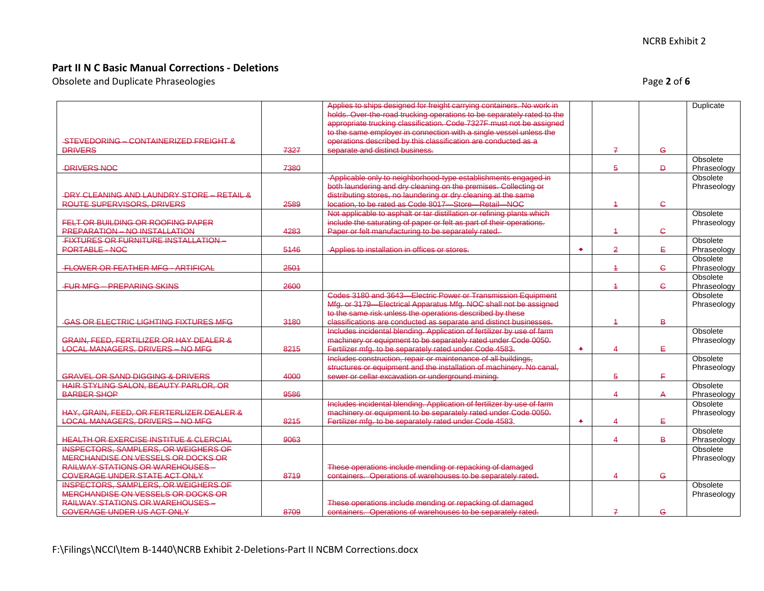NCRB Exhibit 2

## Part II N C Basic Manual Corrections - Deletions

Obsolete and Duplicate Phraseologies

| | | | | | | |
|---|---|---|---|---|---|---|
| ~~STEVEDORING – CONTAINERIZED FREIGHT & DRIVERS~~ | ~~7327~~ | ~~Applies to ships designed for freight carrying containers. No work in holds. Over-the-road trucking operations to be separately rated to the appropriate trucking classification. Code 7327F must not be assigned to the same employer in connection with a single vessel unless the operations described by this classification are conducted as a separate and distinct business.~~ | | ~~7~~ | ~~G~~ | Duplicate |
| ~~DRIVERS NOC~~ | ~~7380~~ | | | ~~5~~ | ~~D~~ | Obsolete Phraseology |
| ~~DRY CLEANING AND LAUNDRY STORE – RETAIL & ROUTE SUPERVISORS, DRIVERS~~ | ~~2589~~ | ~~Applicable only to neighborhood-type establishments engaged in both laundering and dry cleaning on the premises. Collecting or distributing stores, no laundering or dry cleaning at the same location, to be rated as Code 8017—Store—Retail—NOC~~ | | ~~1~~ | ~~C~~ | Obsolete Phraseology |
| ~~FELT OR BUILDING OR ROOFING PAPER PREPARATION – NO INSTALLATION~~ | ~~4283~~ | ~~Not applicable to asphalt or tar distillation or refining plants which include the saturating of paper or felt as part of their operations. Paper or felt manufacturing to be separately rated.~~ | | ~~1~~ | ~~C~~ | Obsolete Phraseology |
| ~~FIXTURES OR FURNITURE INSTALLATION – PORTABLE - NOC~~ | ~~5146~~ | ~~Applies to installation in offices or stores.~~ | ~~•~~ | ~~2~~ | ~~E~~ | Obsolete Phraseology |
| ~~FLOWER OR FEATHER MFG - ARTIFICAL~~ | ~~2501~~ | | | ~~1~~ | ~~C~~ | Obsolete Phraseology |
| ~~FUR MFG – PREPARING SKINS~~ | ~~2600~~ | | | ~~1~~ | ~~C~~ | Obsolete Phraseology |
| ~~GAS OR ELECTRIC LIGHTING FIXTURES MFG~~ | ~~3180~~ | ~~Codes 3180 and 3643—Electric Power or Transmission Equipment Mfg. or 3179—Electrical Apparatus Mfg. NOC shall not be assigned to the same risk unless the operations described by these classifications are conducted as separate and distinct businesses.~~ | | ~~1~~ | ~~B~~ | Obsolete Phraseology |
| ~~GRAIN, FEED, FERTILIZER OR HAY DEALER & LOCAL MANAGERS, DRIVERS – NO MFG~~ | ~~8215~~ | ~~Includes incidental blending. Application of fertilizer by use of farm machinery or equipment to be separately rated under Code 0050. Fertilizer mfg. to be separately rated under Code 4583.~~ | ~~•~~ | ~~4~~ | ~~E~~ | Obsolete Phraseology |
| ~~GRAVEL OR SAND DIGGING & DRIVERS~~ | ~~4000~~ | ~~Includes construction, repair or maintenance of all buildings, structures or equipment and the installation of machinery. No canal, sewer or cellar excavation or underground mining.~~ | | ~~5~~ | ~~F~~ | Obsolete Phraseology |
| ~~HAIR STYLING SALON, BEAUTY PARLOR, OR BARBER SHOP~~ | ~~9586~~ | | | ~~4~~ | ~~A~~ | Obsolete Phraseology |
| ~~HAY, GRAIN, FEED, OR FERTERLIZER DEALER & LOCAL MANAGERS, DRIVERS – NO MFG~~ | ~~8215~~ | ~~Includes incidental blending. Application of fertilizer by use of farm machinery or equipment to be separately rated under Code 0050. Fertilizer mfg. to be separately rated under Code 4583.~~ | ~~•~~ | ~~4~~ | ~~E~~ | Obsolete Phraseology |
| ~~HEALTH OR EXERCISE INSTITUE & CLERCIAL~~ | ~~9063~~ | | | ~~4~~ | ~~B~~ | Obsolete Phraseology |
| ~~INSPECTORS, SAMPLERS, OR WEIGHERS OF MERCHANDISE ON VESSELS OR DOCKS OR RAILWAY STATIONS OR WAREHOUSES – COVERAGE UNDER STATE ACT ONLY~~ | ~~8719~~ | ~~These operations include mending or repacking of damaged containers. Operations of warehouses to be separately rated.~~ | | ~~4~~ | ~~G~~ | Obsolete Phraseology |
| ~~INSPECTORS, SAMPLERS, OR WEIGHERS OF MERCHANDISE ON VESSELS OR DOCKS OR RAILWAY STATIONS OR WAREHOUSES – COVERAGE UNDER US ACT ONLY~~ | ~~8709~~ | ~~These operations include mending or repacking of damaged containers. Operations of warehouses to be separately rated.~~ | | ~~7~~ | ~~G~~ | Obsolete Phraseology |

F:\Filings\NCCI\Item B-1440\NCRB Exhibit 2-Deletions-Part II NCBM Corrections.docx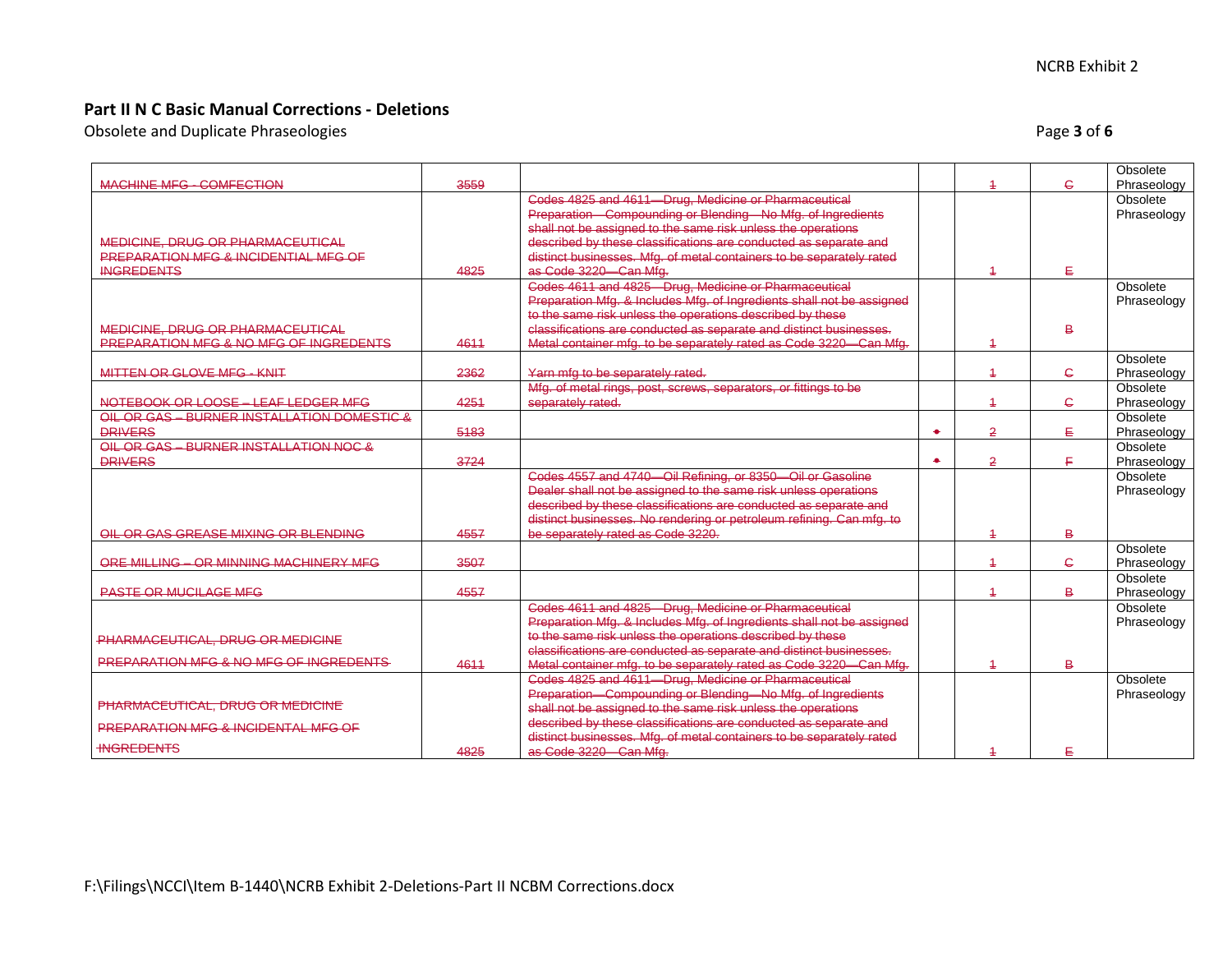## Part II N C Basic Manual Corrections - Deletions

Obsolete and Duplicate Phraseologies

| | | | | | | |
|---|---|---|---|---|---|---|
| ~~MACHINE MFG - COMFECTION~~ | ~~3559~~ | | | ~~1~~ | ~~C~~ | Obsolete Phraseology |
| ~~MEDICINE, DRUG OR PHARMACEUTICAL PREPARATION MFG & INCIDENTIAL MFG OF INGREDIENTS~~ | ~~4825~~ | ~~Codes 4825 and 4611—Drug, Medicine or Pharmaceutical Preparation—Compounding or Blending—No Mfg. of Ingredients shall not be assigned to the same risk unless the operations described by these classifications are conducted as separate and distinct businesses. Mfg. of metal containers to be separately rated as Code 3220—Can Mfg.~~ | | ~~1~~ | ~~E~~ | Obsolete Phraseology |
| ~~MEDICINE, DRUG OR PHARMACEUTICAL PREPARATION MFG & NO MFG OF INGREDENTS~~ | ~~4611~~ | ~~Codes 4611 and 4825—Drug, Medicine or Pharmaceutical Preparation Mfg. & Includes Mfg. of Ingredients shall not be assigned to the same risk unless the operations described by these classifications are conducted as separate and distinct businesses. Metal container mfg. to be separately rated as Code 3220—Can Mfg.~~ | | ~~1~~ | ~~B~~ | Obsolete Phraseology |
| ~~MITTEN OR GLOVE MFG - KNIT~~ | ~~2362~~ | ~~Yarn mfg to be separately rated.~~ | | ~~1~~ | ~~C~~ | Obsolete Phraseology |
| ~~NOTEBOOK OR LOOSE – LEAF LEDGER MFG~~ | ~~4251~~ | ~~Mfg. of metal rings, post, screws, separators, or fittings to be separately rated.~~ | | ~~1~~ | ~~C~~ | Obsolete Phraseology |
| ~~OIL OR GAS – BURNER INSTALLATION DOMESTIC & DRIVERS~~ | ~~5183~~ | | ~~*~~ | ~~2~~ | ~~E~~ | Obsolete Phraseology |
| ~~OIL OR GAS – BURNER INSTALLATION NOC & DRIVERS~~ | ~~3724~~ | | ~~*~~ | ~~2~~ | ~~F~~ | Obsolete Phraseology |
| ~~OIL OR GAS GREASE MIXING OR BLENDING~~ | ~~4557~~ | ~~Codes 4557 and 4740—Oil Refining, or 8350—Oil or Gasoline Dealer shall not be assigned to the same risk unless operations described by these classifications are conducted as separate and distinct businesses. No rendering or petroleum refining. Can mfg. to be separately rated as Code 3220.~~ | | ~~1~~ | ~~B~~ | Obsolete Phraseology |
| ~~ORE MILLING – OR MINNING MACHINERY MFG~~ | ~~3507~~ | | | ~~1~~ | ~~C~~ | Obsolete Phraseology |
| ~~PASTE OR MUCILAGE MFG~~ | ~~4557~~ | | | ~~1~~ | ~~B~~ | Obsolete Phraseology |
| ~~PHARMACEUTICAL, DRUG OR MEDICINE PREPARATION MFG & NO MFG OF INGREDENTS~~ | ~~4611~~ | ~~Codes 4611 and 4825—Drug, Medicine or Pharmaceutical Preparation Mfg. & Includes Mfg. of Ingredients shall not be assigned to the same risk unless the operations described by these classifications are conducted as separate and distinct businesses. Metal container mfg. to be separately rated as Code 3220—Can Mfg.~~ | | ~~1~~ | ~~B~~ | Obsolete Phraseology |
| ~~PHARMACEUTICAL, DRUG OR MEDICINE PREPARATION MFG & INCIDENTAL MFG OF INGREDIENTS~~ | ~~4825~~ | ~~Codes 4825 and 4611—Drug, Medicine or Pharmaceutical Preparation—Compounding or Blending—No Mfg. of Ingredients shall not be assigned to the same risk unless the operations described by these classifications are conducted as separate and distinct businesses. Mfg. of metal containers to be separately rated as Code 3220—Can Mfg.~~ | | ~~1~~ | ~~E~~ | Obsolete Phraseology |

F:\Filings\NCCI\Item B-1440\NCRB Exhibit 2-Deletions-Part II NCBM Corrections.docx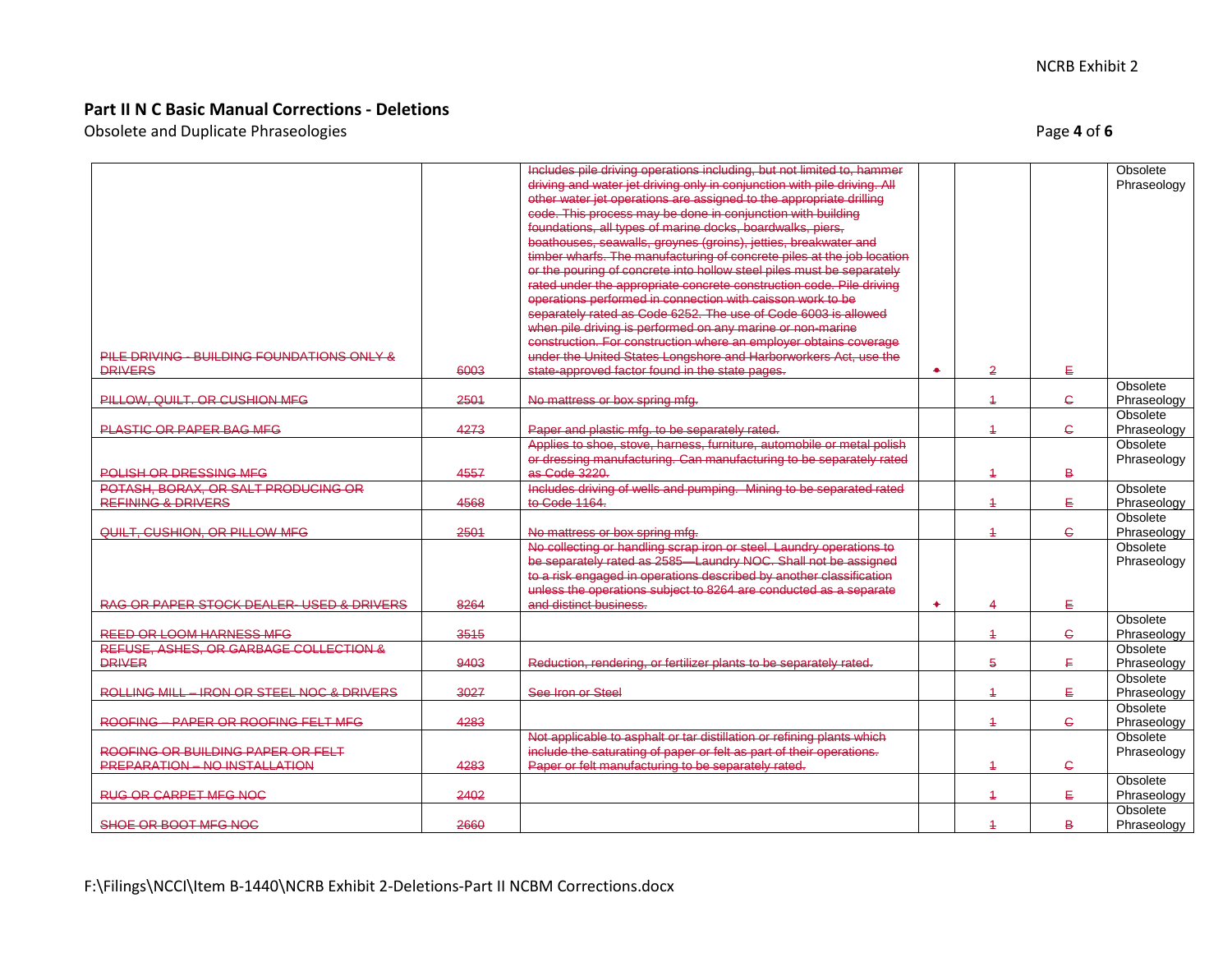## Part II N C Basic Manual Corrections - Deletions

Obsolete and Duplicate Phraseologies

| | | | | | | |
|---|---|---|---|---|---|---|
| ~~PILE DRIVING - BUILDING FOUNDATIONS ONLY & DRIVERS~~ | ~~6003~~ | ~~Includes pile driving operations including, but not limited to, hammer driving and water jet driving only in conjunction with pile driving. All other water jet operations are assigned to the appropriate drilling code. This process may be done in conjunction with building foundations, all types of marine docks, boardwalks, piers, boathouses, seawalls, groynes (groins), jetties, breakwater and timber wharfs. The manufacturing of concrete piles at the job location or the pouring of concrete into hollow steel piles must be separately rated under the appropriate concrete construction code. Pile driving operations performed in connection with caisson work to be separately rated as Code 6252. The use of Code 6003 is allowed when pile driving is performed on any marine or non-marine construction. For construction where an employer obtains coverage under the United States Longshore and Harborworkers Act, use the state-approved factor found in the state pages.~~ | ~~•~~ | ~~2~~ | ~~E~~ | Obsolete Phraseology |
| ~~PILLOW, QUILT, OR CUSHION MFG~~ | ~~2501~~ | ~~No mattress or box spring mfg.~~ | | ~~1~~ | ~~C~~ | Obsolete Phraseology |
| ~~PLASTIC OR PAPER BAG MFG~~ | ~~4273~~ | ~~Paper and plastic mfg. to be separately rated.~~ | | ~~1~~ | ~~C~~ | Obsolete Phraseology |
| ~~POLISH OR DRESSING MFG~~ | ~~4557~~ | ~~Applies to shoe, stove, harness, furniture, automobile or metal polish or dressing manufacturing. Can manufacturing to be separately rated as Code 3220.~~ | | ~~1~~ | ~~B~~ | Obsolete Phraseology |
| ~~POTASH, BORAX, OR SALT PRODUCING OR REFINING & DRIVERS~~ | ~~4568~~ | ~~Includes driving of wells and pumping. Mining to be separated rated to Code 1164.~~ | | ~~1~~ | ~~E~~ | Obsolete Phraseology |
| ~~QUILT, CUSHION, OR PILLOW MFG~~ | ~~2501~~ | ~~No mattress or box spring mfg.~~ | | ~~1~~ | ~~C~~ | Obsolete Phraseology |
| ~~RAG OR PAPER STOCK DEALER- USED & DRIVERS~~ | ~~8264~~ | ~~No collecting or handling scrap iron or steel. Laundry operations to be separately rated as 2585—Laundry NOC. Shall not be assigned to a risk engaged in operations described by another classification unless the operations subject to 8264 are conducted as a separate and distinct business.~~ | ~~•~~ | ~~4~~ | ~~E~~ | Obsolete Phraseology |
| ~~REED OR LOOM HARNESS MFG~~ | ~~3515~~ | | | ~~1~~ | ~~C~~ | Obsolete Phraseology |
| ~~REFUSE, ASHES, OR GARBAGE COLLECTION & DRIVER~~ | ~~9403~~ | ~~Reduction, rendering, or fertilizer plants to be separately rated.~~ | | ~~5~~ | ~~F~~ | Obsolete Phraseology |
| ~~ROLLING MILL – IRON OR STEEL NOC & DRIVERS~~ | ~~3027~~ | ~~See Iron or Steel~~ | | ~~1~~ | ~~E~~ | Obsolete Phraseology |
| ~~ROOFING – PAPER OR ROOFING FELT MFG~~ | ~~4283~~ | | | ~~1~~ | ~~C~~ | Obsolete Phraseology |
| ~~ROOFING OR BUILDING PAPER OR FELT PREPARATION – NO INSTALLATION~~ | ~~4283~~ | ~~Not applicable to asphalt or tar distillation or refining plants which include the saturating of paper or felt as part of their operations. Paper or felt manufacturing to be separately rated.~~ | | ~~1~~ | ~~C~~ | Obsolete Phraseology |
| ~~RUG OR CARPET MFG NOC~~ | ~~2402~~ | | | ~~1~~ | ~~E~~ | Obsolete Phraseology |
| ~~SHOE OR BOOT MFG NOC~~ | ~~2660~~ | | | ~~1~~ | ~~B~~ | Obsolete Phraseology |

F:\Filings\NCCI\Item B-1440\NCRB Exhibit 2-Deletions-Part II NCBM Corrections.docx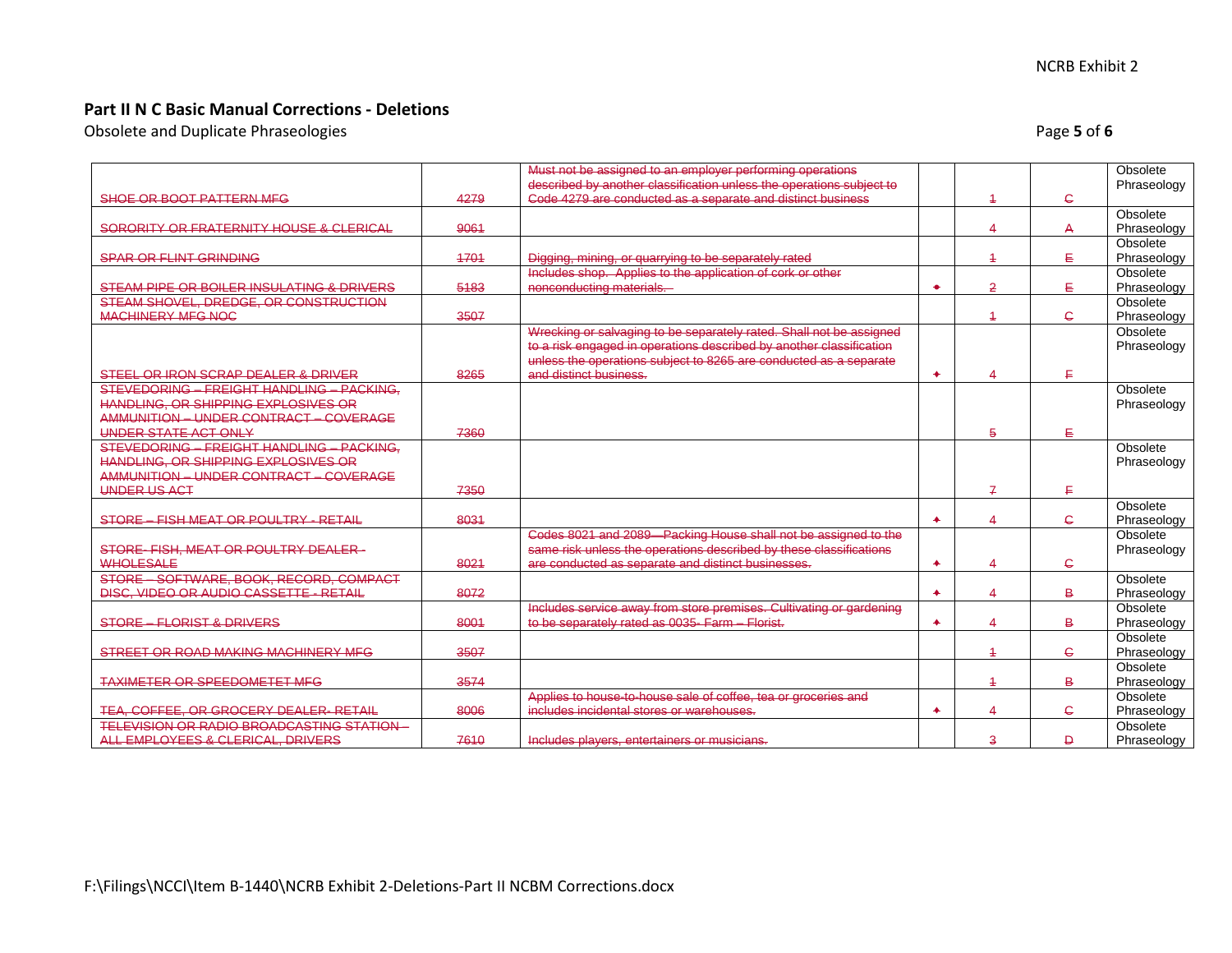## Part II N C Basic Manual Corrections - Deletions

Obsolete and Duplicate Phraseologies

| | | | | | | |
|---|---|---|---|---|---|---|
| ~~SHOE OR BOOT PATTERN MFG~~ | ~~4279~~ | ~~Must not be assigned to an employer performing operations described by another classification unless the operations subject to Code 4279 are conducted as a separate and distinct business~~ | | ~~1~~ | ~~C~~ | Obsolete Phraseology |
| ~~SORORITY OR FRATERNITY HOUSE & CLERICAL~~ | ~~9061~~ | | | ~~4~~ | ~~A~~ | Obsolete Phraseology |
| ~~SPAR OR FLINT GRINDING~~ | ~~1701~~ | ~~Digging, mining, or quarrying to be separately rated~~ | | ~~1~~ | ~~E~~ | Obsolete Phraseology |
| ~~STEAM PIPE OR BOILER INSULATING & DRIVERS~~ | ~~5183~~ | ~~Includes shop. Applies to the application of cork or other nonconducting materials.~~ | ~~*~~ | ~~2~~ | ~~E~~ | Obsolete Phraseology |
| ~~STEAM SHOVEL, DREDGE, OR CONSTRUCTION MACHINERY MFG NOC~~ | ~~3507~~ | | | ~~1~~ | ~~C~~ | Obsolete Phraseology |
| ~~STEEL OR IRON SCRAP DEALER & DRIVER~~ | ~~8265~~ | ~~Wrecking or salvaging to be separately rated. Shall not be assigned to a risk engaged in operations described by another classification unless the operations subject to 8265 are conducted as a separate and distinct business.~~ | ~~*~~ | ~~4~~ | ~~F~~ | Obsolete Phraseology |
| ~~STEVEDORING – FREIGHT HANDLING – PACKING, HANDLING, OR SHIPPING EXPLOSIVES OR AMMUNITION – UNDER CONTRACT – COVERAGE UNDER STATE ACT ONLY~~ | ~~7360~~ | | | ~~5~~ | ~~E~~ | Obsolete Phraseology |
| ~~STEVEDORING – FREIGHT HANDLING – PACKING, HANDLING, OR SHIPPING EXPLOSIVES OR AMMUNITION – UNDER CONTRACT – COVERAGE UNDER US ACT~~ | ~~7350~~ | | | ~~7~~ | ~~F~~ | Obsolete Phraseology |
| ~~STORE – FISH MEAT OR POULTRY - RETAIL~~ | ~~8031~~ | | ~~*~~ | ~~4~~ | ~~C~~ | Obsolete Phraseology |
| ~~STORE- FISH, MEAT OR POULTRY DEALER - WHOLESALE~~ | ~~8021~~ | ~~Codes 8021 and 2089—Packing House shall not be assigned to the same risk unless the operations described by these classifications are conducted as separate and distinct businesses.~~ | ~~*~~ | ~~4~~ | ~~C~~ | Obsolete Phraseology |
| ~~STORE – SOFTWARE, BOOK, RECORD, COMPACT DISC, VIDEO OR AUDIO CASSETTE - RETAIL~~ | ~~8072~~ | | ~~*~~ | ~~4~~ | ~~B~~ | Obsolete Phraseology |
| ~~STORE – FLORIST & DRIVERS~~ | ~~8001~~ | ~~Includes service away from store premises. Cultivating or gardening to be separately rated as 0035- Farm – Florist.~~ | ~~*~~ | ~~4~~ | ~~B~~ | Obsolete Phraseology |
| ~~STREET OR ROAD MAKING MACHINERY MFG~~ | ~~3507~~ | | | ~~1~~ | ~~C~~ | Obsolete Phraseology |
| ~~TAXIMETER OR SPEEDOMETET MFG~~ | ~~3574~~ | | | ~~1~~ | ~~B~~ | Obsolete Phraseology |
| ~~TEA, COFFEE, OR GROCERY DEALER- RETAIL~~ | ~~8006~~ | ~~Applies to house-to-house sale of coffee, tea or groceries and includes incidental stores or warehouses.~~ | ~~*~~ | ~~4~~ | ~~C~~ | Obsolete Phraseology |
| ~~TELEVISION OR RADIO BROADCASTING STATION – ALL EMPLOYEES & CLERICAL, DRIVERS~~ | ~~7610~~ | ~~Includes players, entertainers or musicians.~~ | | ~~3~~ | ~~D~~ | Obsolete Phraseology |

F:\Filings\NCCI\Item B-1440\NCRB Exhibit 2-Deletions-Part II NCBM Corrections.docx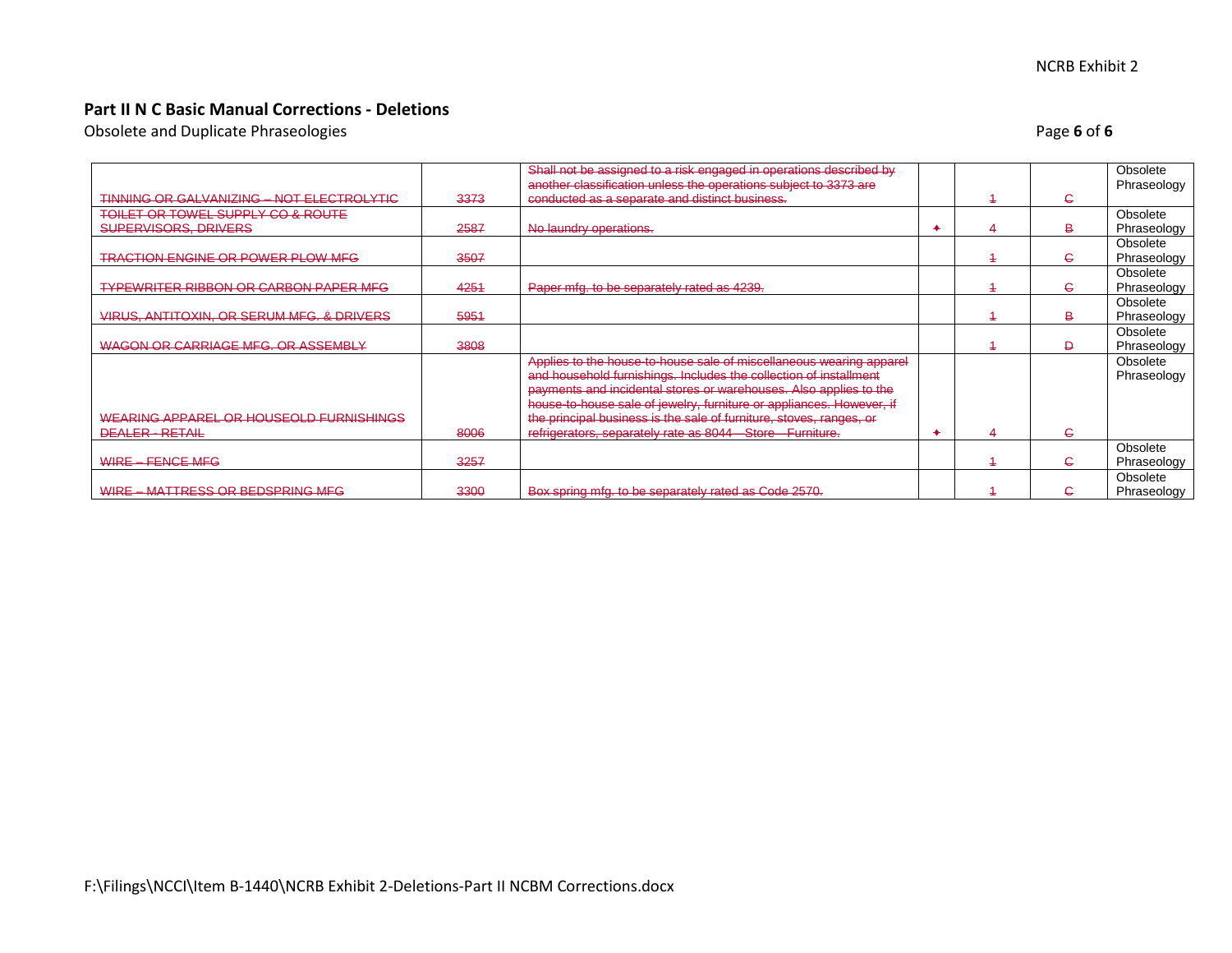## Part II N C Basic Manual Corrections - Deletions

Obsolete and Duplicate Phraseologies

| | | | | | | |
|---|---|---|---|---|---|---|
| ~~TINNING OR GALVANIZING – NOT ELECTROLYTIC~~ | ~~3373~~ | ~~Shall not be assigned to a risk engaged in operations described by another classification unless the operations subject to 3373 are conducted as a separate and distinct business.~~ | | ~~1~~ | ~~C~~ | Obsolete Phraseology |
| ~~TOILET OR TOWEL SUPPLY CO & ROUTE SUPERVISORS, DRIVERS~~ | ~~2587~~ | ~~No laundry operations.~~ | ~~✦~~ | ~~4~~ | ~~B~~ | Obsolete Phraseology |
| ~~TRACTION ENGINE OR POWER PLOW MFG~~ | ~~3507~~ | | | ~~1~~ | ~~C~~ | Obsolete Phraseology |
| ~~TYPEWRITER RIBBON OR CARBON PAPER MFG~~ | ~~4251~~ | ~~Paper mfg. to be separately rated as 4239.~~ | | ~~1~~ | ~~C~~ | Obsolete Phraseology |
| ~~VIRUS, ANTITOXIN, OR SERUM MFG. & DRIVERS~~ | ~~5951~~ | | | ~~1~~ | ~~B~~ | Obsolete Phraseology |
| ~~WAGON OR CARRIAGE MFG. OR ASSEMBLY~~ | ~~3808~~ | | | ~~1~~ | ~~D~~ | Obsolete Phraseology |
| ~~WEARING APPAREL OR HOUSEOLD FURNISHINGS DEALER - RETAIL~~ | ~~8006~~ | ~~Applies to the house-to-house sale of miscellaneous wearing apparel and household furnishings. Includes the collection of installment payments and incidental stores or warehouses. Also applies to the house-to-house sale of jewelry, furniture or appliances. However, if the principal business is the sale of furniture, stoves, ranges, or refrigerators, separately rate as 8044 – Store – Furniture.~~ | ~~✦~~ | ~~4~~ | ~~C~~ | Obsolete Phraseology |
| ~~WIRE – FENCE MFG~~ | ~~3257~~ | | | ~~1~~ | ~~C~~ | Obsolete Phraseology |
| ~~WIRE – MATTRESS OR BEDSPRING MFG~~ | ~~3300~~ | ~~Box spring mfg. to be separately rated as Code 2570.~~ | | ~~1~~ | ~~C~~ | Obsolete Phraseology |

F:\Filings\NCCI\Item B-1440\NCRB Exhibit 2-Deletions-Part II NCBM Corrections.docx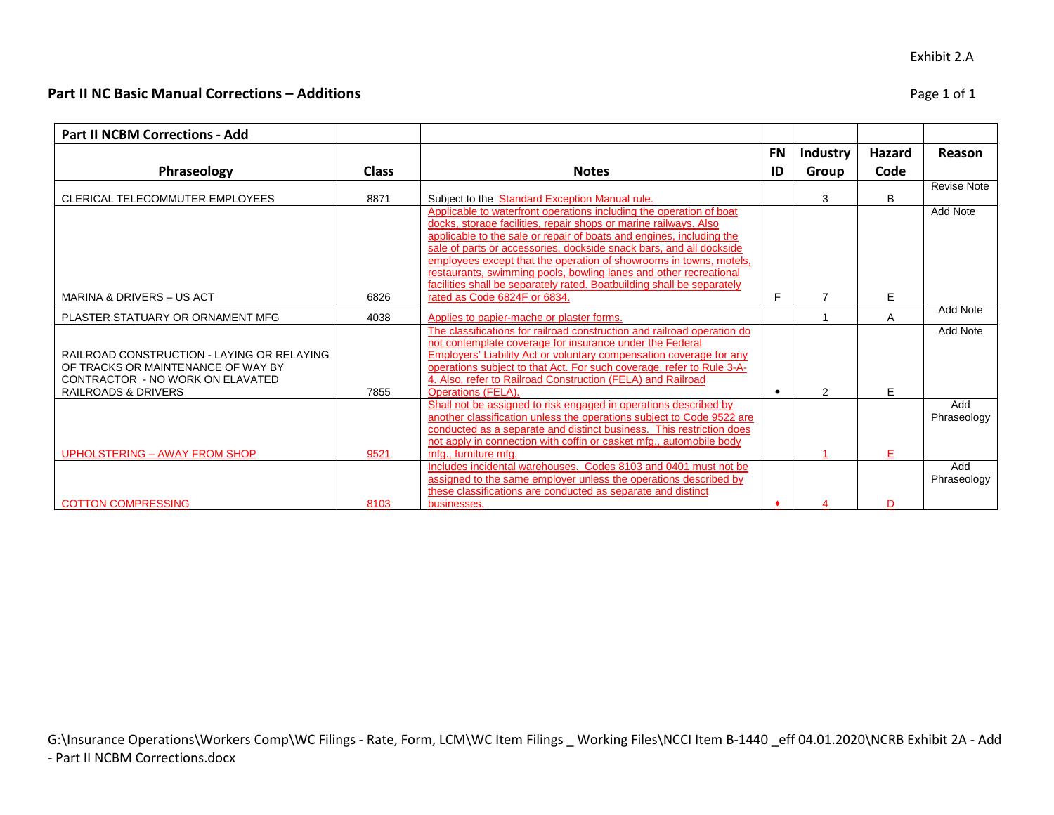Exhibit 2.A

## Part II NC Basic Manual Corrections – Additions

| Part II NCBM Corrections - Add | | | | | | |
|---|---|---|---|---|---|---|
| **Phraseology** | **Class** | **Notes** | **FN ID** | **Industry Group** | **Hazard Code** | **Reason** |
| CLERICAL TELECOMMUTER EMPLOYEES | 8871 | Subject to the Standard Exception Manual rule. | | 3 | B | Revise Note |
| MARINA & DRIVERS – US ACT | 6826 | Applicable to waterfront operations including the operation of boat docks, storage facilities, repair shops or marine railways. Also applicable to the sale or repair of boats and engines, including the sale of parts or accessories, dockside snack bars, and all dockside employees except that the operation of showrooms in towns, motels, restaurants, swimming pools, bowling lanes and other recreational facilities shall be separately rated. Boatbuilding shall be separately rated as Code 6824F or 6834. | F | 7 | E | Add Note |
| PLASTER STATUARY OR ORNAMENT MFG | 4038 | Applies to papier-mache or plaster forms. | | 1 | A | Add Note |
| RAILROAD CONSTRUCTION - LAYING OR RELAYING OF TRACKS OR MAINTENANCE OF WAY BY CONTRACTOR - NO WORK ON ELAVATED RAILROADS & DRIVERS | 7855 | The classifications for railroad construction and railroad operation do not contemplate coverage for insurance under the Federal Employers' Liability Act or voluntary compensation coverage for any operations subject to that Act. For such coverage, refer to Rule 3-A-4. Also, refer to Railroad Construction (FELA) and Railroad Operations (FELA). | • | 2 | E | Add Note |
| UPHOLSTERING – AWAY FROM SHOP | 9521 | Shall not be assigned to risk engaged in operations described by another classification unless the operations subject to Code 9522 are conducted as a separate and distinct business. This restriction does not apply in connection with coffin or casket mfg., automobile body mfg., furniture mfg. | | 1 | E | Add Phraseology |
| COTTON COMPRESSING | 8103 | Includes incidental warehouses. Codes 8103 and 0401 must not be assigned to the same employer unless the operations described by these classifications are conducted as separate and distinct businesses. | ♦ | 4 | D | Add Phraseology |

G:\Insurance Operations\Workers Comp\WC Filings - Rate, Form, LCM\WC Item Filings _ Working Files\NCCI Item B-1440 _eff 04.01.2020\NCRB Exhibit 2A - Add - Part II NCBM Corrections.docx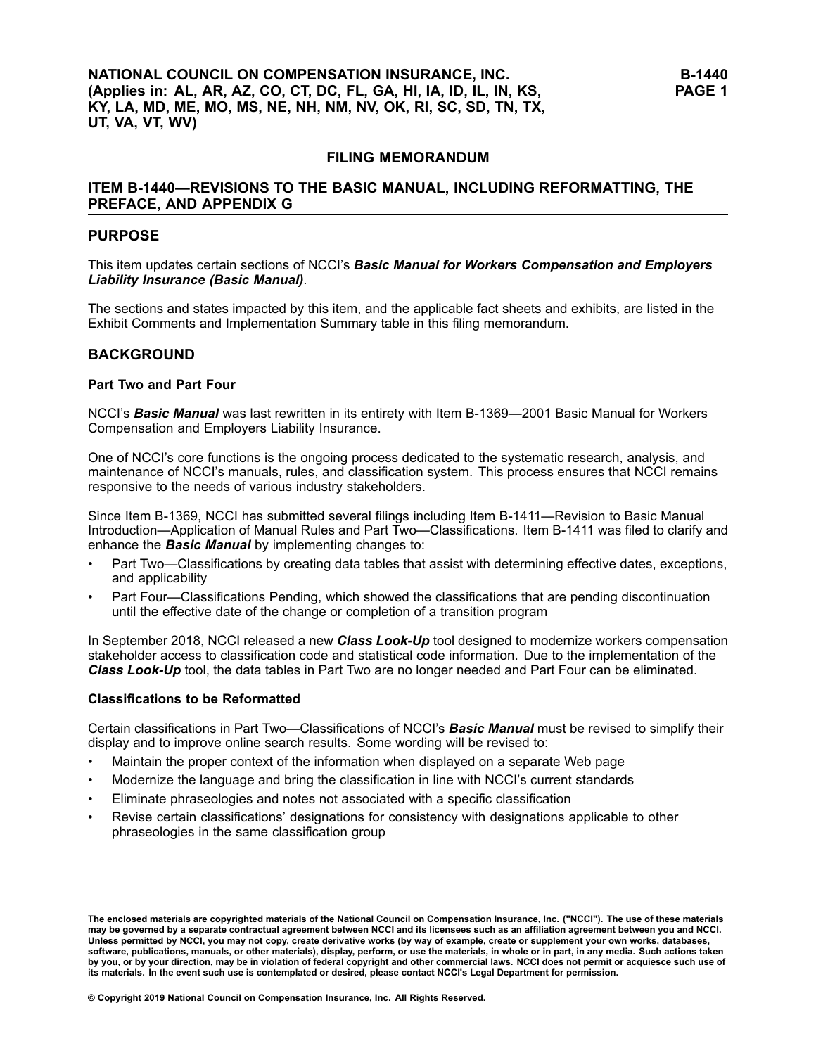**NATIONAL COUNCIL ON COMPENSATION INSURANCE, INC.**
**(Applies in: AL, AR, AZ, CO, CT, DC, FL, GA, HI, IA, ID, IL, IN, KS, KY, LA, MD, ME, MO, MS, NE, NH, NM, NV, OK, RI, SC, SD, TN, TX, UT, VA, VT, WV)**

**B-1440**

## FILING MEMORANDUM

## ITEM B-1440—REVISIONS TO THE BASIC MANUAL, INCLUDING REFORMATTING, THE PREFACE, AND APPENDIX G

## PURPOSE

This item updates certain sections of NCCI's ***Basic Manual for Workers Compensation and Employers Liability Insurance (Basic Manual)***.

The sections and states impacted by this item, and the applicable fact sheets and exhibits, are listed in the Exhibit Comments and Implementation Summary table in this filing memorandum.

## BACKGROUND

### Part Two and Part Four

NCCI's ***Basic Manual*** was last rewritten in its entirety with Item B-1369—2001 Basic Manual for Workers Compensation and Employers Liability Insurance.

One of NCCI's core functions is the ongoing process dedicated to the systematic research, analysis, and maintenance of NCCI's manuals, rules, and classification system. This process ensures that NCCI remains responsive to the needs of various industry stakeholders.

Since Item B-1369, NCCI has submitted several filings including Item B-1411—Revision to Basic Manual Introduction—Application of Manual Rules and Part Two—Classifications. Item B-1411 was filed to clarify and enhance the ***Basic Manual*** by implementing changes to:

- Part Two—Classifications by creating data tables that assist with determining effective dates, exceptions, and applicability
- Part Four—Classifications Pending, which showed the classifications that are pending discontinuation until the effective date of the change or completion of a transition program

In September 2018, NCCI released a new ***Class Look-Up*** tool designed to modernize workers compensation stakeholder access to classification code and statistical code information. Due to the implementation of the ***Class Look-Up*** tool, the data tables in Part Two are no longer needed and Part Four can be eliminated.

### Classifications to be Reformatted

Certain classifications in Part Two—Classifications of NCCI's ***Basic Manual*** must be revised to simplify their display and to improve online search results. Some wording will be revised to:

- Maintain the proper context of the information when displayed on a separate Web page
- Modernize the language and bring the classification in line with NCCI's current standards
- Eliminate phraseologies and notes not associated with a specific classification
- Revise certain classifications' designations for consistency with designations applicable to other phraseologies in the same classification group

**The enclosed materials are copyrighted materials of the National Council on Compensation Insurance, Inc. ("NCCI"). The use of these materials may be governed by a separate contractual agreement between NCCI and its licensees such as an affiliation agreement between you and NCCI. Unless permitted by NCCI, you may not copy, create derivative works (by way of example, create or supplement your own works, databases, software, publications, manuals, or other materials), display, perform, or use the materials, in whole or in part, in any media. Such actions taken by you, or by your direction, may be in violation of federal copyright and other commercial laws. NCCI does not permit or acquiesce such use of its materials. In the event such use is contemplated or desired, please contact NCCI's Legal Department for permission.**

**© Copyright 2019 National Council on Compensation Insurance, Inc. All Rights Reserved.**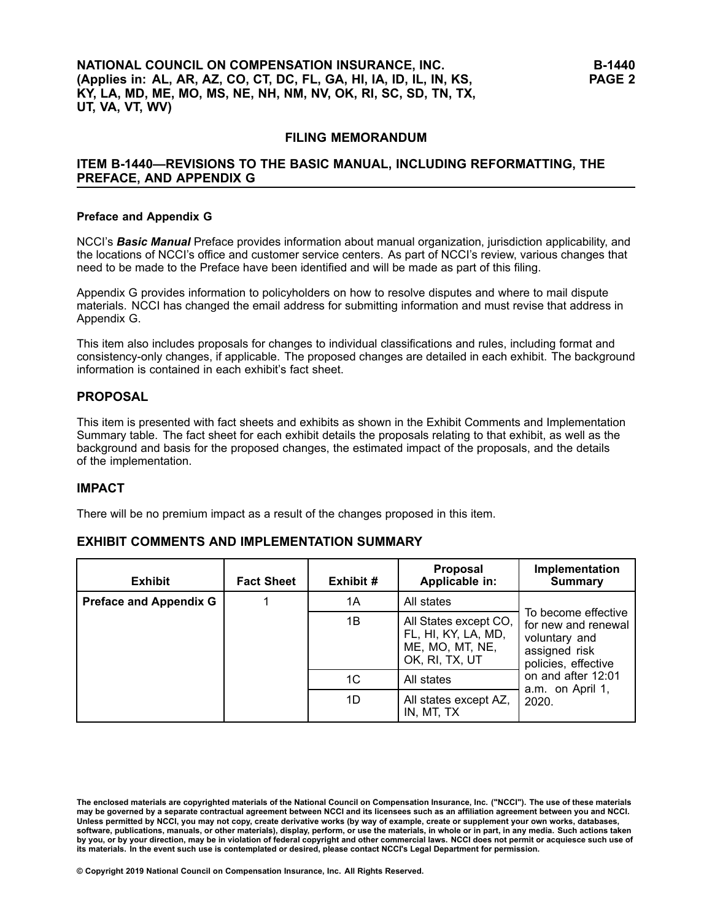## FILING MEMORANDUM

## ITEM B-1440—REVISIONS TO THE BASIC MANUAL, INCLUDING REFORMATTING, THE PREFACE, AND APPENDIX G

**Preface and Appendix G**

NCCI's ***Basic Manual*** Preface provides information about manual organization, jurisdiction applicability, and the locations of NCCI's office and customer service centers. As part of NCCI's review, various changes that need to be made to the Preface have been identified and will be made as part of this filing.

Appendix G provides information to policyholders on how to resolve disputes and where to mail dispute materials. NCCI has changed the email address for submitting information and must revise that address in Appendix G.

This item also includes proposals for changes to individual classifications and rules, including format and consistency-only changes, if applicable. The proposed changes are detailed in each exhibit. The background information is contained in each exhibit's fact sheet.

### PROPOSAL

This item is presented with fact sheets and exhibits as shown in the Exhibit Comments and Implementation Summary table. The fact sheet for each exhibit details the proposals relating to that exhibit, as well as the background and basis for the proposed changes, the estimated impact of the proposals, and the details of the implementation.

### IMPACT

There will be no premium impact as a result of the changes proposed in this item.

### EXHIBIT COMMENTS AND IMPLEMENTATION SUMMARY

| Exhibit | Fact Sheet | Exhibit # | Proposal Applicable in: | Implementation Summary |
|---|---|---|---|---|
| **Preface and Appendix G** | 1 | 1A | All states | To become effective for new and renewal voluntary and assigned risk policies, effective on and after 12:01 a.m. on April 1, 2020. |
| | | 1B | All States except CO, FL, HI, KY, LA, MD, ME, MO, MT, NE, OK, RI, TX, UT | |
| | | 1C | All states | |
| | | 1D | All states except AZ, IN, MT, TX | |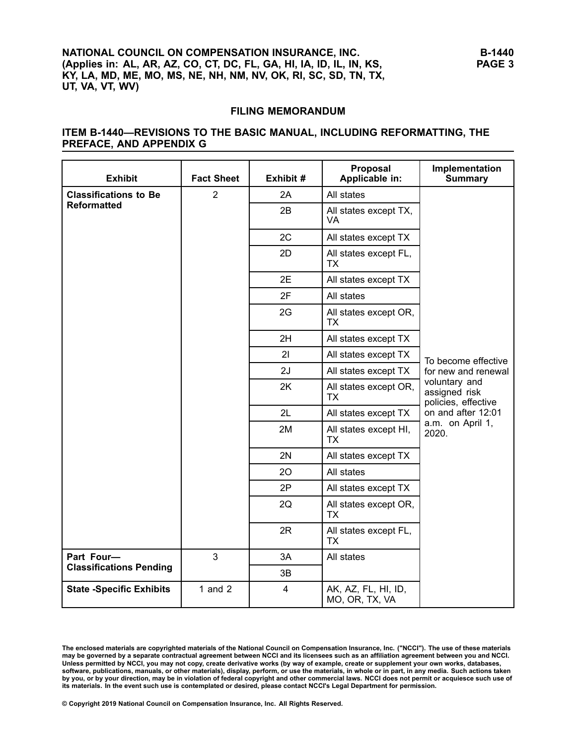## FILING MEMORANDUM

## ITEM B-1440—REVISIONS TO THE BASIC MANUAL, INCLUDING REFORMATTING, THE PREFACE, AND APPENDIX G

| Exhibit | Fact Sheet | Exhibit # | Proposal Applicable in: | Implementation Summary |
|---|---|---|---|---|
| **Classifications to Be Reformatted** | 2 | 2A | All states | To become effective for new and renewal voluntary and assigned risk policies, effective on and after 12:01 a.m. on April 1, 2020. |
| | | 2B | All states except TX, VA | |
| | | 2C | All states except TX | |
| | | 2D | All states except FL, TX | |
| | | 2E | All states except TX | |
| | | 2F | All states | |
| | | 2G | All states except OR, TX | |
| | | 2H | All states except TX | |
| | | 2I | All states except TX | |
| | | 2J | All states except TX | |
| | | 2K | All states except OR, TX | |
| | | 2L | All states except TX | |
| | | 2M | All states except HI, TX | |
| | | 2N | All states except TX | |
| | | 2O | All states | |
| | | 2P | All states except TX | |
| | | 2Q | All states except OR, TX | |
| | | 2R | All states except FL, TX | |
| **Part Four—Classifications Pending** | 3 | 3A | All states | |
| | | 3B | | |
| **State -Specific Exhibits** | 1 and 2 | 4 | AK, AZ, FL, HI, ID, MO, OR, TX, VA | |

The enclosed materials are copyrighted materials of the National Council on Compensation Insurance, Inc. ("NCCI"). The use of these materials may be governed by a separate contractual agreement between NCCI and its licensees such as an affiliation agreement between you and NCCI. Unless permitted by NCCI, you may not copy, create derivative works (by way of example, create or supplement your own works, databases, software, publications, manuals, or other materials), display, perform, or use the materials, in whole or in part, in any media. Such actions taken by you, or by your direction, may be in violation of federal copyright and other commercial laws. NCCI does not permit or acquiesce such use of its materials. In the event such use is contemplated or desired, please contact NCCI's Legal Department for permission.

© Copyright 2019 National Council on Compensation Insurance, Inc. All Rights Reserved.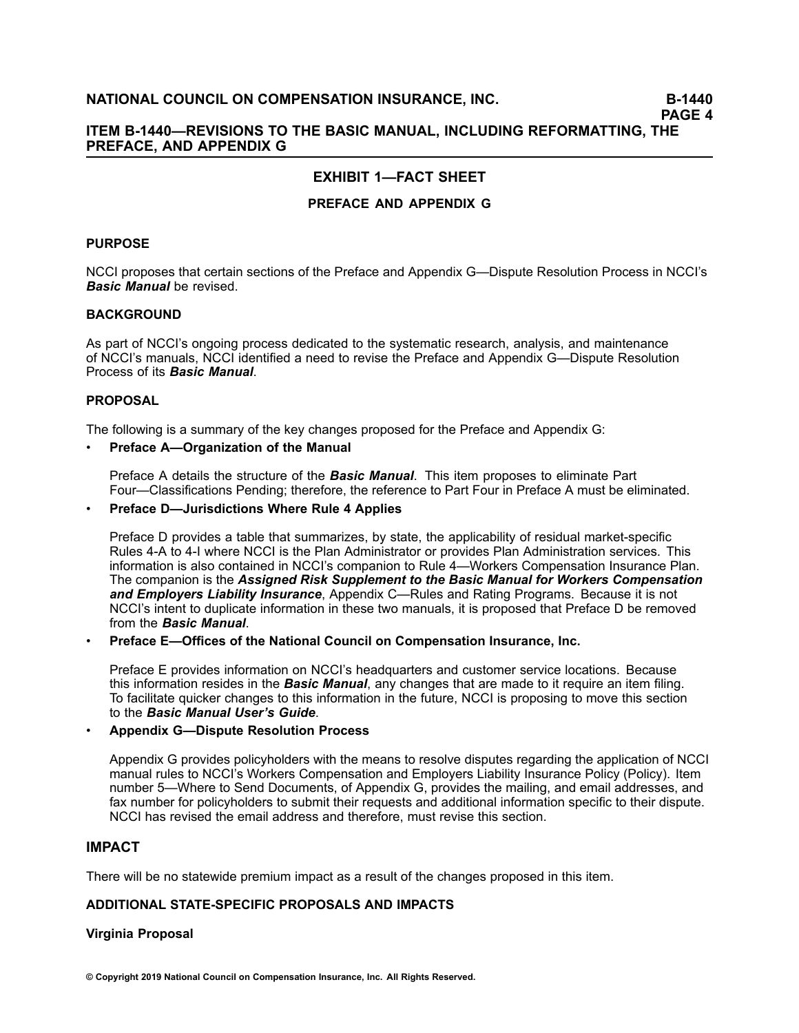## EXHIBIT 1—FACT SHEET

### PREFACE AND APPENDIX G

#### PURPOSE

NCCI proposes that certain sections of the Preface and Appendix G—Dispute Resolution Process in NCCI's ***Basic Manual*** be revised.

#### BACKGROUND

As part of NCCI's ongoing process dedicated to the systematic research, analysis, and maintenance of NCCI's manuals, NCCI identified a need to revise the Preface and Appendix G—Dispute Resolution Process of its ***Basic Manual***.

#### PROPOSAL

The following is a summary of the key changes proposed for the Preface and Appendix G:

- **Preface A—Organization of the Manual**

  Preface A details the structure of the ***Basic Manual***. This item proposes to eliminate Part Four—Classifications Pending; therefore, the reference to Part Four in Preface A must be eliminated.

- **Preface D—Jurisdictions Where Rule 4 Applies**

  Preface D provides a table that summarizes, by state, the applicability of residual market-specific Rules 4-A to 4-I where NCCI is the Plan Administrator or provides Plan Administration services. This information is also contained in NCCI's companion to Rule 4—Workers Compensation Insurance Plan. The companion is the ***Assigned Risk Supplement to the Basic Manual for Workers Compensation and Employers Liability Insurance***, Appendix C—Rules and Rating Programs. Because it is not NCCI's intent to duplicate information in these two manuals, it is proposed that Preface D be removed from the ***Basic Manual***.

- **Preface E—Offices of the National Council on Compensation Insurance, Inc.**

  Preface E provides information on NCCI's headquarters and customer service locations. Because this information resides in the ***Basic Manual***, any changes that are made to it require an item filing. To facilitate quicker changes to this information in the future, NCCI is proposing to move this section to the ***Basic Manual User's Guide***.

- **Appendix G—Dispute Resolution Process**

  Appendix G provides policyholders with the means to resolve disputes regarding the application of NCCI manual rules to NCCI's Workers Compensation and Employers Liability Insurance Policy (Policy). Item number 5—Where to Send Documents, of Appendix G, provides the mailing, and email addresses, and fax number for policyholders to submit their requests and additional information specific to their dispute. NCCI has revised the email address and therefore, must revise this section.

#### IMPACT

There will be no statewide premium impact as a result of the changes proposed in this item.

#### ADDITIONAL STATE-SPECIFIC PROPOSALS AND IMPACTS

**Virginia Proposal**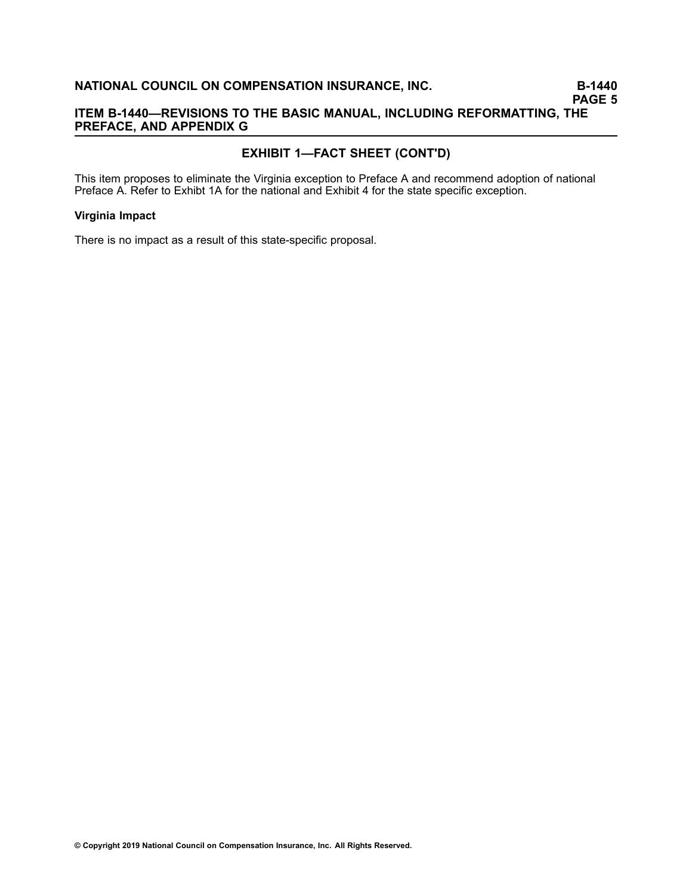## EXHIBIT 1—FACT SHEET (CONT'D)

This item proposes to eliminate the Virginia exception to Preface A and recommend adoption of national Preface A. Refer to Exhibt 1A for the national and Exhibit 4 for the state specific exception.

**Virginia Impact**

There is no impact as a result of this state-specific proposal.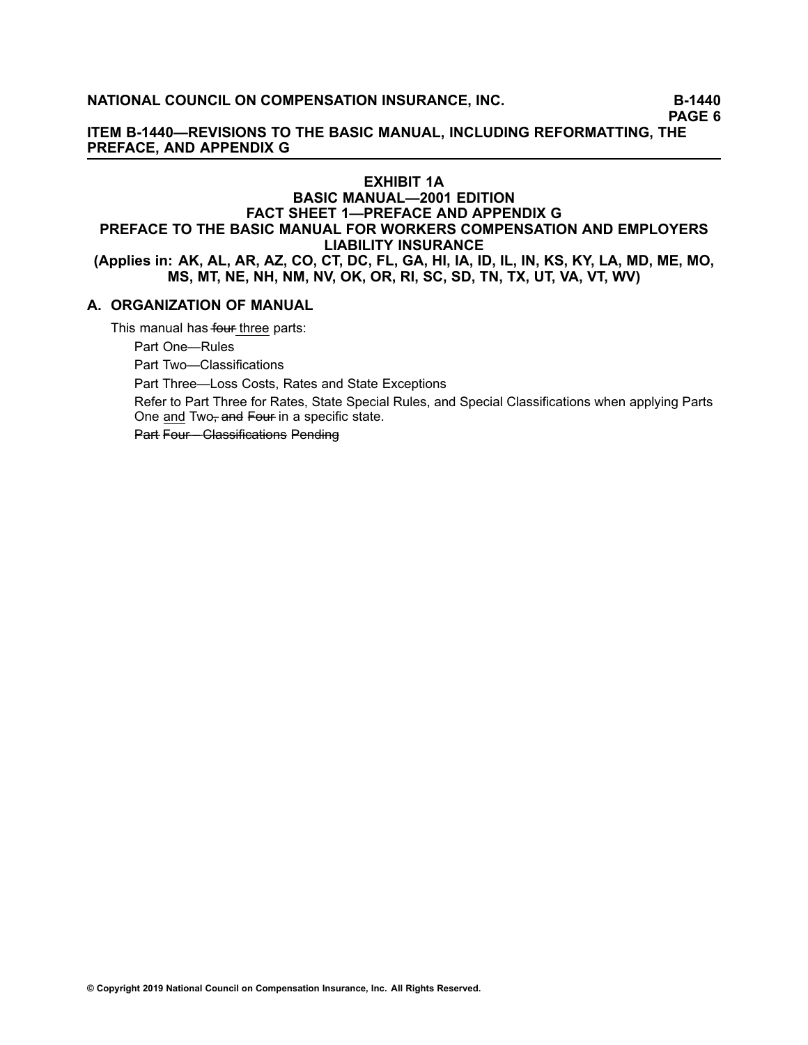## EXHIBIT 1A
## BASIC MANUAL—2001 EDITION
## FACT SHEET 1—PREFACE AND APPENDIX G
## PREFACE TO THE BASIC MANUAL FOR WORKERS COMPENSATION AND EMPLOYERS LIABILITY INSURANCE
**(Applies in: AK, AL, AR, AZ, CO, CT, DC, FL, GA, HI, IA, ID, IL, IN, KS, KY, LA, MD, ME, MO, MS, MT, NE, NH, NM, NV, OK, OR, RI, SC, SD, TN, TX, UT, VA, VT, WV)**

### A. ORGANIZATION OF MANUAL

This manual has ~~four~~ <u>three</u> parts:

Part One—Rules

Part Two—Classifications

Part Three—Loss Costs, Rates and State Exceptions

Refer to Part Three for Rates, State Special Rules, and Special Classifications when applying Parts One <u>and</u> Two~~, and Four~~ in a specific state.

~~Part Four—Classifications Pending~~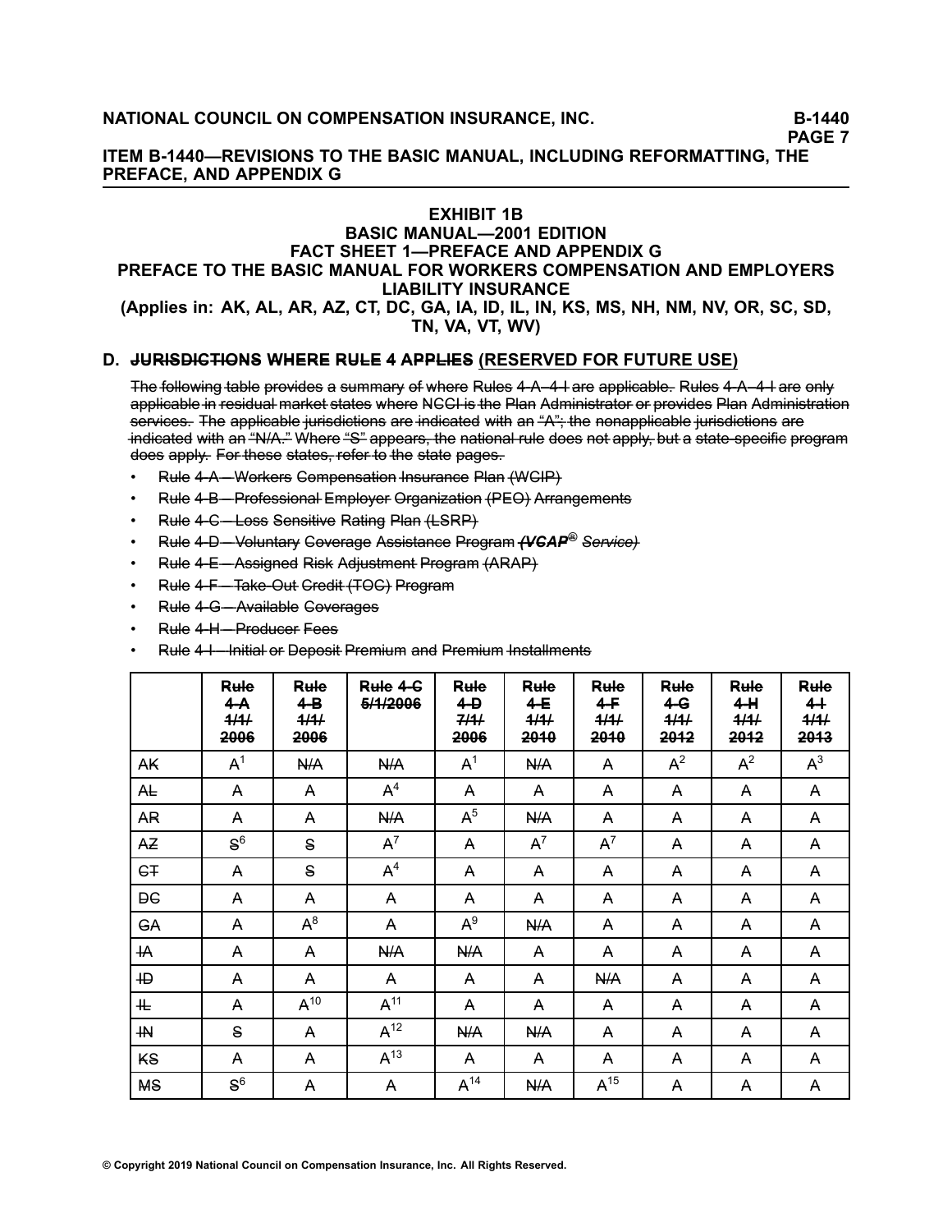**EXHIBIT 1B**
**BASIC MANUAL—2001 EDITION**
**FACT SHEET 1—PREFACE AND APPENDIX G**
**PREFACE TO THE BASIC MANUAL FOR WORKERS COMPENSATION AND EMPLOYERS LIABILITY INSURANCE**
**(Applies in: AK, AL, AR, AZ, CT, DC, GA, IA, ID, IL, IN, KS, MS, NH, NM, NV, OR, SC, SD, TN, VA, VT, WV)**

## D. ~~JURISDICTIONS WHERE RULE 4 APPLIES~~ (RESERVED FOR FUTURE USE)

~~The following table provides a summary of where Rules 4-A–4-I are applicable. Rules 4-A–4-I are only applicable in residual market states where NCCI is the Plan Administrator or provides Plan Administration services. The applicable jurisdictions are indicated with an "A"; the nonapplicable jurisdictions are indicated with an "N/A." Where "S" appears, the national rule does not apply, but a state-specific program does apply. For these states, refer to the state pages.~~

- ~~Rule 4-A—Workers Compensation Insurance Plan (WCIP)~~
- ~~Rule 4-B—Professional Employer Organization (PEO) Arrangements~~
- ~~Rule 4-C—Loss Sensitive Rating Plan (LSRP)~~
- ~~Rule 4-D—Voluntary Coverage Assistance Program *(VCAP® Service)*~~
- ~~Rule 4-E—Assigned Risk Adjustment Program (ARAP)~~
- ~~Rule 4-F—Take-Out Credit (TOC) Program~~
- ~~Rule 4-G—Available Coverages~~
- ~~Rule 4-H—Producer Fees~~
- ~~Rule 4-I—Initial or Deposit Premium and Premium Installments~~

| | ~~Rule 4-A 1/1/2006~~ | ~~Rule 4-B 1/1/2006~~ | ~~Rule 4-C 5/1/2006~~ | ~~Rule 4-D 7/1/2006~~ | ~~Rule 4-E 1/1/2010~~ | ~~Rule 4-F 1/1/2010~~ | ~~Rule 4-G 1/1/2012~~ | ~~Rule 4-H 1/1/2012~~ | ~~Rule 4-I 1/1/2013~~ |
|---|---|---|---|---|---|---|---|---|---|
| ~~AK~~ | ~~A[1]~~ | ~~N/A~~ | ~~N/A~~ | ~~A[1]~~ | ~~N/A~~ | ~~A~~ | ~~A[2]~~ | ~~A[2]~~ | ~~A[3]~~ |
| ~~AL~~ | ~~A~~ | ~~A~~ | ~~A[4]~~ | ~~A~~ | ~~A~~ | ~~A~~ | ~~A~~ | ~~A~~ | ~~A~~ |
| ~~AR~~ | ~~A~~ | ~~A~~ | ~~N/A~~ | ~~A[5]~~ | ~~N/A~~ | ~~A~~ | ~~A~~ | ~~A~~ | ~~A~~ |
| ~~AZ~~ | ~~S[6]~~ | ~~S~~ | ~~A[7]~~ | ~~A~~ | ~~A[7]~~ | ~~A[7]~~ | ~~A~~ | ~~A~~ | ~~A~~ |
| ~~CT~~ | ~~A~~ | ~~S~~ | ~~A[4]~~ | ~~A~~ | ~~A~~ | ~~A~~ | ~~A~~ | ~~A~~ | ~~A~~ |
| ~~DC~~ | ~~A~~ | ~~A~~ | ~~A~~ | ~~A~~ | ~~A~~ | ~~A~~ | ~~A~~ | ~~A~~ | ~~A~~ |
| ~~GA~~ | ~~A~~ | ~~A[8]~~ | ~~A~~ | ~~A[9]~~ | ~~N/A~~ | ~~A~~ | ~~A~~ | ~~A~~ | ~~A~~ |
| ~~IA~~ | ~~A~~ | ~~A~~ | ~~N/A~~ | ~~N/A~~ | ~~A~~ | ~~A~~ | ~~A~~ | ~~A~~ | ~~A~~ |
| ~~ID~~ | ~~A~~ | ~~A~~ | ~~A~~ | ~~A~~ | ~~A~~ | ~~N/A~~ | ~~A~~ | ~~A~~ | ~~A~~ |
| ~~IL~~ | ~~A~~ | ~~A[10]~~ | ~~A[11]~~ | ~~A~~ | ~~A~~ | ~~A~~ | ~~A~~ | ~~A~~ | ~~A~~ |
| ~~IN~~ | ~~S~~ | ~~A~~ | ~~A[12]~~ | ~~N/A~~ | ~~N/A~~ | ~~A~~ | ~~A~~ | ~~A~~ | ~~A~~ |
| ~~KS~~ | ~~A~~ | ~~A~~ | ~~A[13]~~ | ~~A~~ | ~~A~~ | ~~A~~ | ~~A~~ | ~~A~~ | ~~A~~ |
| ~~MS~~ | ~~S[6]~~ | ~~A~~ | ~~A~~ | ~~A[14]~~ | ~~N/A~~ | ~~A[15]~~ | ~~A~~ | ~~A~~ | ~~A~~ |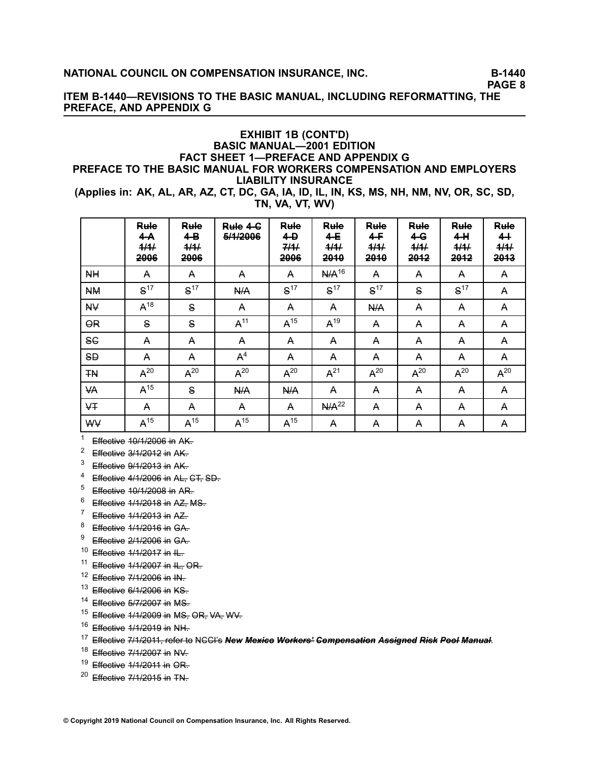ITEM B-1440—REVISIONS TO THE BASIC MANUAL, INCLUDING REFORMATTING, THE PREFACE, AND APPENDIX G

## EXHIBIT 1B (CONT'D)
## BASIC MANUAL—2001 EDITION
## FACT SHEET 1—PREFACE AND APPENDIX G
## PREFACE TO THE BASIC MANUAL FOR WORKERS COMPENSATION AND EMPLOYERS LIABILITY INSURANCE
**(Applies in: AK, AL, AR, AZ, CT, DC, GA, IA, ID, IL, IN, KS, MS, NH, NM, NV, OR, SC, SD, TN, VA, VT, WV)**

| | ~~Rule 4-A 1/1/2006~~ | ~~Rule 4-B 1/1/2006~~ | ~~Rule 4-C 5/1/2006~~ | ~~Rule 4-D 7/1/2006~~ | ~~Rule 4-E 1/1/2010~~ | ~~Rule 4-F 1/1/2010~~ | ~~Rule 4-G 1/1/2012~~ | ~~Rule 4-H 1/1/2012~~ | ~~Rule 4-I 1/1/2013~~ |
|---|---|---|---|---|---|---|---|---|---|
| ~~NH~~ | ~~A~~ | ~~A~~ | ~~A~~ | ~~A~~ | ~~N/A~~[16] | ~~A~~ | ~~A~~ | ~~A~~ | ~~A~~ |
| ~~NM~~ | ~~S~~[17] | ~~S~~[17] | ~~N/A~~ | ~~S~~[17] | ~~S~~[17] | ~~S~~[17] | ~~S~~ | ~~S~~[17] | ~~A~~ |
| ~~NV~~ | ~~A~~[18] | ~~S~~ | ~~A~~ | ~~A~~ | ~~A~~ | ~~N/A~~ | ~~A~~ | ~~A~~ | ~~A~~ |
| ~~OR~~ | ~~S~~ | ~~S~~ | ~~A~~[11] | ~~A~~[15] | ~~A~~[19] | ~~A~~ | ~~A~~ | ~~A~~ | ~~A~~ |
| ~~SC~~ | ~~A~~ | ~~A~~ | ~~A~~ | ~~A~~ | ~~A~~ | ~~A~~ | ~~A~~ | ~~A~~ | ~~A~~ |
| ~~SD~~ | ~~A~~ | ~~A~~ | ~~A~~[4] | ~~A~~ | ~~A~~ | ~~A~~ | ~~A~~ | ~~A~~ | ~~A~~ |
| ~~TN~~ | ~~A~~[20] | ~~A~~[20] | ~~A~~[20] | ~~A~~[20] | ~~A~~[21] | ~~A~~[20] | ~~A~~[20] | ~~A~~[20] | ~~A~~[20] |
| ~~VA~~ | ~~A~~[15] | ~~S~~ | ~~N/A~~ | ~~N/A~~ | ~~A~~ | ~~A~~ | ~~A~~ | ~~A~~ | ~~A~~ |
| ~~VT~~ | ~~A~~ | ~~A~~ | ~~A~~ | ~~A~~ | ~~N/A~~[22] | ~~A~~ | ~~A~~ | ~~A~~ | ~~A~~ |
| ~~WV~~ | ~~A~~[15] | ~~A~~[15] | ~~A~~[15] | ~~A~~[15] | ~~A~~ | ~~A~~ | ~~A~~ | ~~A~~ | ~~A~~ |

[1] ~~Effective 10/1/2006 in AK.~~

[2] ~~Effective 3/1/2012 in AK.~~

[3] ~~Effective 9/1/2013 in AK.~~

[4] ~~Effective 4/1/2006 in AL, CT, SD.~~

[5] ~~Effective 10/1/2008 in AR.~~

[6] ~~Effective 1/1/2018 in AZ, MS.~~

[7] ~~Effective 1/1/2013 in AZ.~~

[8] ~~Effective 1/1/2016 in GA.~~

[9] ~~Effective 2/1/2006 in GA.~~

[10] ~~Effective 1/1/2017 in IL.~~

[11] ~~Effective 1/1/2007 in IL, OR.~~

[12] ~~Effective 7/1/2006 in IN.~~

[13] ~~Effective 6/1/2006 in KS.~~

[14] ~~Effective 5/7/2007 in MS.~~

[15] ~~Effective 1/1/2009 in MS, OR, VA, WV.~~

[16] ~~Effective 1/1/2019 in NH.~~

[17] ~~Effective 7/1/2011, refer to NCCI's ***New Mexico Workers' Compensation Assigned Risk Pool Manual***.~~

[18] ~~Effective 7/1/2007 in NV.~~

[19] ~~Effective 1/1/2011 in OR.~~

[20] ~~Effective 7/1/2015 in TN.~~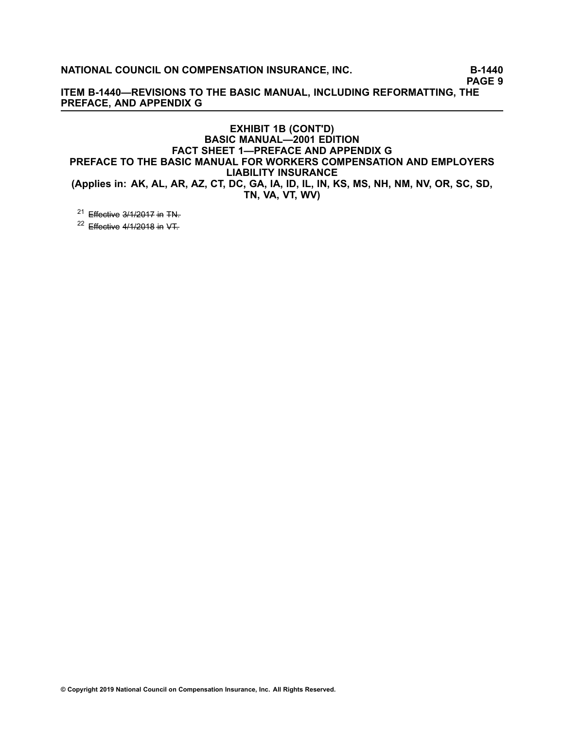## EXHIBIT 1B (CONT'D)
## BASIC MANUAL—2001 EDITION
## FACT SHEET 1—PREFACE AND APPENDIX G
## PREFACE TO THE BASIC MANUAL FOR WORKERS COMPENSATION AND EMPLOYERS LIABILITY INSURANCE
## (Applies in: AK, AL, AR, AZ, CT, DC, GA, IA, ID, IL, IN, KS, MS, NH, NM, NV, OR, SC, SD, TN, VA, VT, WV)

[21] ~~Effective 3/1/2017 in TN.~~

[22] ~~Effective 4/1/2018 in VT.~~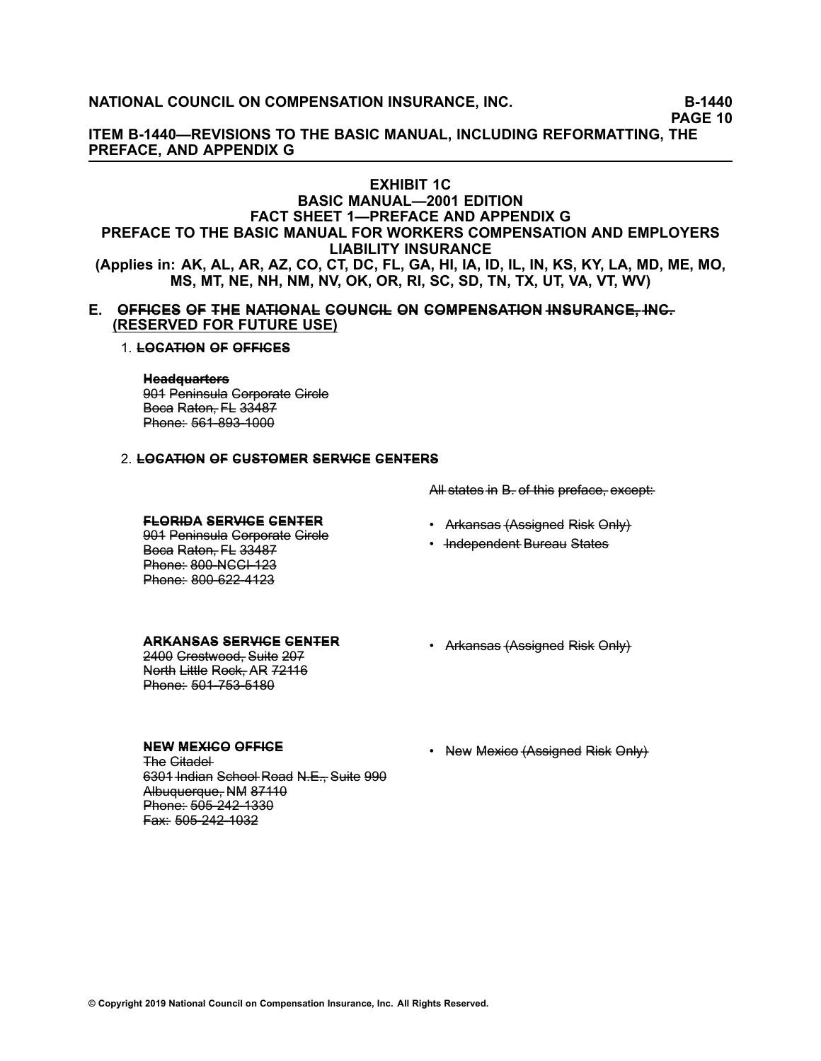# EXHIBIT 1C
## BASIC MANUAL—2001 EDITION
## FACT SHEET 1—PREFACE AND APPENDIX G
## PREFACE TO THE BASIC MANUAL FOR WORKERS COMPENSATION AND EMPLOYERS LIABILITY INSURANCE
**(Applies in: AK, AL, AR, AZ, CO, CT, DC, FL, GA, HI, IA, ID, IL, IN, KS, KY, LA, MD, ME, MO, MS, MT, NE, NH, NM, NV, OK, OR, RI, SC, SD, TN, TX, UT, VA, VT, WV)**

**E. ~~OFFICES OF THE NATIONAL COUNCIL ON COMPENSATION INSURANCE, INC.~~ <u>(RESERVED FOR FUTURE USE)</u>**

1. **~~LOCATION OF OFFICES~~**

**~~Headquarters~~**
~~901 Peninsula Corporate Circle~~
~~Boca Raton, FL 33487~~
~~Phone: 561-893-1000~~

2. **~~LOCATION OF CUSTOMER SERVICE CENTERS~~**

~~All states in B. of this preface, except:~~

**~~FLORIDA SERVICE CENTER~~**
~~901 Peninsula Corporate Circle~~
~~Boca Raton, FL 33487~~
~~Phone: 800-NCCI-123~~
~~Phone: 800-622-4123~~

- ~~Arkansas (Assigned Risk Only)~~
- ~~Independent Bureau States~~

**~~ARKANSAS SERVICE CENTER~~**
~~2400 Crestwood, Suite 207~~
~~North Little Rock, AR 72116~~
~~Phone: 501-753-5180~~

- ~~Arkansas (Assigned Risk Only)~~

**~~NEW MEXICO OFFICE~~**
~~The Citadel~~
~~6301 Indian School Road N.E., Suite 990~~
~~Albuquerque, NM 87110~~
~~Phone: 505-242-1330~~
~~Fax: 505-242-1032~~

- ~~New Mexico (Assigned Risk Only)~~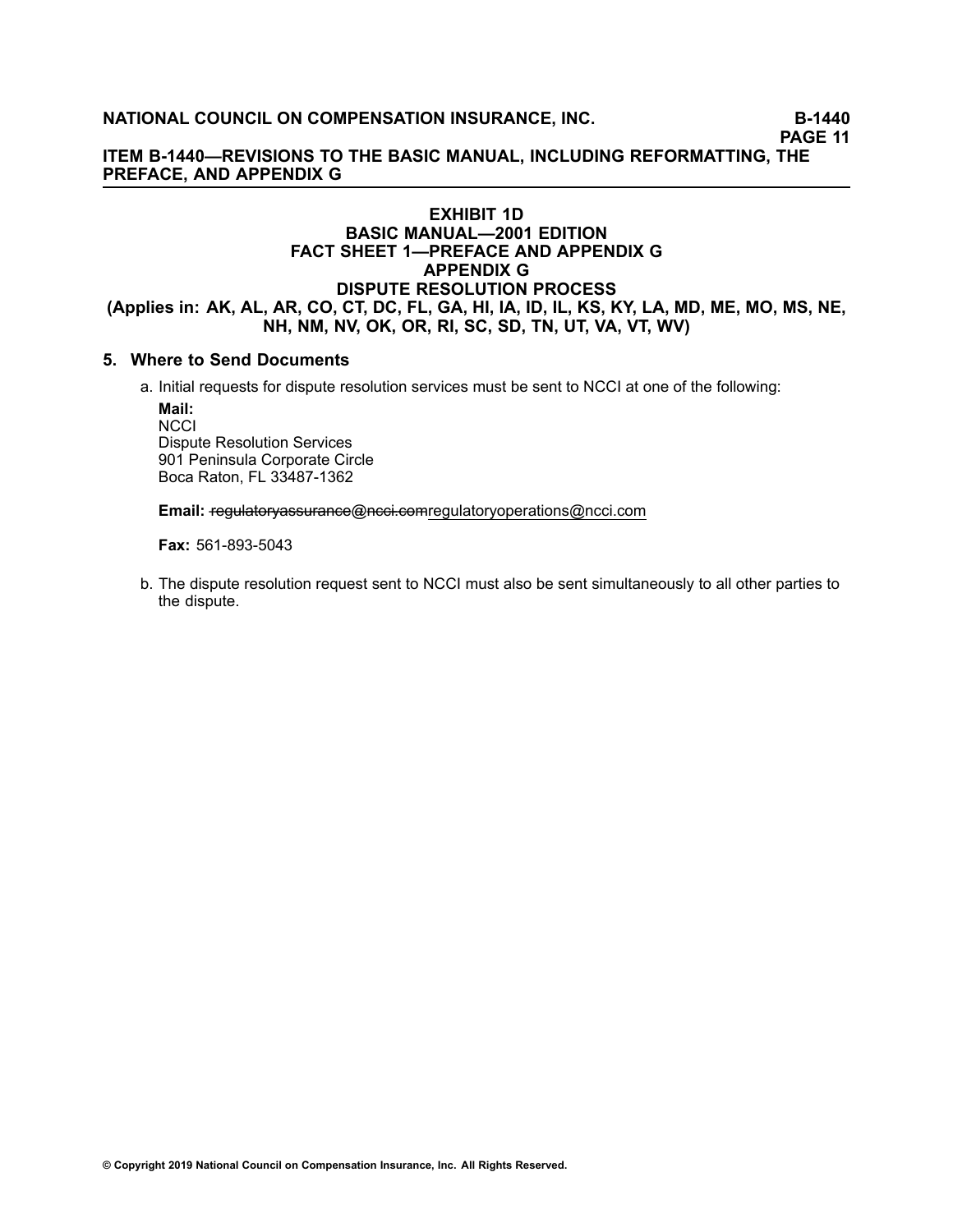## EXHIBIT 1D
## BASIC MANUAL—2001 EDITION
## FACT SHEET 1—PREFACE AND APPENDIX G
## APPENDIX G
## DISPUTE RESOLUTION PROCESS
## (Applies in: AK, AL, AR, CO, CT, DC, FL, GA, HI, IA, ID, IL, KS, KY, LA, MD, ME, MO, MS, NE, NH, NM, NV, OK, OR, RI, SC, SD, TN, UT, VA, VT, WV)

### 5. Where to Send Documents

a. Initial requests for dispute resolution services must be sent to NCCI at one of the following:

**Mail:**
NCCI
Dispute Resolution Services
901 Peninsula Corporate Circle
Boca Raton, FL 33487-1362

**Email:** ~~regulatoryassurance@ncci.com~~<u>regulatoryoperations@ncci.com</u>

**Fax:** 561-893-5043

b. The dispute resolution request sent to NCCI must also be sent simultaneously to all other parties to the dispute.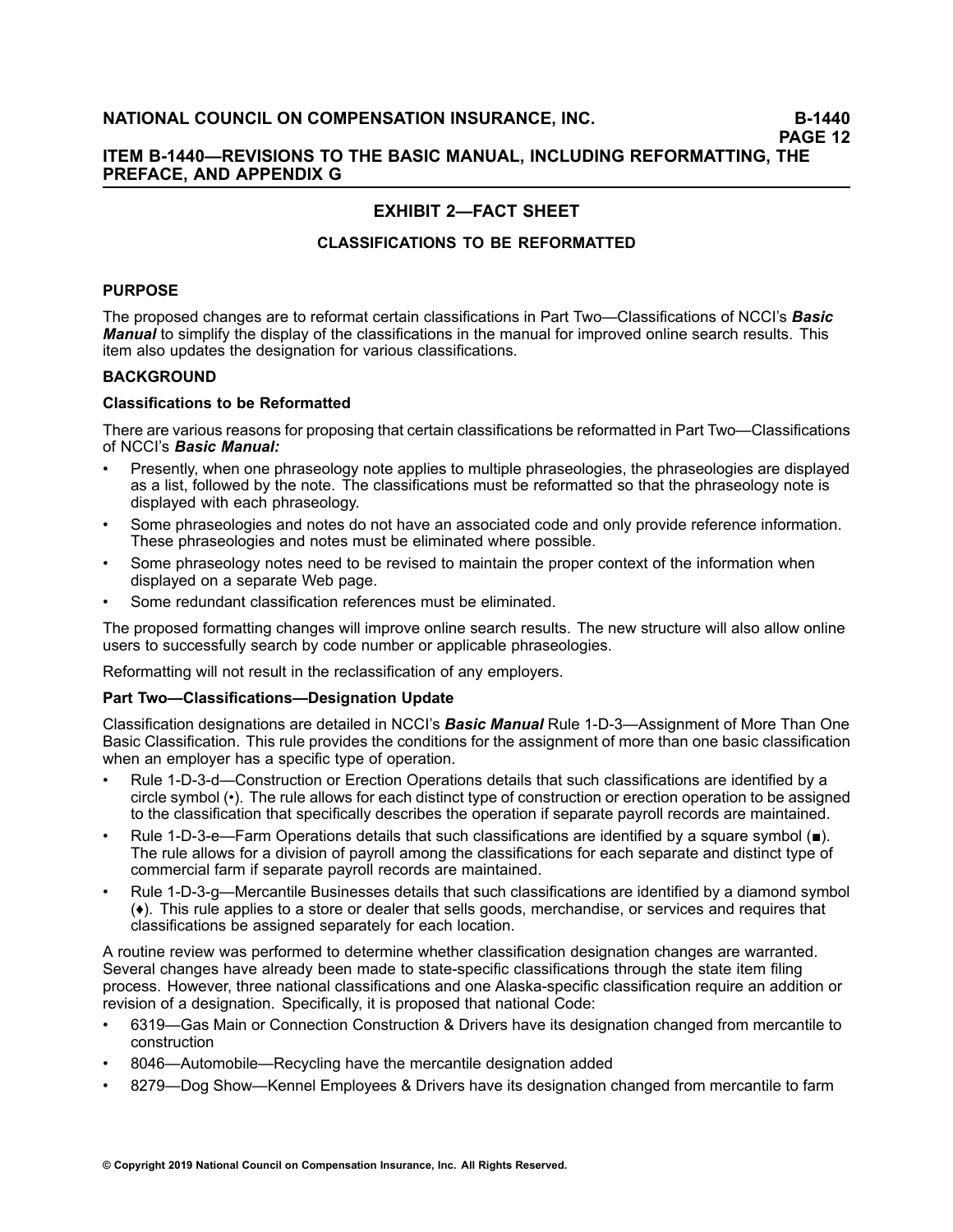## EXHIBIT 2—FACT SHEET

### CLASSIFICATIONS TO BE REFORMATTED

**PURPOSE**

The proposed changes are to reformat certain classifications in Part Two—Classifications of NCCI's ***Basic Manual*** to simplify the display of the classifications in the manual for improved online search results. This item also updates the designation for various classifications.

**BACKGROUND**

**Classifications to be Reformatted**

There are various reasons for proposing that certain classifications be reformatted in Part Two—Classifications of NCCI's ***Basic Manual:***

- Presently, when one phraseology note applies to multiple phraseologies, the phraseologies are displayed as a list, followed by the note. The classifications must be reformatted so that the phraseology note is displayed with each phraseology.
- Some phraseologies and notes do not have an associated code and only provide reference information. These phraseologies and notes must be eliminated where possible.
- Some phraseology notes need to be revised to maintain the proper context of the information when displayed on a separate Web page.
- Some redundant classification references must be eliminated.

The proposed formatting changes will improve online search results. The new structure will also allow online users to successfully search by code number or applicable phraseologies.

Reformatting will not result in the reclassification of any employers.

**Part Two—Classifications—Designation Update**

Classification designations are detailed in NCCI's ***Basic Manual*** Rule 1-D-3—Assignment of More Than One Basic Classification. This rule provides the conditions for the assignment of more than one basic classification when an employer has a specific type of operation.

- Rule 1-D-3-d—Construction or Erection Operations details that such classifications are identified by a circle symbol (•). The rule allows for each distinct type of construction or erection operation to be assigned to the classification that specifically describes the operation if separate payroll records are maintained.
- Rule 1-D-3-e—Farm Operations details that such classifications are identified by a square symbol (■). The rule allows for a division of payroll among the classifications for each separate and distinct type of commercial farm if separate payroll records are maintained.
- Rule 1-D-3-g—Mercantile Businesses details that such classifications are identified by a diamond symbol (♦). This rule applies to a store or dealer that sells goods, merchandise, or services and requires that classifications be assigned separately for each location.

A routine review was performed to determine whether classification designation changes are warranted. Several changes have already been made to state-specific classifications through the state item filing process. However, three national classifications and one Alaska-specific classification require an addition or revision of a designation. Specifically, it is proposed that national Code:

- 6319—Gas Main or Connection Construction & Drivers have its designation changed from mercantile to construction
- 8046—Automobile—Recycling have the mercantile designation added
- 8279—Dog Show—Kennel Employees & Drivers have its designation changed from mercantile to farm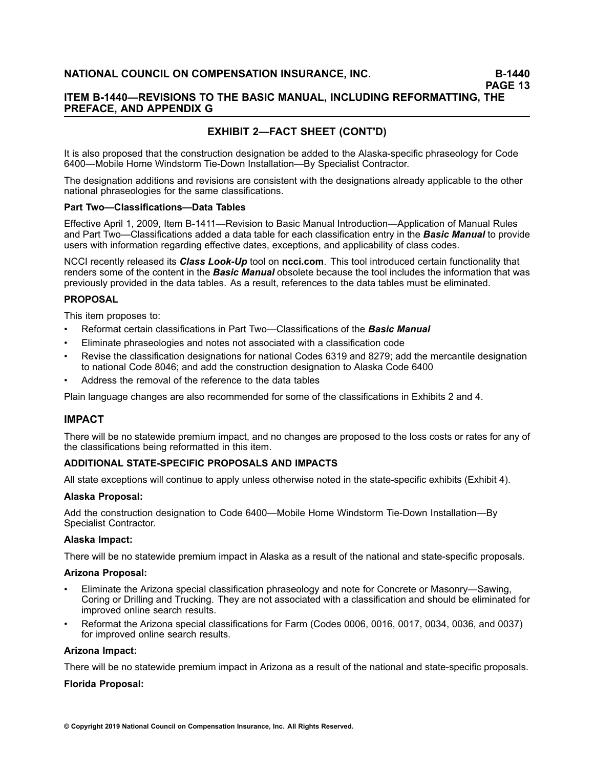## EXHIBIT 2—FACT SHEET (CONT'D)

It is also proposed that the construction designation be added to the Alaska-specific phraseology for Code 6400—Mobile Home Windstorm Tie-Down Installation—By Specialist Contractor.

The designation additions and revisions are consistent with the designations already applicable to the other national phraseologies for the same classifications.

**Part Two—Classifications—Data Tables**

Effective April 1, 2009, Item B-1411—Revision to Basic Manual Introduction—Application of Manual Rules and Part Two—Classifications added a data table for each classification entry in the ***Basic Manual*** to provide users with information regarding effective dates, exceptions, and applicability of class codes.

NCCI recently released its ***Class Look-Up*** tool on **ncci.com**. This tool introduced certain functionality that renders some of the content in the ***Basic Manual*** obsolete because the tool includes the information that was previously provided in the data tables. As a result, references to the data tables must be eliminated.

### PROPOSAL

This item proposes to:

- Reformat certain classifications in Part Two—Classifications of the ***Basic Manual***
- Eliminate phraseologies and notes not associated with a classification code
- Revise the classification designations for national Codes 6319 and 8279; add the mercantile designation to national Code 8046; and add the construction designation to Alaska Code 6400
- Address the removal of the reference to the data tables

Plain language changes are also recommended for some of the classifications in Exhibits 2 and 4.

## IMPACT

There will be no statewide premium impact, and no changes are proposed to the loss costs or rates for any of the classifications being reformatted in this item.

### ADDITIONAL STATE-SPECIFIC PROPOSALS AND IMPACTS

All state exceptions will continue to apply unless otherwise noted in the state-specific exhibits (Exhibit 4).

**Alaska Proposal:**

Add the construction designation to Code 6400—Mobile Home Windstorm Tie-Down Installation—By Specialist Contractor.

**Alaska Impact:**

There will be no statewide premium impact in Alaska as a result of the national and state-specific proposals.

**Arizona Proposal:**

- Eliminate the Arizona special classification phraseology and note for Concrete or Masonry—Sawing, Coring or Drilling and Trucking. They are not associated with a classification and should be eliminated for improved online search results.
- Reformat the Arizona special classifications for Farm (Codes 0006, 0016, 0017, 0034, 0036, and 0037) for improved online search results.

**Arizona Impact:**

There will be no statewide premium impact in Arizona as a result of the national and state-specific proposals.

**Florida Proposal:**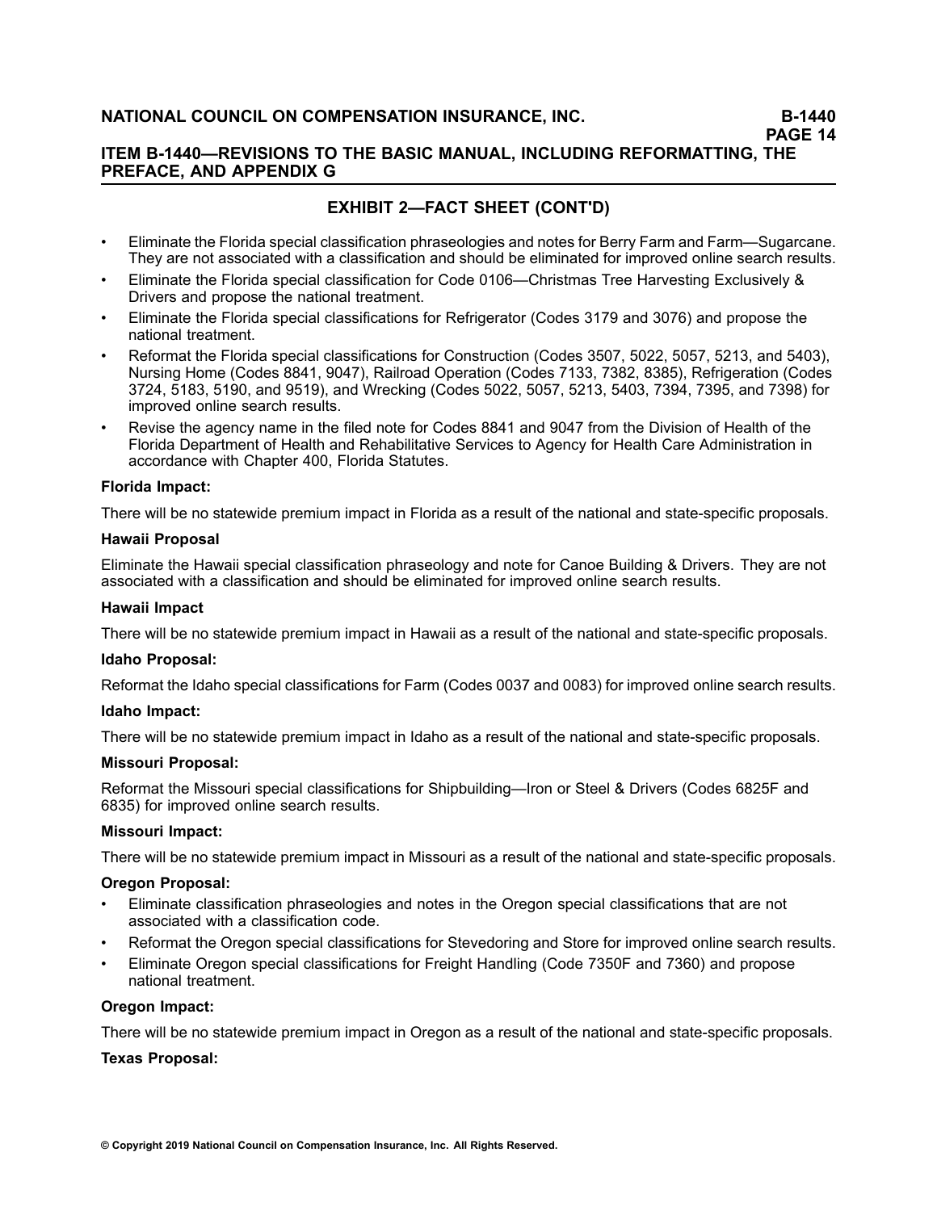## EXHIBIT 2—FACT SHEET (CONT'D)

- Eliminate the Florida special classification phraseologies and notes for Berry Farm and Farm—Sugarcane. They are not associated with a classification and should be eliminated for improved online search results.
- Eliminate the Florida special classification for Code 0106—Christmas Tree Harvesting Exclusively & Drivers and propose the national treatment.
- Eliminate the Florida special classifications for Refrigerator (Codes 3179 and 3076) and propose the national treatment.
- Reformat the Florida special classifications for Construction (Codes 3507, 5022, 5057, 5213, and 5403), Nursing Home (Codes 8841, 9047), Railroad Operation (Codes 7133, 7382, 8385), Refrigeration (Codes 3724, 5183, 5190, and 9519), and Wrecking (Codes 5022, 5057, 5213, 5403, 7394, 7395, and 7398) for improved online search results.
- Revise the agency name in the filed note for Codes 8841 and 9047 from the Division of Health of the Florida Department of Health and Rehabilitative Services to Agency for Health Care Administration in accordance with Chapter 400, Florida Statutes.

**Florida Impact:**

There will be no statewide premium impact in Florida as a result of the national and state-specific proposals.

**Hawaii Proposal**

Eliminate the Hawaii special classification phraseology and note for Canoe Building & Drivers. They are not associated with a classification and should be eliminated for improved online search results.

**Hawaii Impact**

There will be no statewide premium impact in Hawaii as a result of the national and state-specific proposals.

**Idaho Proposal:**

Reformat the Idaho special classifications for Farm (Codes 0037 and 0083) for improved online search results.

**Idaho Impact:**

There will be no statewide premium impact in Idaho as a result of the national and state-specific proposals.

**Missouri Proposal:**

Reformat the Missouri special classifications for Shipbuilding—Iron or Steel & Drivers (Codes 6825F and 6835) for improved online search results.

**Missouri Impact:**

There will be no statewide premium impact in Missouri as a result of the national and state-specific proposals.

**Oregon Proposal:**

- Eliminate classification phraseologies and notes in the Oregon special classifications that are not associated with a classification code.
- Reformat the Oregon special classifications for Stevedoring and Store for improved online search results.
- Eliminate Oregon special classifications for Freight Handling (Code 7350F and 7360) and propose national treatment.

**Oregon Impact:**

There will be no statewide premium impact in Oregon as a result of the national and state-specific proposals.

**Texas Proposal:**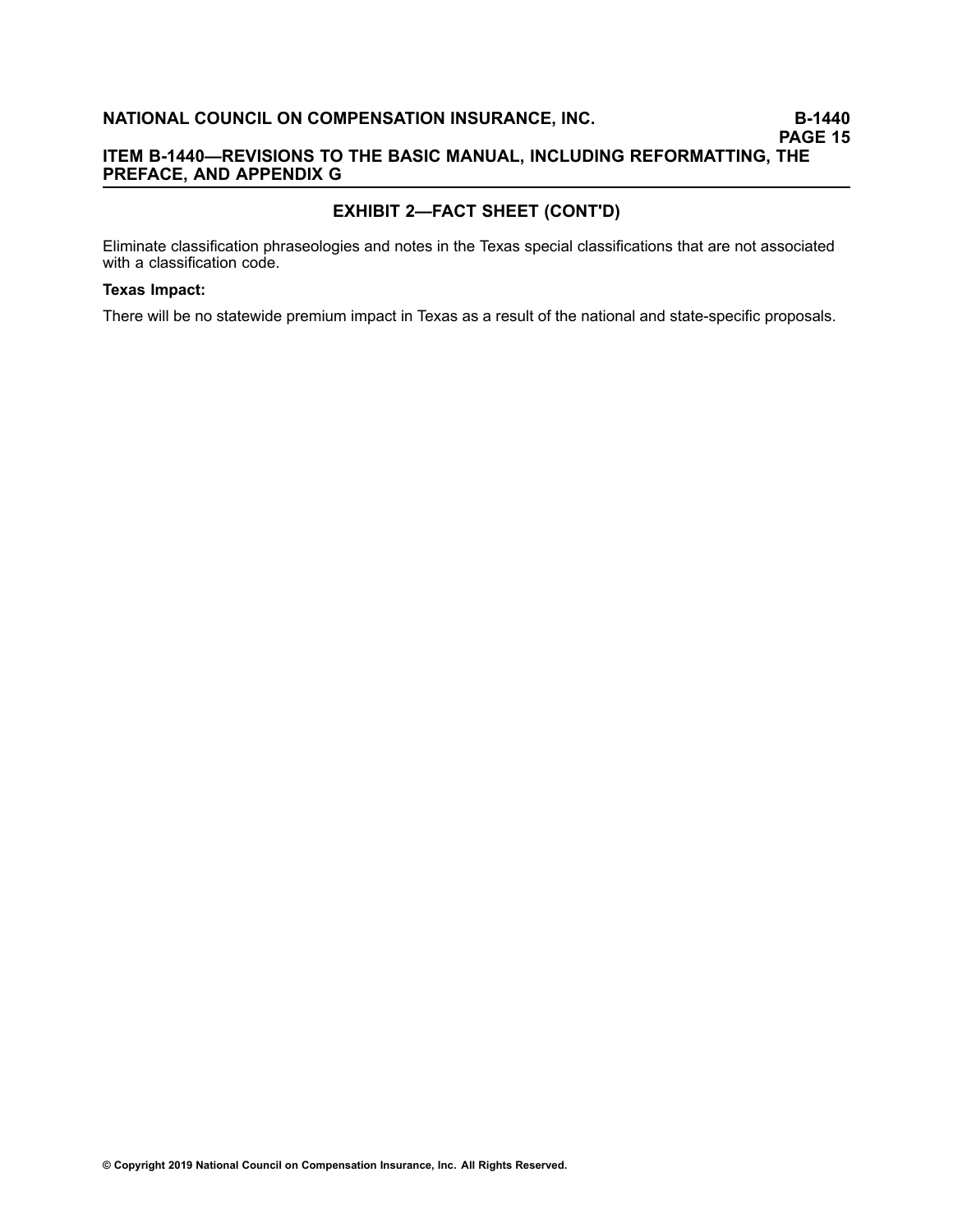## EXHIBIT 2—FACT SHEET (CONT'D)

Eliminate classification phraseologies and notes in the Texas special classifications that are not associated with a classification code.

**Texas Impact:**

There will be no statewide premium impact in Texas as a result of the national and state-specific proposals.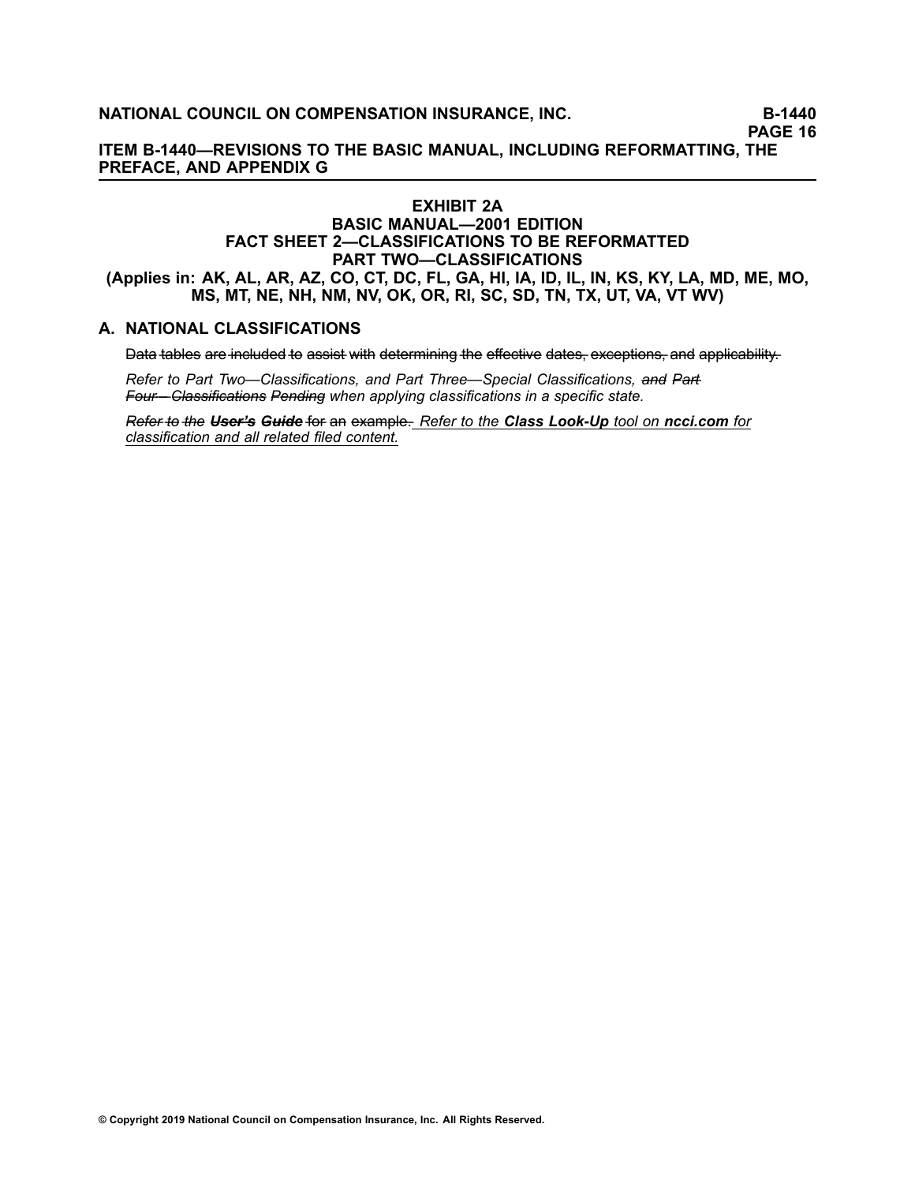ITEM B-1440—REVISIONS TO THE BASIC MANUAL, INCLUDING REFORMATTING, THE PREFACE, AND APPENDIX G

## EXHIBIT 2A
## BASIC MANUAL—2001 EDITION
## FACT SHEET 2—CLASSIFICATIONS TO BE REFORMATTED
## PART TWO—CLASSIFICATIONS
### (Applies in: AK, AL, AR, AZ, CO, CT, DC, FL, GA, HI, IA, ID, IL, IN, KS, KY, LA, MD, ME, MO, MS, MT, NE, NH, NM, NV, OK, OR, RI, SC, SD, TN, TX, UT, VA, VT WV)

## A. NATIONAL CLASSIFICATIONS

~~Data tables are included to assist with determining the effective dates, exceptions, and applicability.~~

*Refer to Part Two—Classifications, and Part Three—Special Classifications,* ~~*and Part Four—Classifications Pending*~~ *when applying classifications in a specific state.*

~~*Refer to the* ***User's Guide*** for an example.~~ <u>*Refer to the* ***Class Look-Up*** *tool on* ***ncci.com*** *for classification and all related filed content.*</u>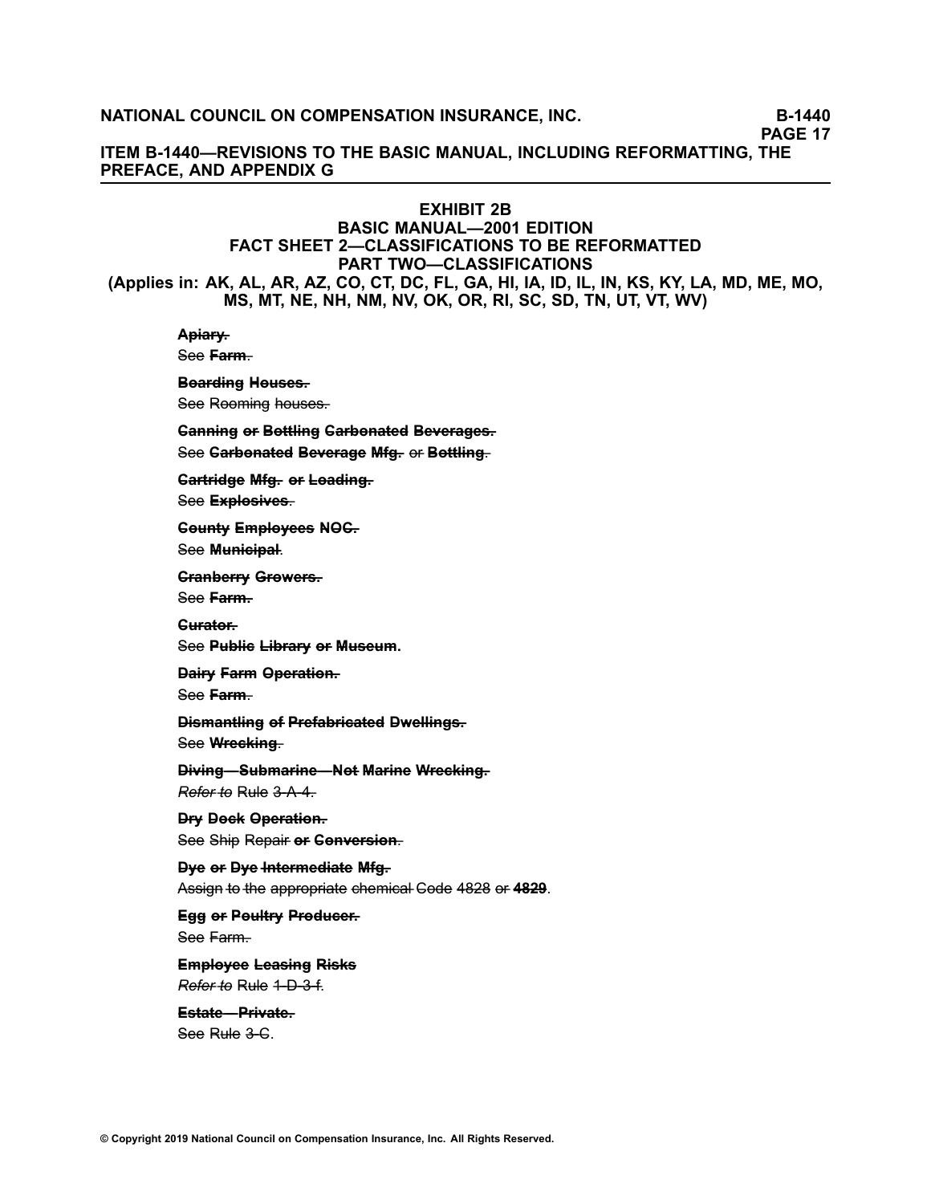ITEM B-1440—REVISIONS TO THE BASIC MANUAL, INCLUDING REFORMATTING, THE PREFACE, AND APPENDIX G

## EXHIBIT 2B
## BASIC MANUAL—2001 EDITION
## FACT SHEET 2—CLASSIFICATIONS TO BE REFORMATTED
## PART TWO—CLASSIFICATIONS

**(Applies in: AK, AL, AR, AZ, CO, CT, DC, FL, GA, HI, IA, ID, IL, IN, KS, KY, LA, MD, ME, MO, MS, MT, NE, NH, NM, NV, OK, OR, RI, SC, SD, TN, UT, VT, WV)**

~~**Apiary.**~~
See ~~**Farm**.~~

~~**Boarding Houses.**~~
See ~~Rooming houses.~~

~~**Canning or Bottling Carbonated Beverages.**~~
See ~~**Carbonated Beverage Mfg.**~~ ~~or~~ ~~**Bottling**.~~

~~**Cartridge Mfg. or Loading.**~~
See ~~**Explosives**.~~

~~**County Employees NOC.**~~
See ~~**Municipal**~~.

~~**Cranberry Growers.**~~
See ~~**Farm.**~~

~~**Curator.**~~
See ~~**Public**~~ ~~**Library or Museum**~~.

~~**Dairy Farm Operation.**~~
See ~~**Farm**.~~

~~**Dismantling of Prefabricated Dwellings.**~~
See ~~**Wrecking**.~~

~~**Diving—Submarine—Not Marine Wrecking.**~~
~~*Refer to*~~ Rule ~~3-A-4.~~

~~**Dry Dock Operation.**~~
See ~~Ship~~ ~~Repair~~ ~~**or Conversion**.~~

~~**Dye or Dye Intermediate Mfg.**~~
~~Assign to the appropriate chemical Code 4828 or~~ ~~**4829**~~.

~~**Egg or Poultry Producer.**~~
See ~~Farm.~~

~~**Employee Leasing Risks**~~
~~*Refer to*~~ Rule ~~1-D-3-f~~.

~~**Estate—Private.**~~
See ~~Rule 3-C~~.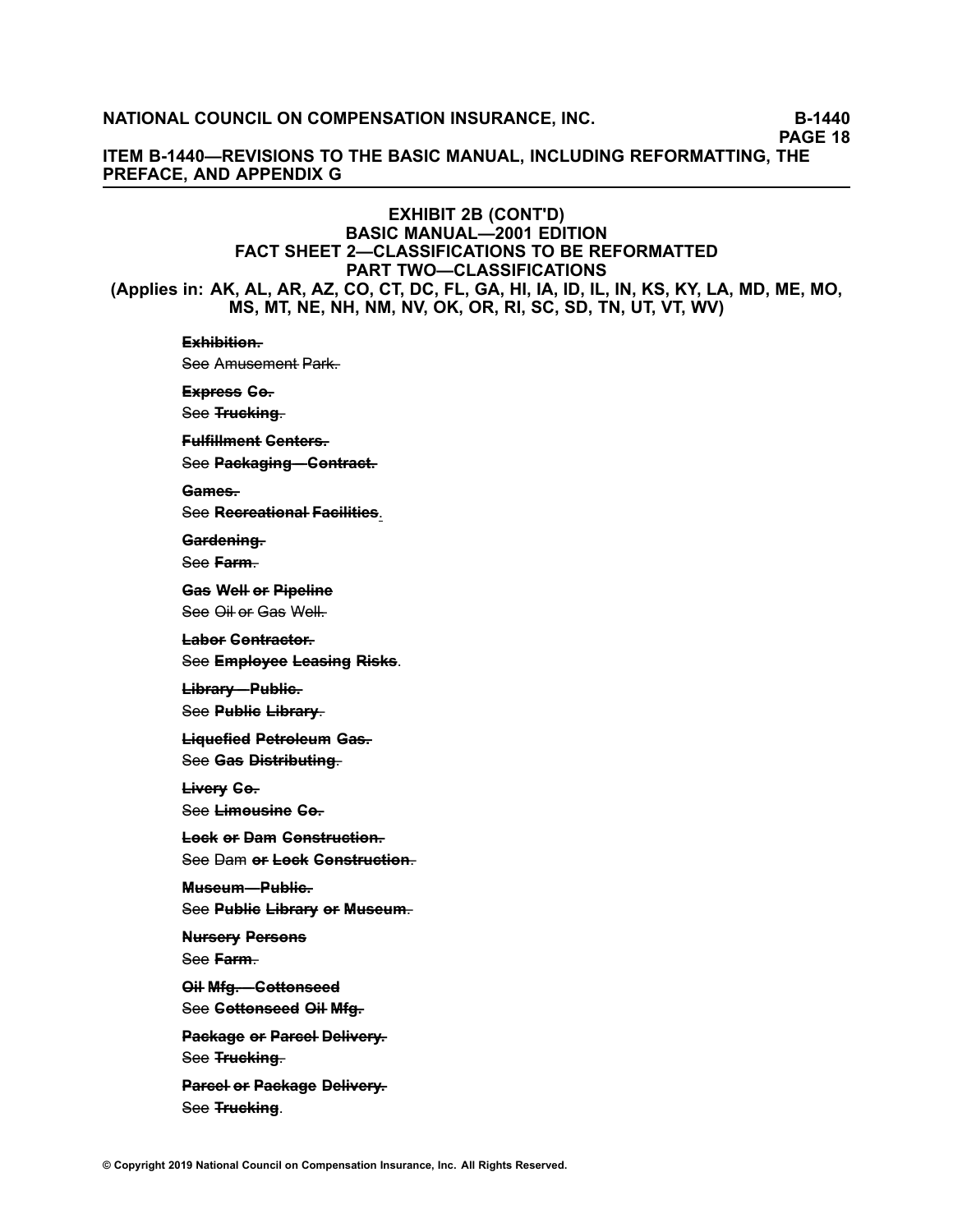### EXHIBIT 2B (CONT'D)
### BASIC MANUAL—2001 EDITION
### FACT SHEET 2—CLASSIFICATIONS TO BE REFORMATTED
### PART TWO—CLASSIFICATIONS
**(Applies in: AK, AL, AR, AZ, CO, CT, DC, FL, GA, HI, IA, ID, IL, IN, KS, KY, LA, MD, ME, MO, MS, MT, NE, NH, NM, NV, OK, OR, RI, SC, SD, TN, UT, VT, WV)**

~~**Exhibition.**~~
See ~~Amusement Park.~~

~~**Express Co.**~~
See ~~**Trucking**.~~

~~**Fulfillment Centers.**~~
See ~~**Packaging—Contract.**~~

~~**Games.**~~
See ~~**Recreational Facilities**~~.

~~**Gardening.**~~
See ~~**Farm**.~~

~~**Gas Well or Pipeline**~~
See ~~Oil or Gas Well.~~

~~**Labor Contractor.**~~
See ~~**Employee Leasing Risks**~~.

~~**Library—Public.**~~
See ~~**Public Library**.~~

~~**Liquefied Petroleum Gas.**~~
See ~~**Gas Distributing**.~~

~~**Livery Co.**~~
See ~~**Limousine Co.**~~

~~**Lock or Dam Construction.**~~
See ~~Dam **or Lock Construction**.~~

~~**Museum—Public.**~~
See ~~**Public Library or Museum**.~~

~~**Nursery Persons**~~
See ~~**Farm**.~~

~~**Oil Mfg.—Cottonseed**~~
See ~~**Cottonseed Oil Mfg.**~~

~~**Package or Parcel Delivery.**~~
See ~~**Trucking**.~~

~~**Parcel or Package Delivery.**~~
See ~~**Trucking**~~.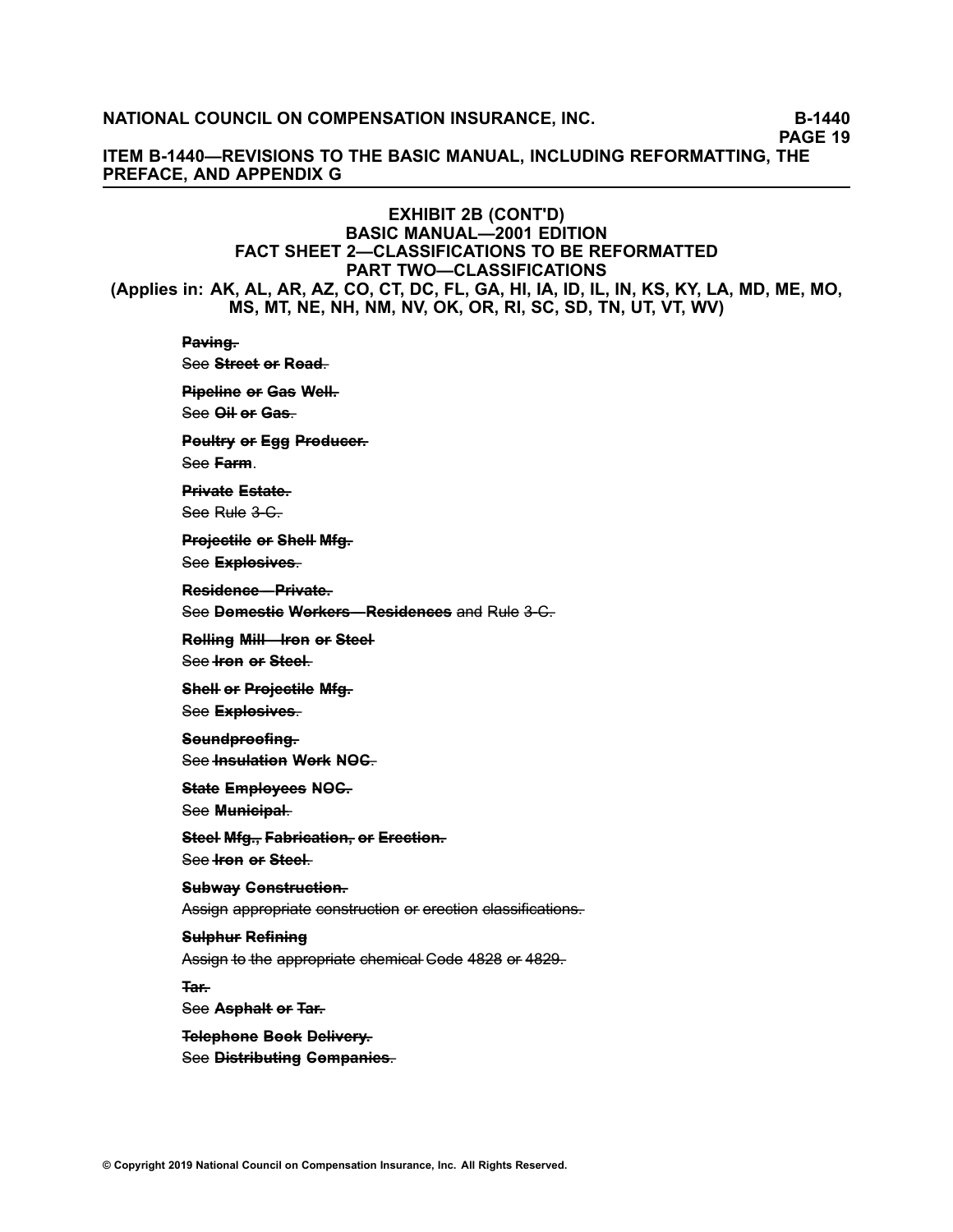## ITEM B-1440—REVISIONS TO THE BASIC MANUAL, INCLUDING REFORMATTING, THE PREFACE, AND APPENDIX G

### EXHIBIT 2B (CONT'D)
### BASIC MANUAL—2001 EDITION
### FACT SHEET 2—CLASSIFICATIONS TO BE REFORMATTED
### PART TWO—CLASSIFICATIONS

**(Applies in: AK, AL, AR, AZ, CO, CT, DC, FL, GA, HI, IA, ID, IL, IN, KS, KY, LA, MD, ME, MO, MS, MT, NE, NH, NM, NV, OK, OR, RI, SC, SD, TN, UT, VT, WV)**

~~**Paving.**~~
~~See **Street or Road.**~~

~~**Pipeline or Gas Well.**~~
~~See **Oil or Gas.**~~

~~**Poultry or Egg Producer.**~~
~~See **Farm.**~~

~~**Private Estate.**~~
~~See Rule 3-C.~~

~~**Projectile or Shell Mfg.**~~
~~See **Explosives.**~~

~~**Residence—Private.**~~
~~See **Domestic Workers—Residences** and Rule 3-C.~~

~~**Rolling Mill—Iron or Steel**~~
~~See **Iron or Steel.**~~

~~**Shell or Projectile Mfg.**~~
~~See **Explosives.**~~

~~**Soundproofing.**~~
~~See **Insulation Work NOC.**~~

~~**State Employees NOC.**~~
~~See **Municipal.**~~

~~**Steel Mfg., Fabrication, or Erection.**~~
~~See **Iron or Steel.**~~

~~**Subway Construction.**~~
~~Assign appropriate construction or erection classifications.~~

~~**Sulphur Refining**~~
~~Assign to the appropriate chemical Code 4828 or 4829.~~

~~**Tar.**~~
~~See **Asphalt or Tar.**~~

~~**Telephone Book Delivery.**~~
~~See **Distributing Companies.**~~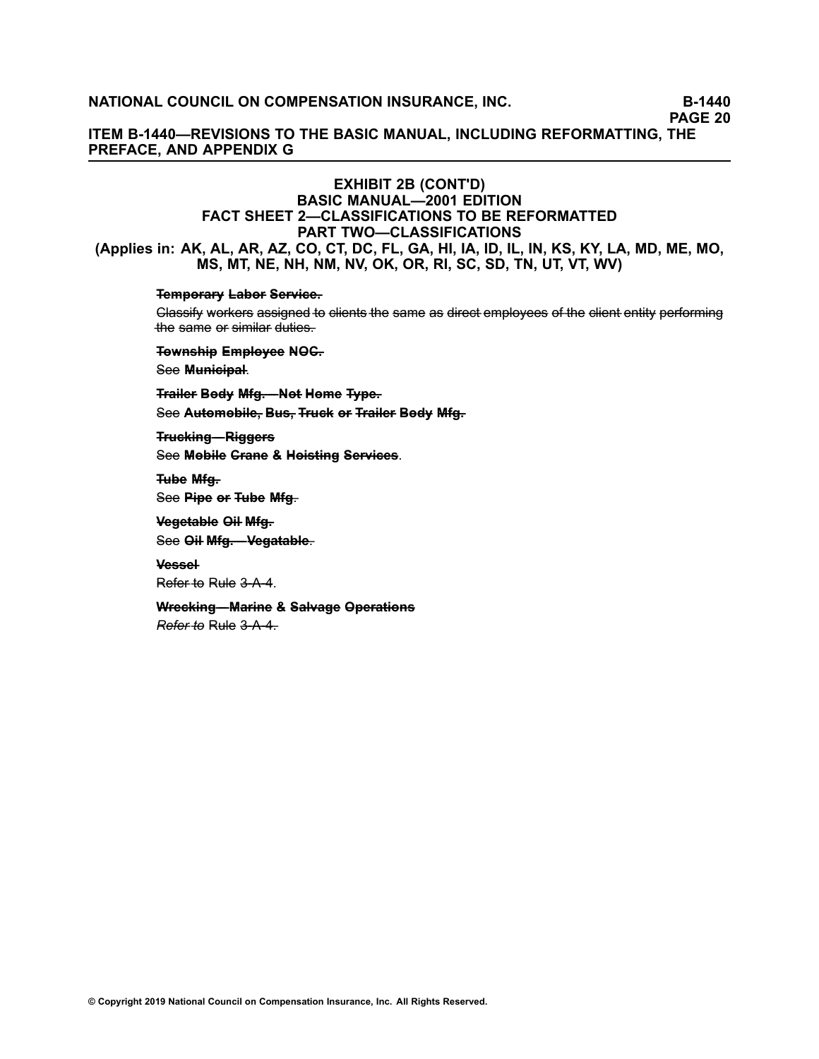## EXHIBIT 2B (CONT'D)
## BASIC MANUAL—2001 EDITION
## FACT SHEET 2—CLASSIFICATIONS TO BE REFORMATTED
## PART TWO—CLASSIFICATIONS

**(Applies in: AK, AL, AR, AZ, CO, CT, DC, FL, GA, HI, IA, ID, IL, IN, KS, KY, LA, MD, ME, MO, MS, MT, NE, NH, NM, NV, OK, OR, RI, SC, SD, TN, UT, VT, WV)**

~~**Temporary Labor Service.**~~

~~Classify workers assigned to clients the same as direct employees of the client entity performing the same or similar duties.~~

~~**Township Employee NOC.**~~

See ~~**Municipal**~~.

~~**Trailer Body Mfg.—Not Home Type.**~~

See ~~**Automobile, Bus, Truck or Trailer Body Mfg.**~~

~~**Trucking—Riggers**~~

See ~~**Mobile Crane & Hoisting Services**~~.

~~**Tube Mfg.**~~

See ~~**Pipe or Tube Mfg.**~~

~~**Vegetable Oil Mfg.**~~

See ~~**Oil Mfg.—Vegatable**~~.

~~**Vessel**~~

~~Refer to~~ Rule ~~3-A-4~~.

~~**Wrecking—Marine & Salvage Operations**~~

~~*Refer to*~~ Rule ~~3-A-4.~~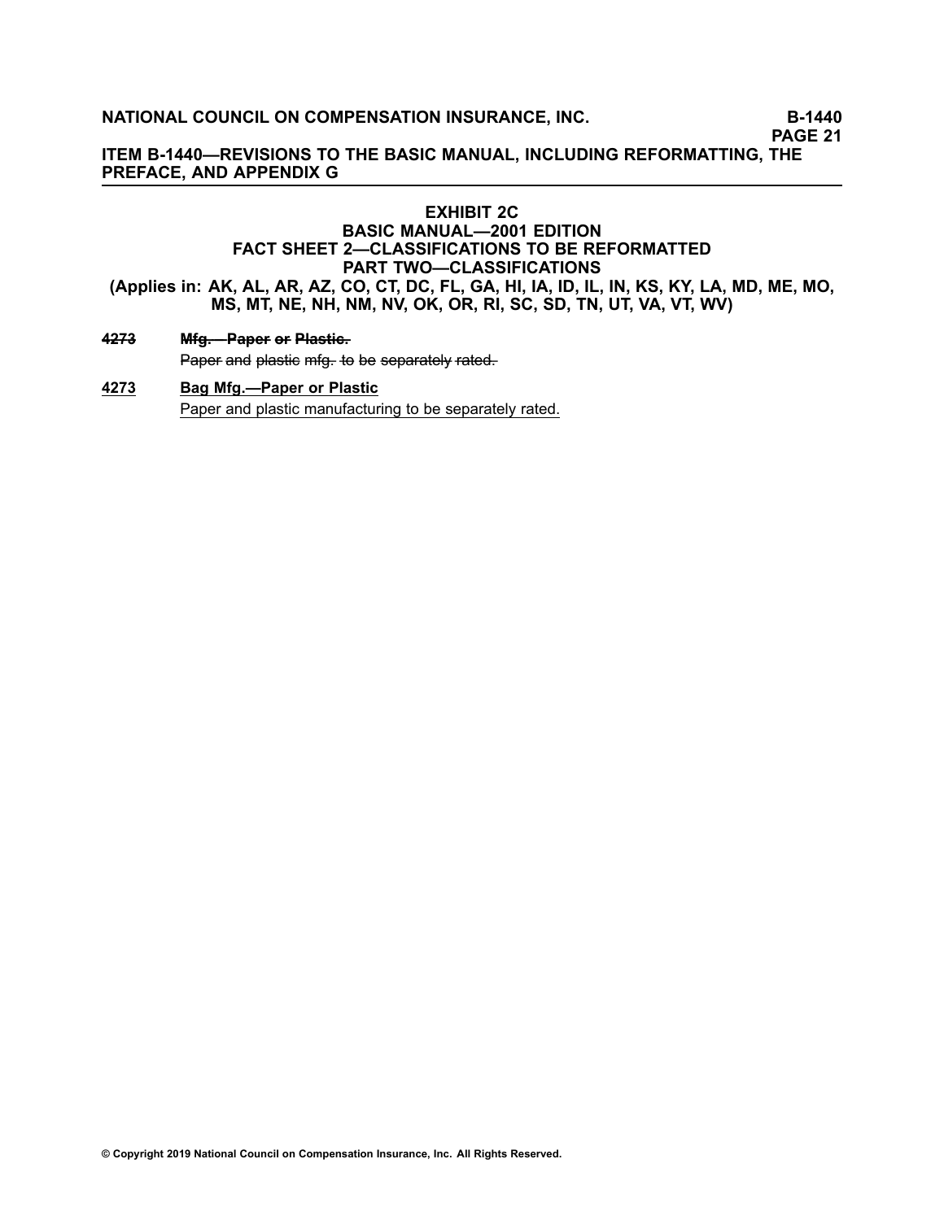**ITEM B-1440—REVISIONS TO THE BASIC MANUAL, INCLUDING REFORMATTING, THE PREFACE, AND APPENDIX G**

## EXHIBIT 2C
## BASIC MANUAL—2001 EDITION
## FACT SHEET 2—CLASSIFICATIONS TO BE REFORMATTED
## PART TWO—CLASSIFICATIONS

**(Applies in: AK, AL, AR, AZ, CO, CT, DC, FL, GA, HI, IA, ID, IL, IN, KS, KY, LA, MD, ME, MO, MS, MT, NE, NH, NM, NV, OK, OR, RI, SC, SD, TN, UT, VA, VT, WV)**

~~**4273**~~ ~~**Mfg.—Paper or Plastic.**~~

~~Paper and plastic mfg. to be separately rated.~~

<u>**4273**</u> <u>**Bag Mfg.—Paper or Plastic**</u>

<u>Paper and plastic manufacturing to be separately rated.</u>

**© Copyright 2019 National Council on Compensation Insurance, Inc. All Rights Reserved.**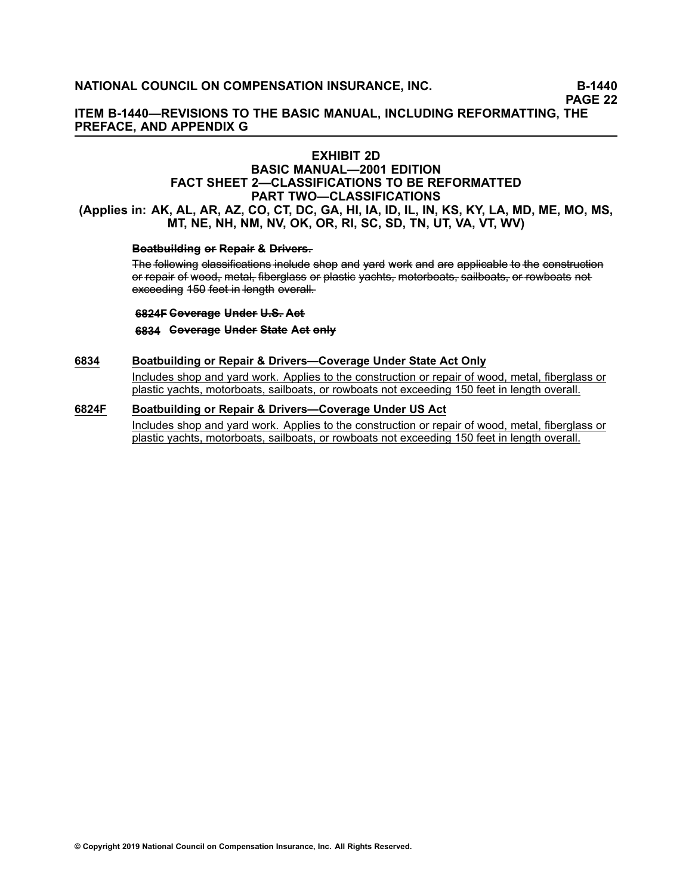**ITEM B-1440—REVISIONS TO THE BASIC MANUAL, INCLUDING REFORMATTING, THE PREFACE, AND APPENDIX G**

## EXHIBIT 2D
## BASIC MANUAL—2001 EDITION
## FACT SHEET 2—CLASSIFICATIONS TO BE REFORMATTED
## PART TWO—CLASSIFICATIONS
### (Applies in: AK, AL, AR, AZ, CO, CT, DC, GA, HI, IA, ID, IL, IN, KS, KY, LA, MD, ME, MO, MS, MT, NE, NH, NM, NV, OK, OR, RI, SC, SD, TN, UT, VA, VT, WV)

~~**Boatbuilding or Repair & Drivers.**~~

~~The following classifications include shop and yard work and are applicable to the construction or repair of wood, metal, fiberglass or plastic yachts, motorboats, sailboats, or rowboats not exceeding 150 feet in length overall.~~

~~**6824F Coverage Under U.S. Act**~~

~~**6834 Coverage Under State Act only**~~

**6834** **Boatbuilding or Repair & Drivers—Coverage Under State Act Only**

Includes shop and yard work. Applies to the construction or repair of wood, metal, fiberglass or plastic yachts, motorboats, sailboats, or rowboats not exceeding 150 feet in length overall.

**6824F** **Boatbuilding or Repair & Drivers—Coverage Under US Act**

Includes shop and yard work. Applies to the construction or repair of wood, metal, fiberglass or plastic yachts, motorboats, sailboats, or rowboats not exceeding 150 feet in length overall.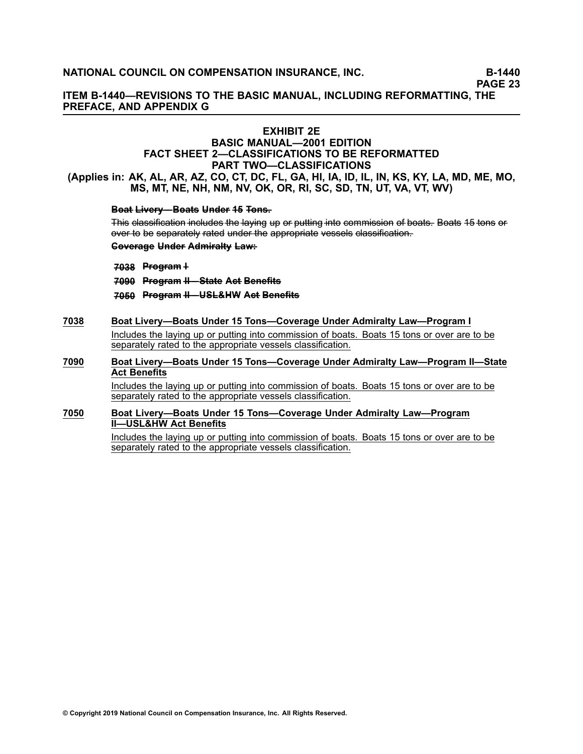# ITEM B-1440—REVISIONS TO THE BASIC MANUAL, INCLUDING REFORMATTING, THE PREFACE, AND APPENDIX G

## EXHIBIT 2E
## BASIC MANUAL—2001 EDITION
## FACT SHEET 2—CLASSIFICATIONS TO BE REFORMATTED
## PART TWO—CLASSIFICATIONS

**(Applies in: AK, AL, AR, AZ, CO, CT, DC, FL, GA, HI, IA, ID, IL, IN, KS, KY, LA, MD, ME, MO, MS, MT, NE, NH, NM, NV, OK, OR, RI, SC, SD, TN, UT, VA, VT, WV)**

~~**Boat Livery—Boats Under 15 Tons.**~~

~~This classification includes the laying up or putting into commission of boats. Boats 15 tons or over to be separately rated under the appropriate vessels classification.~~

~~**Coverage Under Admiralty Law:**~~

~~**7038 Program I**~~

~~**7090 Program II—State Act Benefits**~~

~~**7050 Program II—USL&HW Act Benefits**~~

<u>**7038 Boat Livery—Boats Under 15 Tons—Coverage Under Admiralty Law—Program I**</u>

<u>Includes the laying up or putting into commission of boats. Boats 15 tons or over are to be separately rated to the appropriate vessels classification.</u>

<u>**7090 Boat Livery—Boats Under 15 Tons—Coverage Under Admiralty Law—Program II—State Act Benefits**</u>

<u>Includes the laying up or putting into commission of boats. Boats 15 tons or over are to be separately rated to the appropriate vessels classification.</u>

<u>**7050 Boat Livery—Boats Under 15 Tons—Coverage Under Admiralty Law—Program II—USL&HW Act Benefits**</u>

<u>Includes the laying up or putting into commission of boats. Boats 15 tons or over are to be separately rated to the appropriate vessels classification.</u>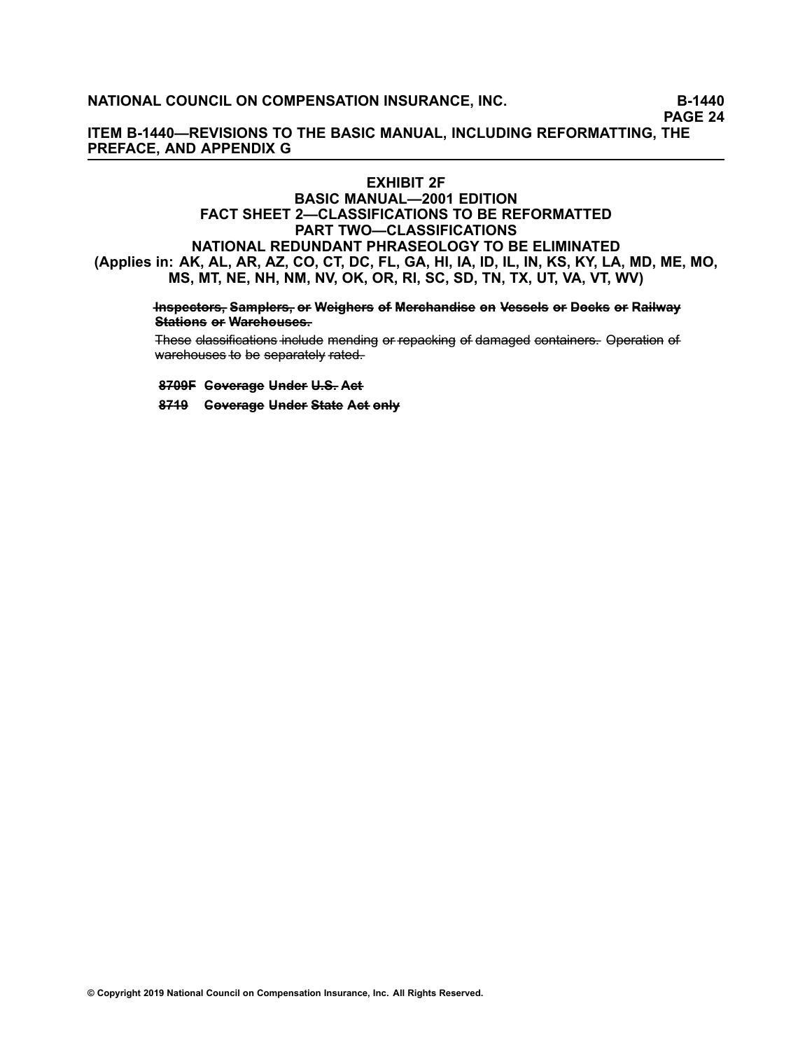# EXHIBIT 2F
## BASIC MANUAL—2001 EDITION
## FACT SHEET 2—CLASSIFICATIONS TO BE REFORMATTED
## PART TWO—CLASSIFICATIONS
## NATIONAL REDUNDANT PHRASEOLOGY TO BE ELIMINATED
**(Applies in: AK, AL, AR, AZ, CO, CT, DC, FL, GA, HI, IA, ID, IL, IN, KS, KY, LA, MD, ME, MO, MS, MT, NE, NH, NM, NV, OK, OR, RI, SC, SD, TN, TX, UT, VA, VT, WV)**

~~**Inspectors, Samplers, or Weighers of Merchandise on Vessels or Docks or Railway Stations or Warehouses.**~~

~~These classifications include mending or repacking of damaged containers. Operation of warehouses to be separately rated.~~

~~**8709F Coverage Under U.S. Act**~~

~~**8719 Coverage Under State Act only**~~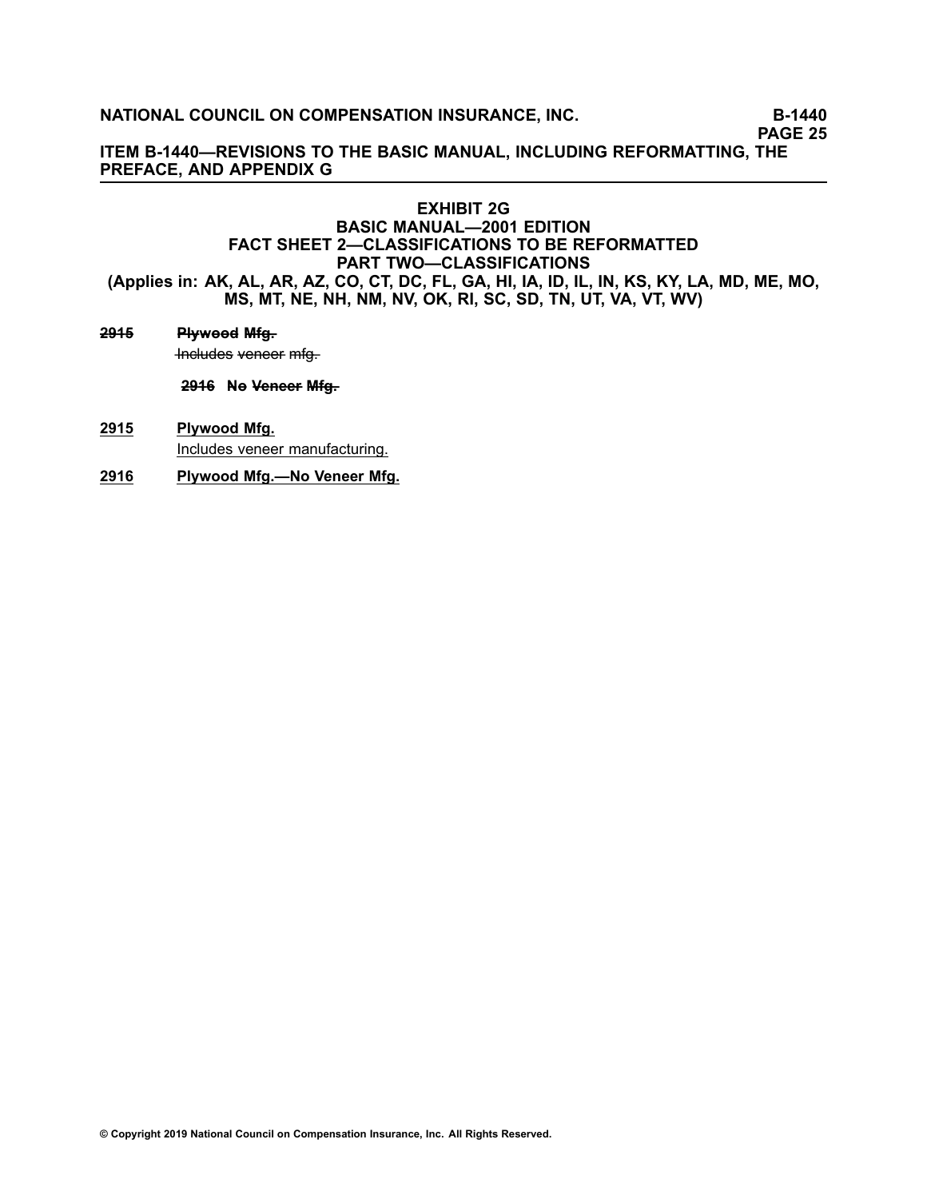## EXHIBIT 2G
## BASIC MANUAL—2001 EDITION
## FACT SHEET 2—CLASSIFICATIONS TO BE REFORMATTED
## PART TWO—CLASSIFICATIONS
**(Applies in: AK, AL, AR, AZ, CO, CT, DC, FL, GA, HI, IA, ID, IL, IN, KS, KY, LA, MD, ME, MO, MS, MT, NE, NH, NM, NV, OK, RI, SC, SD, TN, UT, VA, VT, WV)**

~~**2915 Plywood Mfg.**~~
~~Includes veneer mfg.~~

~~**2916 No Veneer Mfg.**~~

<u>**2915 Plywood Mfg.**</u>
<u>Includes veneer manufacturing.</u>

<u>**2916 Plywood Mfg.—No Veneer Mfg.**</u>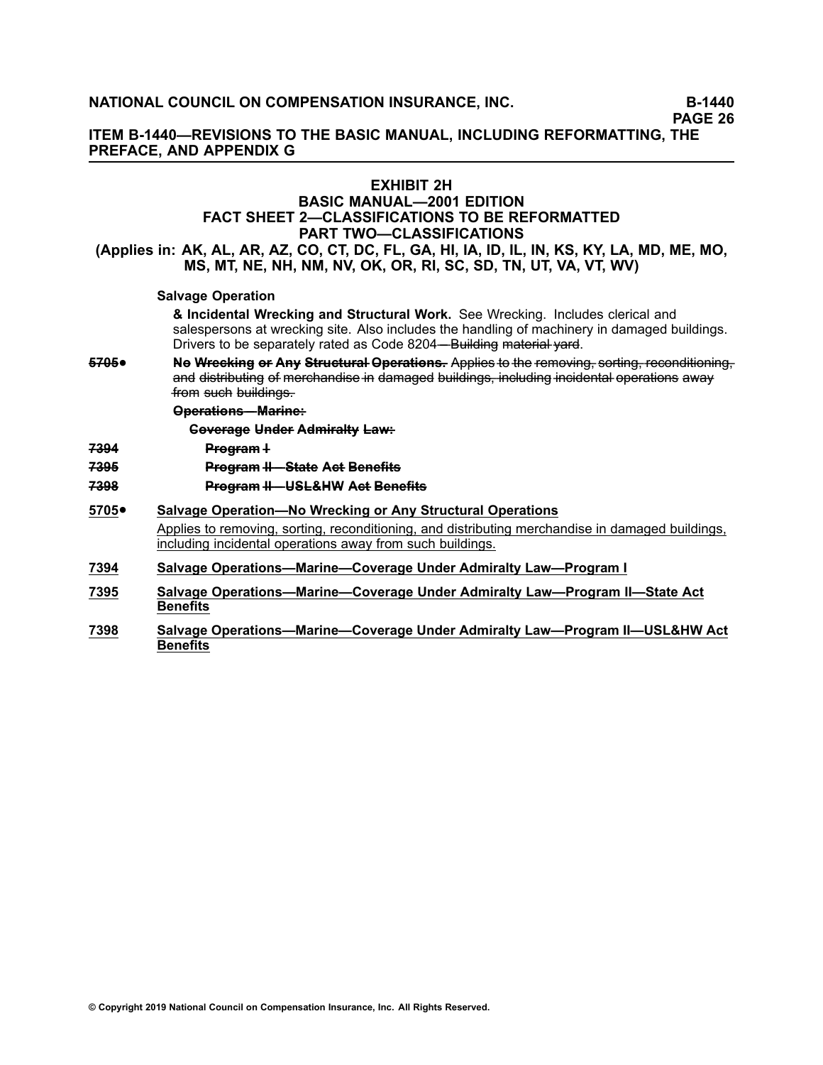# EXHIBIT 2H
## BASIC MANUAL—2001 EDITION
## FACT SHEET 2—CLASSIFICATIONS TO BE REFORMATTED
## PART TWO—CLASSIFICATIONS
### (Applies in: AK, AL, AR, AZ, CO, CT, DC, FL, GA, HI, IA, ID, IL, IN, KS, KY, LA, MD, ME, MO, MS, MT, NE, NH, NM, NV, OK, OR, RI, SC, SD, TN, UT, VA, VT, WV)

**Salvage Operation**

**& Incidental Wrecking and Structural Work.** See Wrecking. Includes clerical and salespersons at wrecking site. Also includes the handling of machinery in damaged buildings. Drivers to be separately rated as Code 8204~~—Building material yard~~.

~~5705•~~ ~~**No Wrecking or Any Structural Operations.**~~ ~~Applies to the removing, sorting, reconditioning, and distributing of merchandise in damaged buildings, including incidental operations away from such buildings.~~

~~**Operations—Marine:**~~

~~**Coverage Under Admiralty Law:**~~

~~7394~~ ~~**Program I**~~

~~7395~~ ~~**Program II—State Act Benefits**~~

~~7398~~ ~~**Program II—USL&HW Act Benefits**~~

<u>5705</u>• <u>**Salvage Operation—No Wrecking or Any Structural Operations**</u>

<u>Applies to removing, sorting, reconditioning, and distributing merchandise in damaged buildings, including incidental operations away from such buildings.</u>

<u>7394</u> <u>**Salvage Operations—Marine—Coverage Under Admiralty Law—Program I**</u>

<u>7395</u> <u>**Salvage Operations—Marine—Coverage Under Admiralty Law—Program II—State Act Benefits**</u>

<u>7398</u> <u>**Salvage Operations—Marine—Coverage Under Admiralty Law—Program II—USL&HW Act Benefits**</u>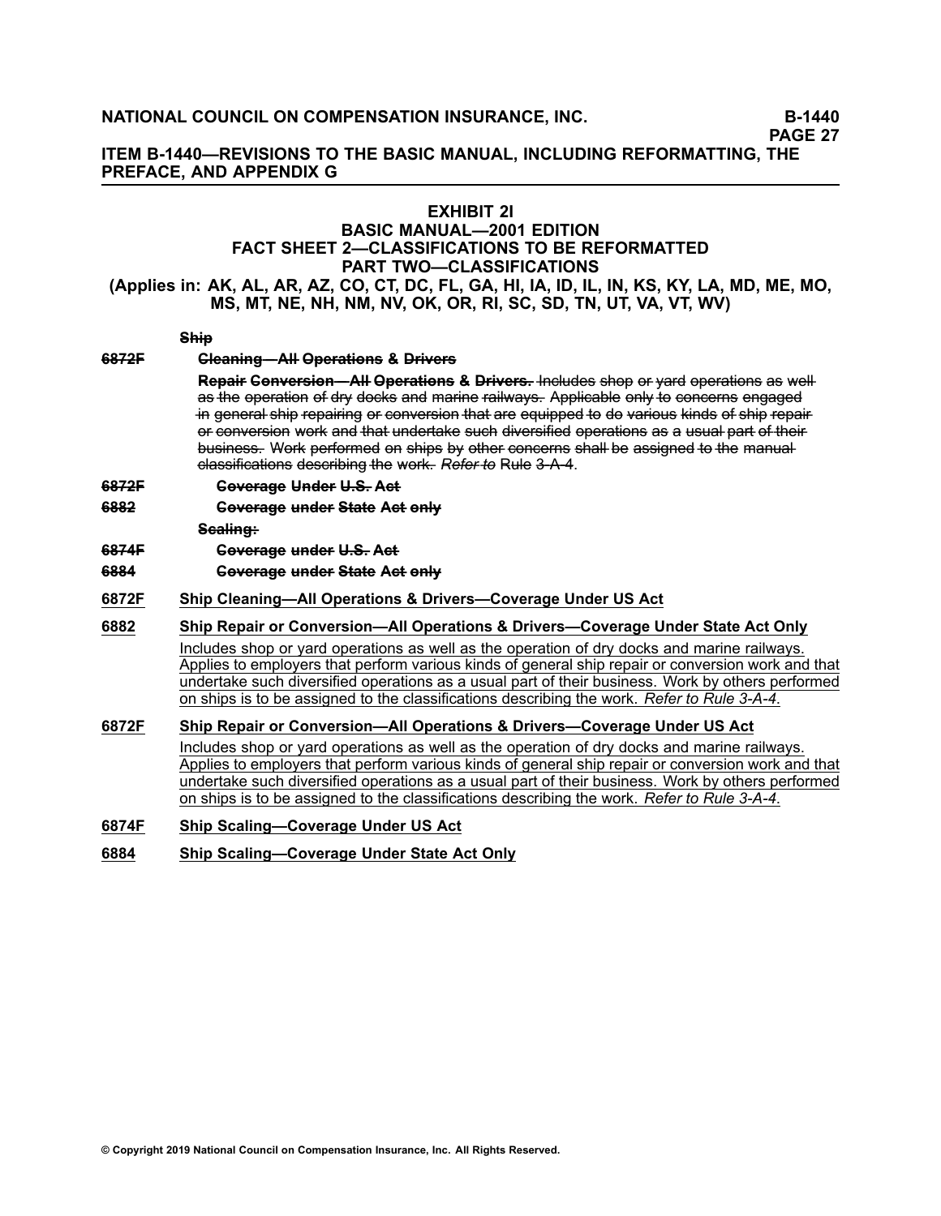### EXHIBIT 2I
### BASIC MANUAL—2001 EDITION
### FACT SHEET 2—CLASSIFICATIONS TO BE REFORMATTED
### PART TWO—CLASSIFICATIONS

**(Applies in: AK, AL, AR, AZ, CO, CT, DC, FL, GA, HI, IA, ID, IL, IN, KS, KY, LA, MD, ME, MO, MS, MT, NE, NH, NM, NV, OK, OR, RI, SC, SD, TN, UT, VA, VT, WV)**

~~**Ship**~~

~~6872F~~ ~~**Cleaning—All Operations & Drivers**~~

~~**Repair Conversion—All Operations & Drivers.** Includes shop or yard operations as well as the operation of dry docks and marine railways. Applicable only to concerns engaged in general ship repairing or conversion that are equipped to do various kinds of ship repair or conversion work and that undertake such diversified operations as a usual part of their business. Work performed on ships by other concerns shall be assigned to the manual classifications describing the work. *Refer to* Rule 3-A-4.~~

~~6872F~~ ~~**Coverage Under U.S. Act**~~

~~6882~~ ~~**Coverage under State Act only**~~

~~**Scaling:**~~

~~6874F~~ ~~**Coverage under U.S. Act**~~

~~6884~~ ~~**Coverage under State Act only**~~

<u>6872F</u> <u>**Ship Cleaning—All Operations & Drivers—Coverage Under US Act**</u>

<u>6882</u> <u>**Ship Repair or Conversion—All Operations & Drivers—Coverage Under State Act Only**</u>

<u>Includes shop or yard operations as well as the operation of dry docks and marine railways. Applies to employers that perform various kinds of general ship repair or conversion work and that undertake such diversified operations as a usual part of their business. Work by others performed on ships is to be assigned to the classifications describing the work. *Refer to Rule 3-A-4*.</u>

<u>6872F</u> <u>**Ship Repair or Conversion—All Operations & Drivers—Coverage Under US Act**</u>

<u>Includes shop or yard operations as well as the operation of dry docks and marine railways. Applies to employers that perform various kinds of general ship repair or conversion work and that undertake such diversified operations as a usual part of their business. Work by others performed on ships is to be assigned to the classifications describing the work. *Refer to Rule 3-A-4*.</u>

<u>6874F</u> <u>**Ship Scaling—Coverage Under US Act**</u>

<u>6884</u> <u>**Ship Scaling—Coverage Under State Act Only**</u>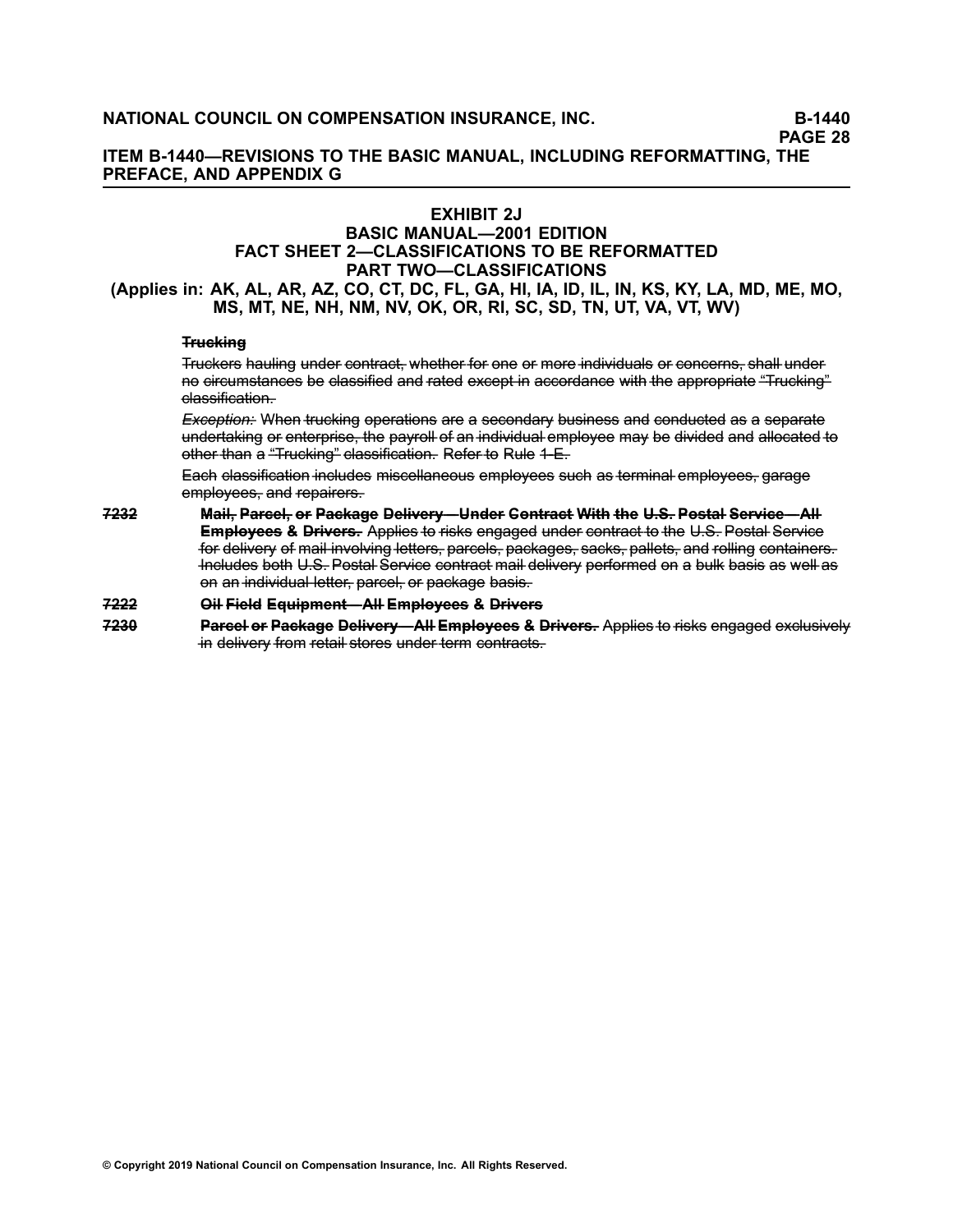# ITEM B-1440—REVISIONS TO THE BASIC MANUAL, INCLUDING REFORMATTING, THE PREFACE, AND APPENDIX G

## EXHIBIT 2J
## BASIC MANUAL—2001 EDITION
## FACT SHEET 2—CLASSIFICATIONS TO BE REFORMATTED
## PART TWO—CLASSIFICATIONS

**(Applies in: AK, AL, AR, AZ, CO, CT, DC, FL, GA, HI, IA, ID, IL, IN, KS, KY, LA, MD, ME, MO, MS, MT, NE, NH, NM, NV, OK, OR, RI, SC, SD, TN, UT, VA, VT, WV)**

~~**Trucking**~~

~~Truckers hauling under contract, whether for one or more individuals or concerns, shall under no circumstances be classified and rated except in accordance with the appropriate "Trucking" classification.~~

~~*Exception:*~~ When ~~trucking operations are a secondary business and conducted as a separate undertaking or enterprise, the payroll of an individual employee may be divided and allocated to other than a "Trucking" classification.~~ Refer to Rule ~~1-E.~~

~~Each classification includes~~ miscellaneous ~~employees such as terminal employees, garage employees, and repairers.~~

~~7232~~ ~~**Mail, Parcel, or Package Delivery—Under Contract With the U.S. Postal Service—All Employees & Drivers.**~~ Applies to risks engaged ~~under contract to the~~ U.S. ~~Postal Service for delivery of mail involving letters, parcels, packages, sacks, pallets, and rolling containers. Includes both~~ U.S. ~~Postal Service contract mail delivery performed on a bulk basis as well as on an individual letter, parcel, or package basis.~~

~~7222~~ ~~**Oil Field Equipment—All Employees & Drivers**~~

~~7230~~ ~~**Parcel or Package Delivery—All Employees & Drivers.**~~ Applies to ~~risks engaged exclusively in delivery from retail stores under term contracts.~~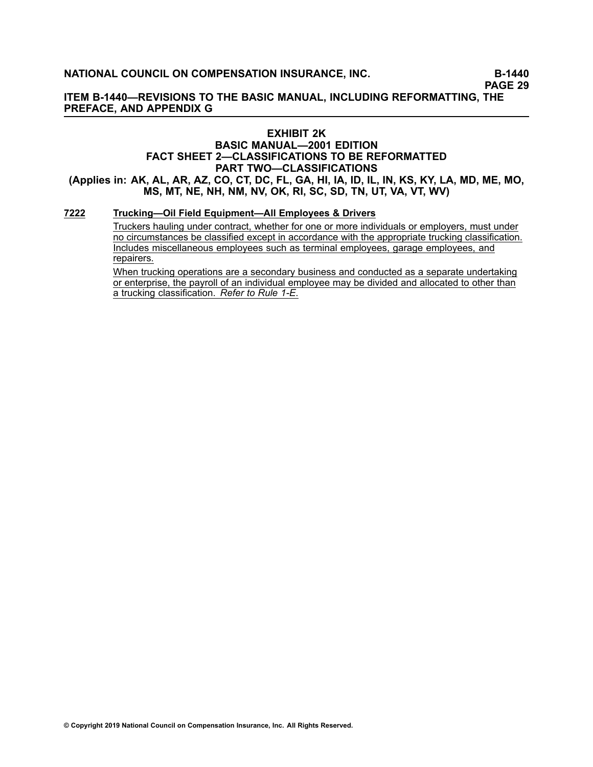## EXHIBIT 2K
## BASIC MANUAL—2001 EDITION
## FACT SHEET 2—CLASSIFICATIONS TO BE REFORMATTED
## PART TWO—CLASSIFICATIONS
### (Applies in: AK, AL, AR, AZ, CO, CT, DC, FL, GA, HI, IA, ID, IL, IN, KS, KY, LA, MD, ME, MO, MS, MT, NE, NH, NM, NV, OK, RI, SC, SD, TN, UT, VA, VT, WV)

**7222** **Trucking—Oil Field Equipment—All Employees & Drivers**

Truckers hauling under contract, whether for one or more individuals or employers, must under no circumstances be classified except in accordance with the appropriate trucking classification. Includes miscellaneous employees such as terminal employees, garage employees, and repairers.

When trucking operations are a secondary business and conducted as a separate undertaking or enterprise, the payroll of an individual employee may be divided and allocated to other than a trucking classification. *Refer to Rule 1-E*.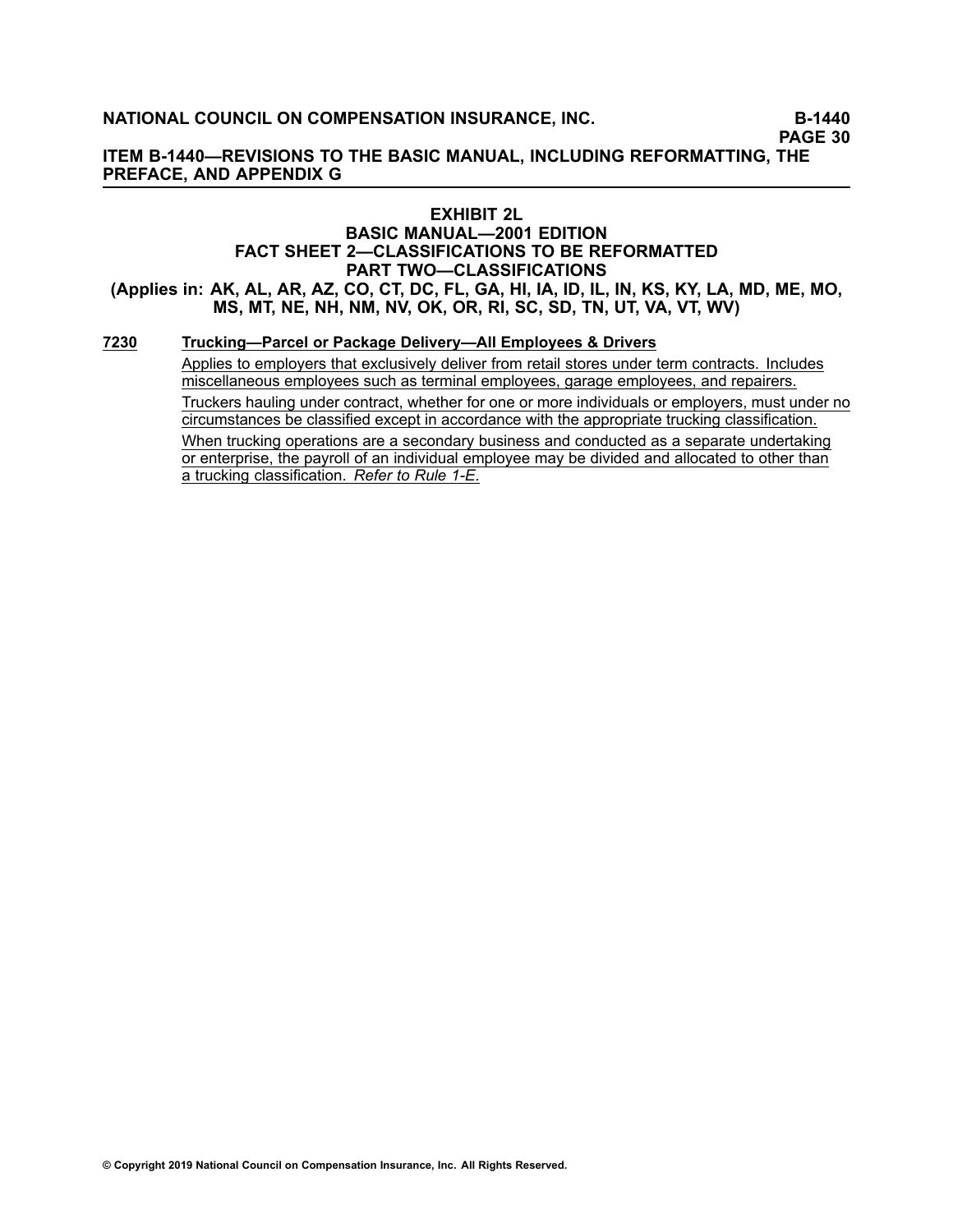# EXHIBIT 2L

## BASIC MANUAL—2001 EDITION

## FACT SHEET 2—CLASSIFICATIONS TO BE REFORMATTED

## PART TWO—CLASSIFICATIONS

**(Applies in: AK, AL, AR, AZ, CO, CT, DC, FL, GA, HI, IA, ID, IL, IN, KS, KY, LA, MD, ME, MO, MS, MT, NE, NH, NM, NV, OK, OR, RI, SC, SD, TN, UT, VA, VT, WV)**

**7230** **Trucking—Parcel or Package Delivery—All Employees & Drivers**

Applies to employers that exclusively deliver from retail stores under term contracts. Includes miscellaneous employees such as terminal employees, garage employees, and repairers.

Truckers hauling under contract, whether for one or more individuals or employers, must under no circumstances be classified except in accordance with the appropriate trucking classification.

When trucking operations are a secondary business and conducted as a separate undertaking or enterprise, the payroll of an individual employee may be divided and allocated to other than a trucking classification. *Refer to Rule 1-E*.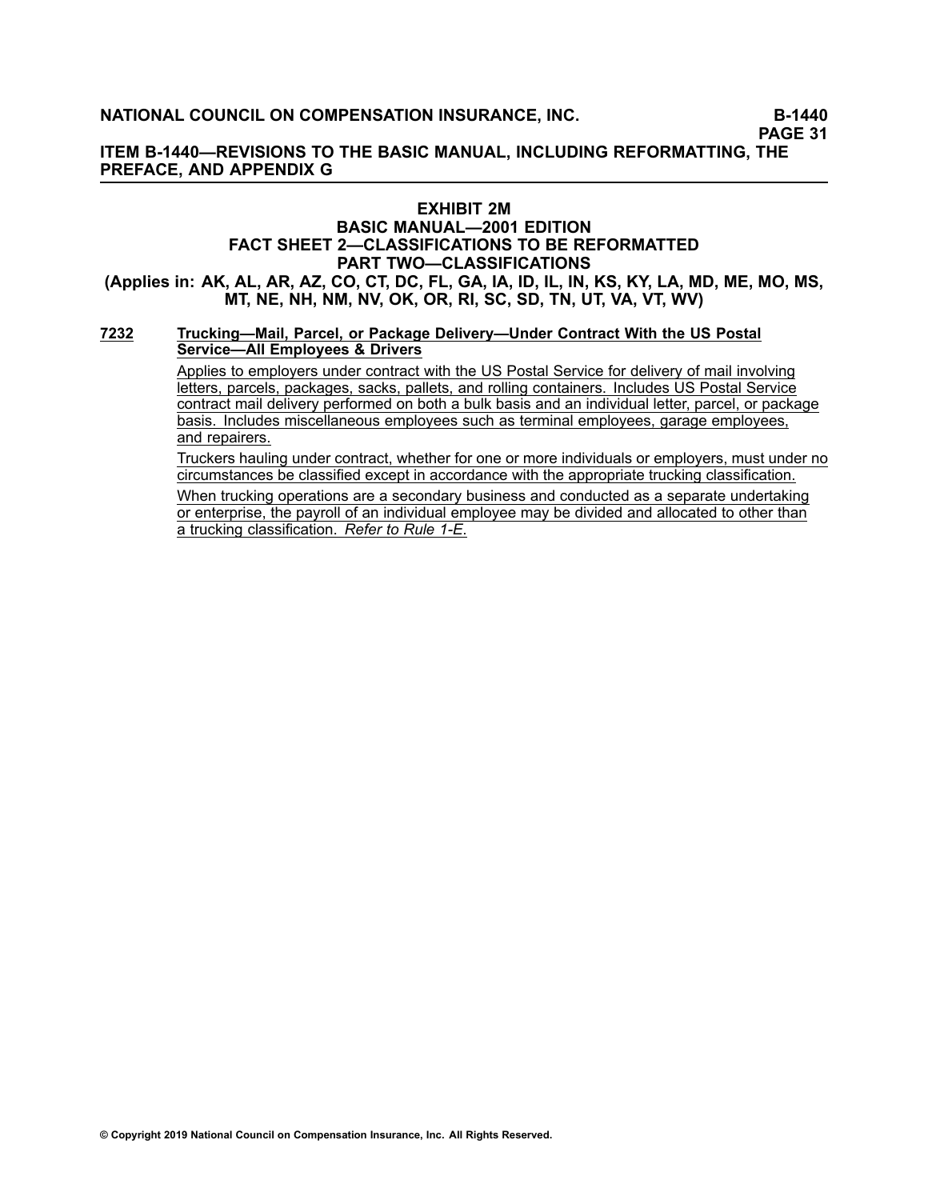# EXHIBIT 2M

## BASIC MANUAL—2001 EDITION

## FACT SHEET 2—CLASSIFICATIONS TO BE REFORMATTED

## PART TWO—CLASSIFICATIONS

**(Applies in: AK, AL, AR, AZ, CO, CT, DC, FL, GA, IA, ID, IL, IN, KS, KY, LA, MD, ME, MO, MS, MT, NE, NH, NM, NV, OK, OR, RI, SC, SD, TN, UT, VA, VT, WV)**

**7232** **Trucking—Mail, Parcel, or Package Delivery—Under Contract With the US Postal Service—All Employees & Drivers**

Applies to employers under contract with the US Postal Service for delivery of mail involving letters, parcels, packages, sacks, pallets, and rolling containers. Includes US Postal Service contract mail delivery performed on both a bulk basis and an individual letter, parcel, or package basis. Includes miscellaneous employees such as terminal employees, garage employees, and repairers.

Truckers hauling under contract, whether for one or more individuals or employers, must under no circumstances be classified except in accordance with the appropriate trucking classification.

When trucking operations are a secondary business and conducted as a separate undertaking or enterprise, the payroll of an individual employee may be divided and allocated to other than a trucking classification. *Refer to Rule 1-E*.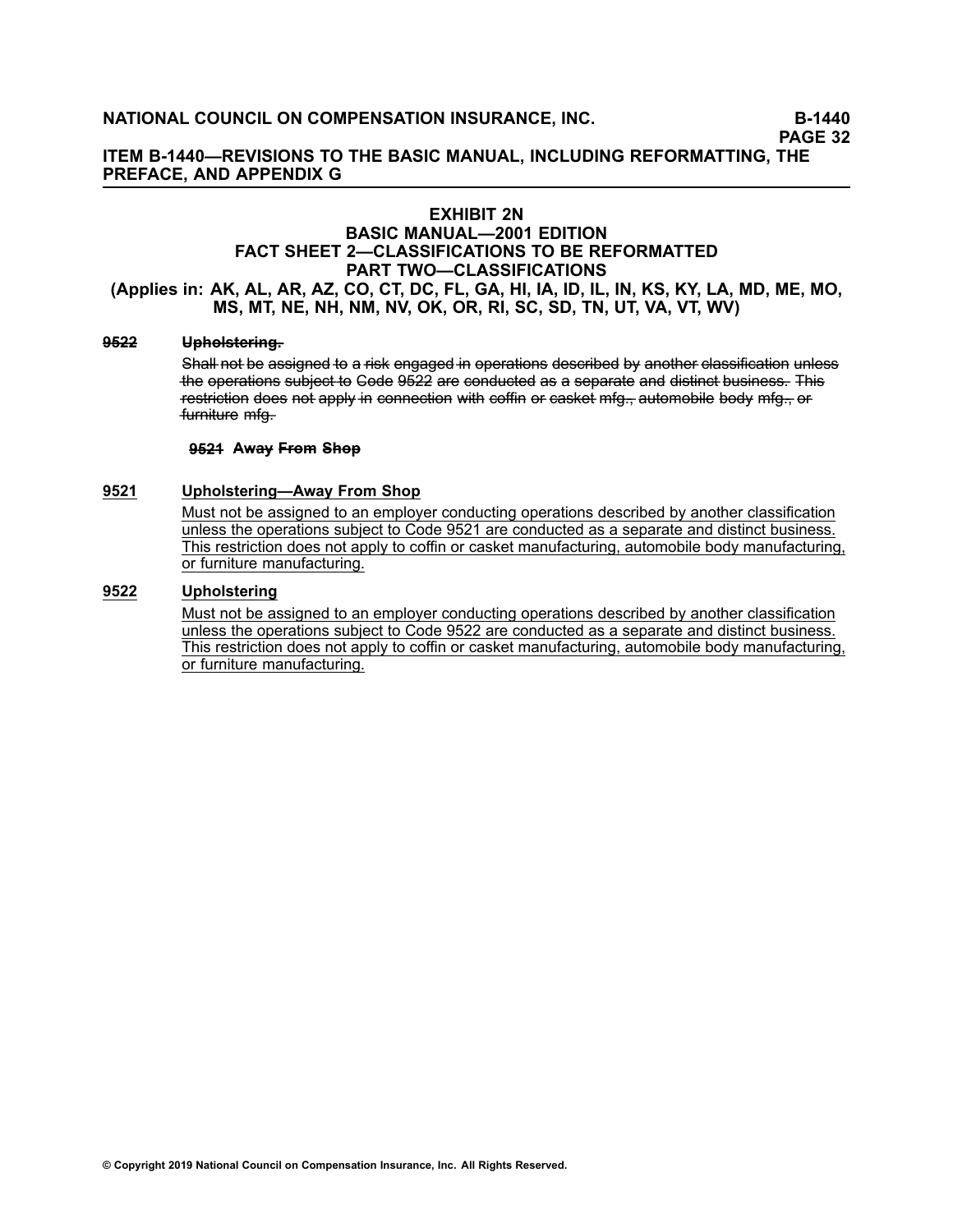## EXHIBIT 2N
## BASIC MANUAL—2001 EDITION
## FACT SHEET 2—CLASSIFICATIONS TO BE REFORMATTED
## PART TWO—CLASSIFICATIONS

**(Applies in: AK, AL, AR, AZ, CO, CT, DC, FL, GA, HI, IA, ID, IL, IN, KS, KY, LA, MD, ME, MO, MS, MT, NE, NH, NM, NV, OK, OR, RI, SC, SD, TN, UT, VA, VT, WV)**

~~**9522**~~ ~~**Upholstering.**~~

~~Shall not be assigned to a risk engaged in operations described by another classification unless the operations subject to Code 9522 are conducted as a separate and distinct business. This restriction does not apply in connection with coffin or casket mfg., automobile body mfg., or furniture mfg.~~

~~**9521**~~ ~~**Away From Shop**~~

<u>**9521**</u> <u>**Upholstering—Away From Shop**</u>

<u>Must not be assigned to an employer conducting operations described by another classification unless the operations subject to Code 9521 are conducted as a separate and distinct business. This restriction does not apply to coffin or casket manufacturing, automobile body manufacturing, or furniture manufacturing.</u>

<u>**9522**</u> <u>**Upholstering**</u>

<u>Must not be assigned to an employer conducting operations described by another classification unless the operations subject to Code 9522 are conducted as a separate and distinct business. This restriction does not apply to coffin or casket manufacturing, automobile body manufacturing, or furniture manufacturing.</u>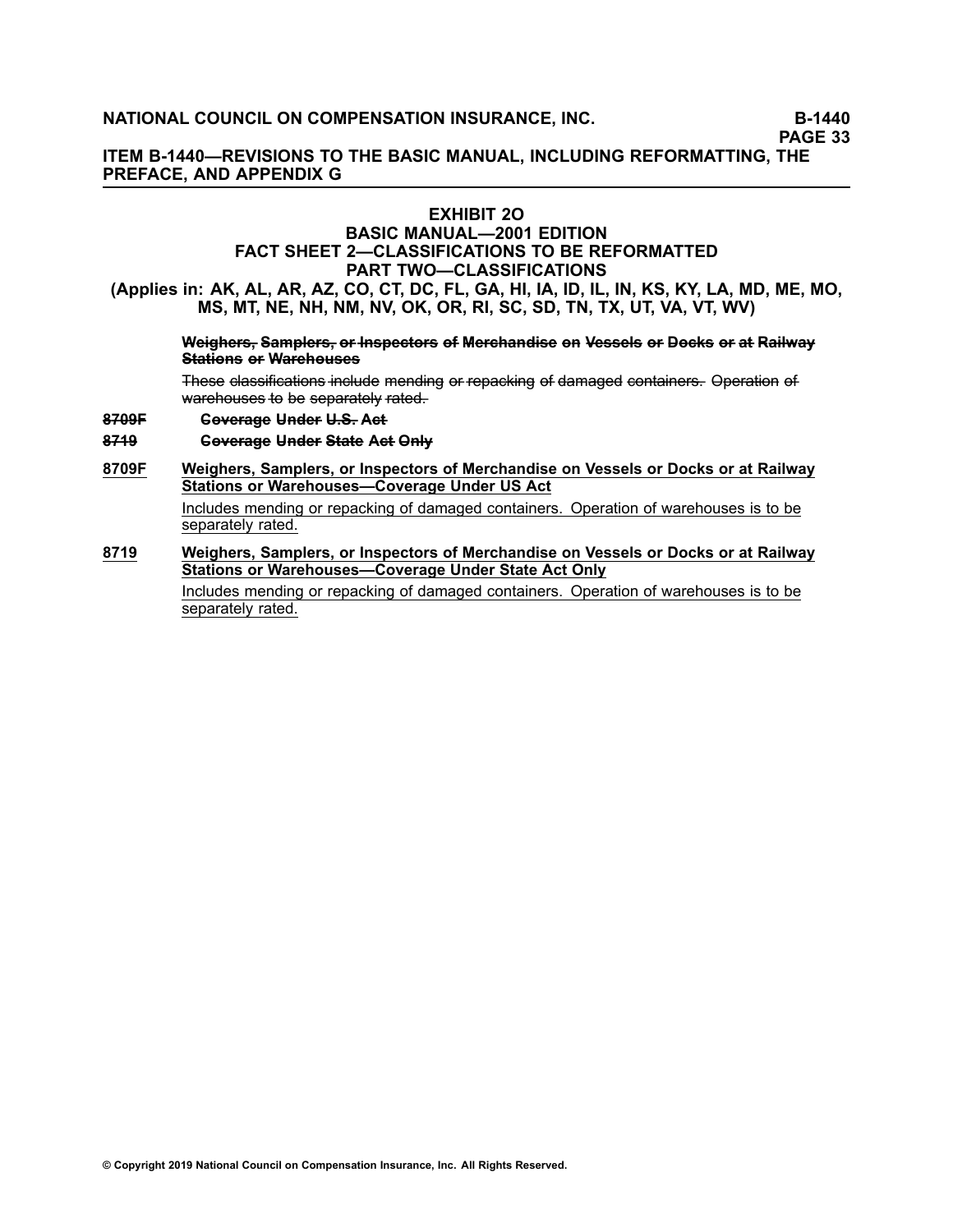# EXHIBIT 2O

## BASIC MANUAL—2001 EDITION

## FACT SHEET 2—CLASSIFICATIONS TO BE REFORMATTED

## PART TWO—CLASSIFICATIONS

**(Applies in: AK, AL, AR, AZ, CO, CT, DC, FL, GA, HI, IA, ID, IL, IN, KS, KY, LA, MD, ME, MO, MS, MT, NE, NH, NM, NV, OK, OR, RI, SC, SD, TN, TX, UT, VA, VT, WV)**

~~**Weighers, Samplers, or Inspectors of Merchandise on Vessels or Docks or at Railway Stations or Warehouses**~~

~~These classifications include mending or repacking of damaged containers. Operation of warehouses to be separately rated.~~

~~**8709F**~~ ~~**Coverage Under U.S. Act**~~

~~**8719**~~ ~~**Coverage Under State Act Only**~~

<u>**8709F**</u> <u>**Weighers, Samplers, or Inspectors of Merchandise on Vessels or Docks or at Railway Stations or Warehouses—Coverage Under US Act**</u>

<u>Includes mending or repacking of damaged containers. Operation of warehouses is to be separately rated.</u>

<u>**8719**</u> <u>**Weighers, Samplers, or Inspectors of Merchandise on Vessels or Docks or at Railway Stations or Warehouses—Coverage Under State Act Only**</u>

<u>Includes mending or repacking of damaged containers. Operation of warehouses is to be separately rated.</u>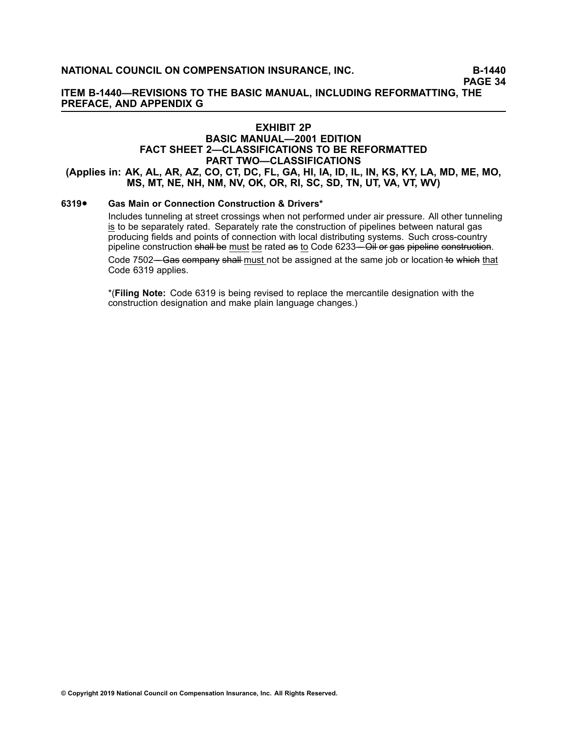## EXHIBIT 2P

## BASIC MANUAL—2001 EDITION

## FACT SHEET 2—CLASSIFICATIONS TO BE REFORMATTED

## PART TWO—CLASSIFICATIONS

**(Applies in: AK, AL, AR, AZ, CO, CT, DC, FL, GA, HI, IA, ID, IL, IN, KS, KY, LA, MD, ME, MO, MS, MT, NE, NH, NM, NV, OK, OR, RI, SC, SD, TN, UT, VA, VT, WV)**

**6319•** **Gas Main or Connection Construction & Drivers***

Includes tunneling at street crossings when not performed under air pressure. All other tunneling <u>is</u> to be separately rated. Separately rate the construction of pipelines between natural gas producing fields and points of connection with local distributing systems. Such cross-country pipeline construction ~~shall be~~ <u>must</u> <u>be</u> rated ~~as~~ <u>to</u> Code 6233~~—Oil or gas pipeline construction~~.

Code 7502~~—Gas company shall~~ <u>must</u> not be assigned at the same job or location ~~to which~~ <u>that</u> Code 6319 applies.

*(**Filing Note:** Code 6319 is being revised to replace the mercantile designation with the construction designation and make plain language changes.)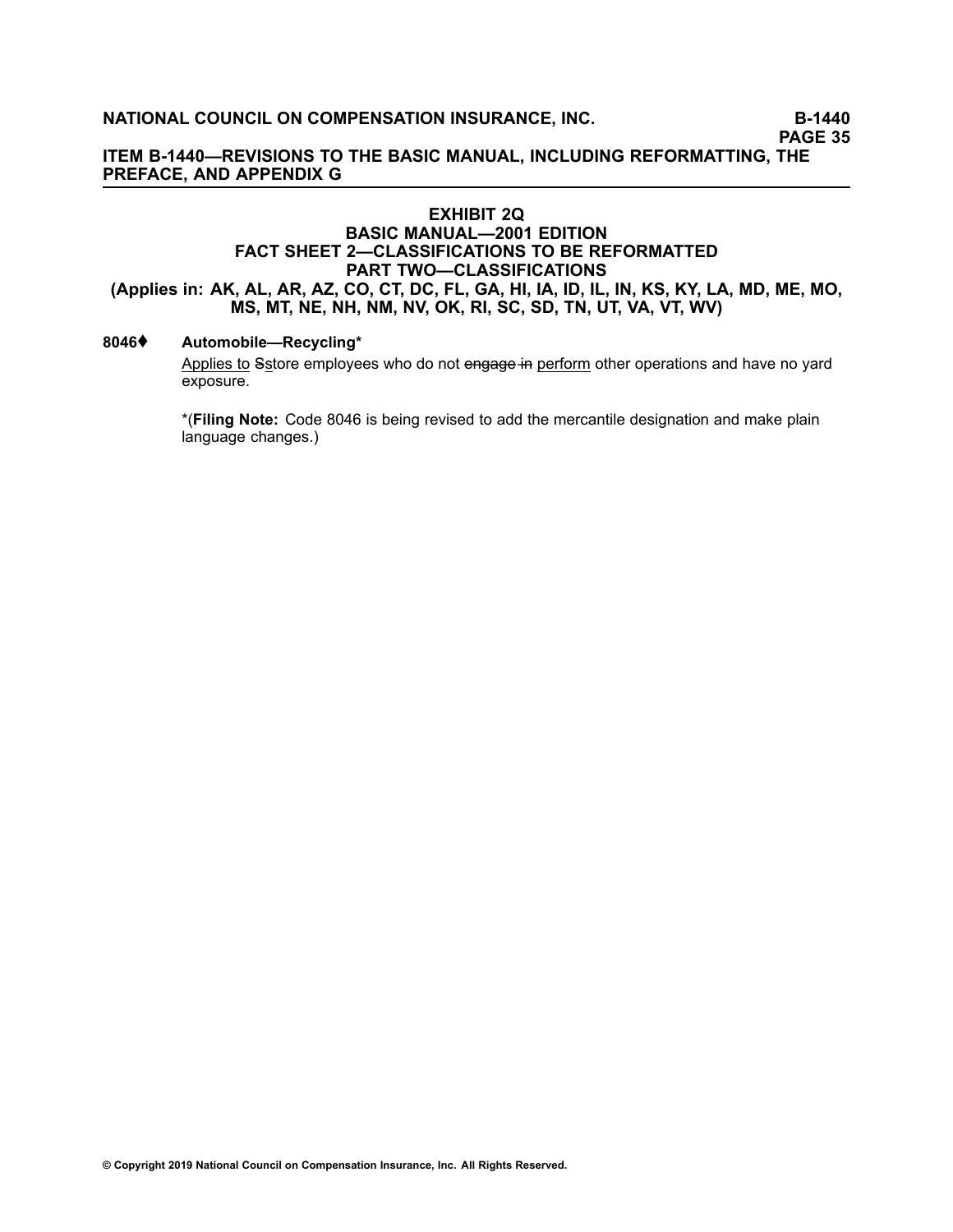# EXHIBIT 2Q
## BASIC MANUAL—2001 EDITION
## FACT SHEET 2—CLASSIFICATIONS TO BE REFORMATTED
## PART TWO—CLASSIFICATIONS
### (Applies in: AK, AL, AR, AZ, CO, CT, DC, FL, GA, HI, IA, ID, IL, IN, KS, KY, LA, MD, ME, MO, MS, MT, NE, NH, NM, NV, OK, RI, SC, SD, TN, UT, VA, VT, WV)

**8046♦ Automobile—Recycling***

<u>Applies to</u> ~~S~~<u>s</u>tore employees who do not ~~engage in~~ <u>perform</u> other operations and have no yard exposure.

*(**Filing Note:** Code 8046 is being revised to add the mercantile designation and make plain language changes.)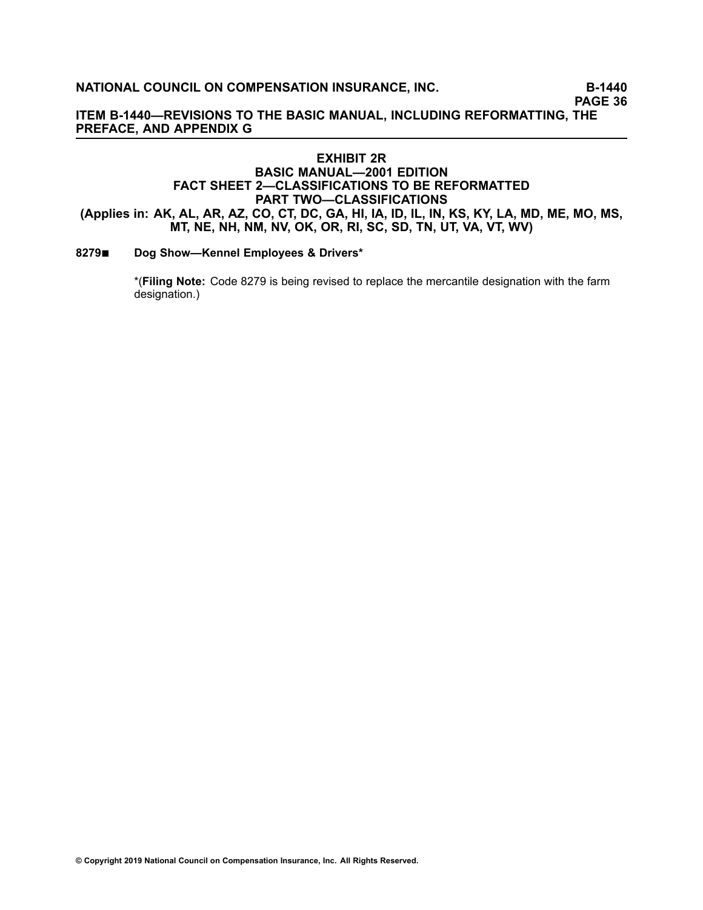## EXHIBIT 2R
## BASIC MANUAL—2001 EDITION
## FACT SHEET 2—CLASSIFICATIONS TO BE REFORMATTED
## PART TWO—CLASSIFICATIONS

**(Applies in: AK, AL, AR, AZ, CO, CT, DC, GA, HI, IA, ID, IL, IN, KS, KY, LA, MD, ME, MO, MS, MT, NE, NH, NM, NV, OK, OR, RI, SC, SD, TN, UT, VA, VT, WV)**

**8279■ Dog Show—Kennel Employees & Drivers***

*(**Filing Note:** Code 8279 is being revised to replace the mercantile designation with the farm designation.)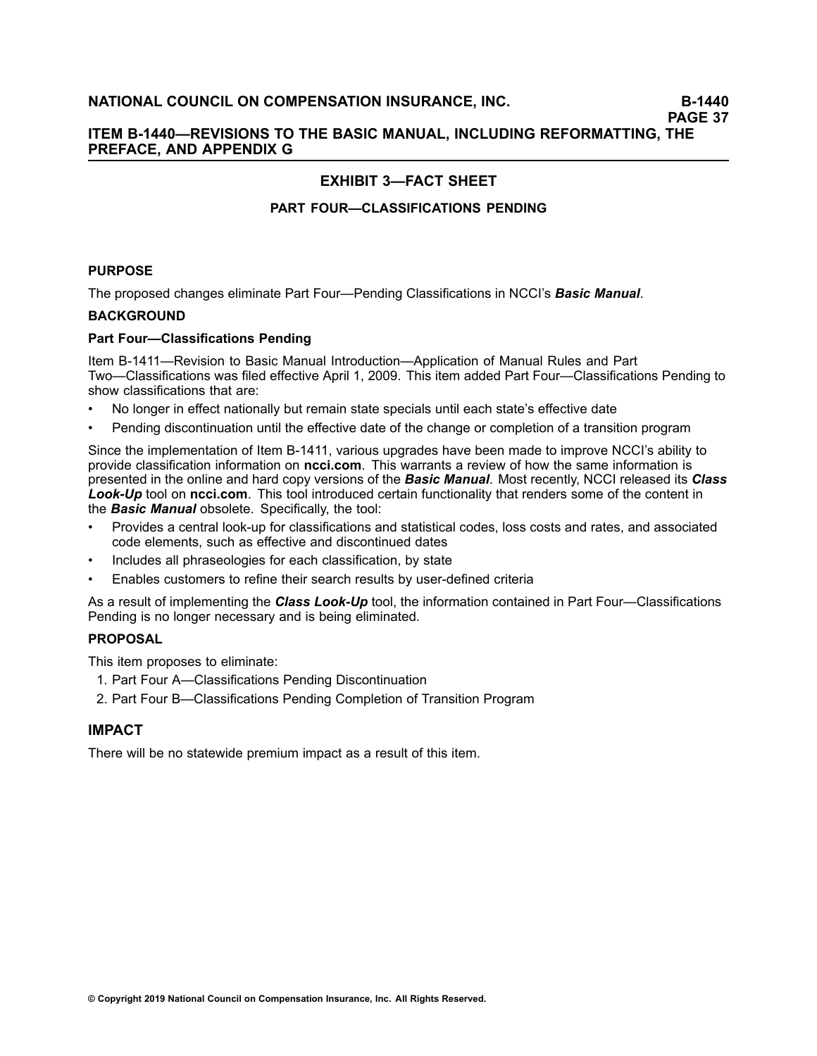## EXHIBIT 3—FACT SHEET

### PART FOUR—CLASSIFICATIONS PENDING

**PURPOSE**

The proposed changes eliminate Part Four—Pending Classifications in NCCI's ***Basic Manual***.

**BACKGROUND**

**Part Four—Classifications Pending**

Item B-1411—Revision to Basic Manual Introduction—Application of Manual Rules and Part Two—Classifications was filed effective April 1, 2009. This item added Part Four—Classifications Pending to show classifications that are:

- No longer in effect nationally but remain state specials until each state's effective date
- Pending discontinuation until the effective date of the change or completion of a transition program

Since the implementation of Item B-1411, various upgrades have been made to improve NCCI's ability to provide classification information on **ncci.com**. This warrants a review of how the same information is presented in the online and hard copy versions of the ***Basic Manual***. Most recently, NCCI released its ***Class Look-Up*** tool on **ncci.com**. This tool introduced certain functionality that renders some of the content in the ***Basic Manual*** obsolete. Specifically, the tool:

- Provides a central look-up for classifications and statistical codes, loss costs and rates, and associated code elements, such as effective and discontinued dates
- Includes all phraseologies for each classification, by state
- Enables customers to refine their search results by user-defined criteria

As a result of implementing the ***Class Look-Up*** tool, the information contained in Part Four—Classifications Pending is no longer necessary and is being eliminated.

**PROPOSAL**

This item proposes to eliminate:

1. Part Four A—Classifications Pending Discontinuation
2. Part Four B—Classifications Pending Completion of Transition Program

### IMPACT

There will be no statewide premium impact as a result of this item.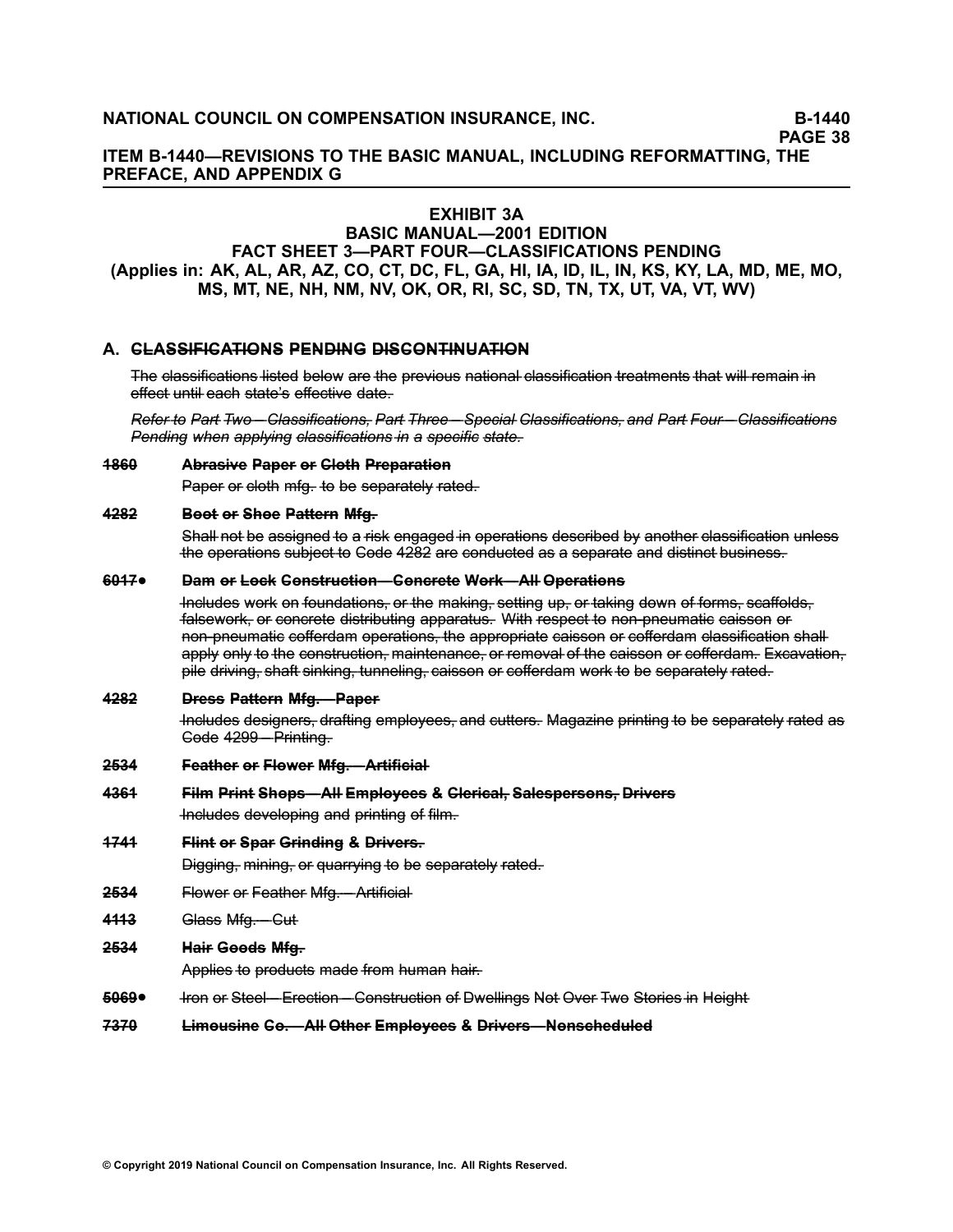## EXHIBIT 3A
## BASIC MANUAL—2001 EDITION
## FACT SHEET 3—PART FOUR—CLASSIFICATIONS PENDING
### (Applies in: AK, AL, AR, AZ, CO, CT, DC, FL, GA, HI, IA, ID, IL, IN, KS, KY, LA, MD, ME, MO, MS, MT, NE, NH, NM, NV, OK, OR, RI, SC, SD, TN, TX, UT, VA, VT, WV)

### A. ~~CLASSIFICATIONS PENDING DISCONTINUATION~~

~~The classifications listed below are the previous national classification treatments that will remain in effect until each state's effective date.~~

~~*Refer to Part Two—Classifications, Part Three—Special Classifications, and Part Four—Classifications Pending when applying classifications in a specific state.*~~

**~~1860~~** **~~Abrasive Paper or Cloth Preparation~~**

~~Paper or cloth mfg. to be separately rated.~~

**~~4282~~** **~~Boot or Shoe Pattern Mfg.~~**

~~Shall not be assigned to a risk engaged in operations described by another classification unless the operations subject to Code 4282 are conducted as a separate and distinct business.~~

**~~6017•~~** **~~Dam or Lock Construction—Concrete Work—All Operations~~**

~~Includes work on foundations, or the making, setting up, or taking down of forms, scaffolds, falsework, or concrete distributing apparatus. With respect to non-pneumatic caisson or non-pneumatic cofferdam operations, the appropriate caisson or cofferdam classification shall apply only to the construction, maintenance, or removal of the caisson or cofferdam. Excavation, pile driving, shaft sinking, tunneling, caisson or cofferdam work to be separately rated.~~

**~~4282~~** **~~Dress Pattern Mfg.—Paper~~**

~~Includes designers, drafting employees, and cutters. Magazine printing to be separately rated as Code 4299—Printing.~~

**~~2534~~** **~~Feather or Flower Mfg.—Artificial~~**

**~~4361~~** **~~Film Print Shops—All Employees & Clerical, Salespersons, Drivers~~**

~~Includes developing and printing of film.~~

**~~1741~~** **~~Flint or Spar Grinding & Drivers.~~**

~~Digging, mining, or quarrying to be separately rated.~~

**~~2534~~** ~~Flower or Feather Mfg.—Artificial~~

**~~4113~~** ~~Glass Mfg.—Cut~~

**~~2534~~** **~~Hair Goods Mfg.~~**

~~Applies to products made from human hair.~~

**~~5069•~~** ~~Iron or Steel—Erection—Construction of Dwellings Not Over Two Stories in Height~~

**~~7370~~** **~~Limousine Co.—All Other Employees & Drivers—Nonscheduled~~**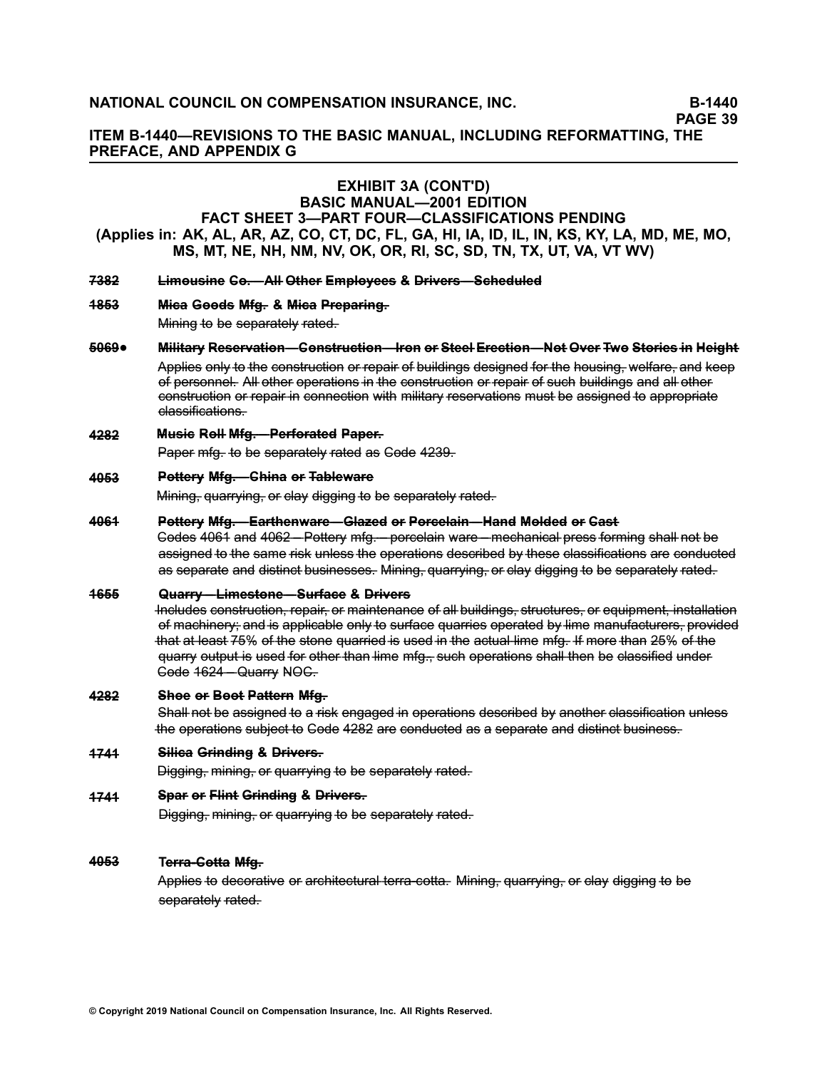## EXHIBIT 3A (CONT'D)
## BASIC MANUAL—2001 EDITION
## FACT SHEET 3—PART FOUR—CLASSIFICATIONS PENDING
### (Applies in: AK, AL, AR, AZ, CO, CT, DC, FL, GA, HI, IA, ID, IL, IN, KS, KY, LA, MD, ME, MO, MS, MT, NE, NH, NM, NV, OK, OR, RI, SC, SD, TN, TX, UT, VA, VT WV)

~~**7382**~~ ~~**Limousine Co.—All Other Employees & Drivers—Scheduled**~~

~~**1853**~~ ~~**Mica Goods Mfg. & Mica Preparing.**~~

~~Mining to be separately rated.~~

~~**5069●**~~ ~~**Military Reservation—Construction—Iron or Steel Erection—Not Over Two Stories in Height**~~

~~Applies only to the construction or repair of buildings designed for the housing, welfare, and keep of personnel. All other operations in the construction or repair of such buildings and all other construction or repair in connection with military reservations must be assigned to appropriate classifications.~~

~~**4282**~~ ~~**Music Roll Mfg.—Perforated Paper.**~~

~~Paper mfg. to be separately rated as Code 4239.~~

~~**4053**~~ ~~**Pottery Mfg.—China or Tableware**~~

~~Mining, quarrying, or clay digging to be separately rated.~~

~~**4061**~~ ~~**Pottery Mfg.—Earthenware—Glazed or Porcelain—Hand Molded or Cast**~~

~~Codes 4061 and 4062—Pottery mfg.—porcelain ware—mechanical press forming shall not be assigned to the same risk unless the operations described by these classifications are conducted as separate and distinct businesses. Mining, quarrying, or clay digging to be separately rated.~~

~~**1655**~~ ~~**Quarry—Limestone—Surface & Drivers**~~

~~Includes construction, repair, or maintenance of all buildings, structures, or equipment, installation of machinery; and is applicable only to surface quarries operated by lime manufacturers, provided that at least 75% of the stone quarried is used in the actual lime mfg. If more than 25% of the quarry output is used for other than lime mfg., such operations shall then be classified under Code 1624—Quarry NOC.~~

~~**4282**~~ ~~**Shoe or Boot Pattern Mfg.**~~

~~Shall not be assigned to a risk engaged in operations described by another classification unless the operations subject to Code 4282 are conducted as a separate and distinct business.~~

~~**1741**~~ ~~**Silica Grinding & Drivers.**~~

~~Digging, mining, or quarrying to be separately rated.~~

~~**1741**~~ ~~**Spar or Flint Grinding & Drivers.**~~

~~Digging, mining, or quarrying to be separately rated.~~

~~**4053**~~ ~~**Terra-Cotta Mfg.**~~

~~Applies to decorative or architectural terra-cotta. Mining, quarrying, or clay digging to be separately rated.~~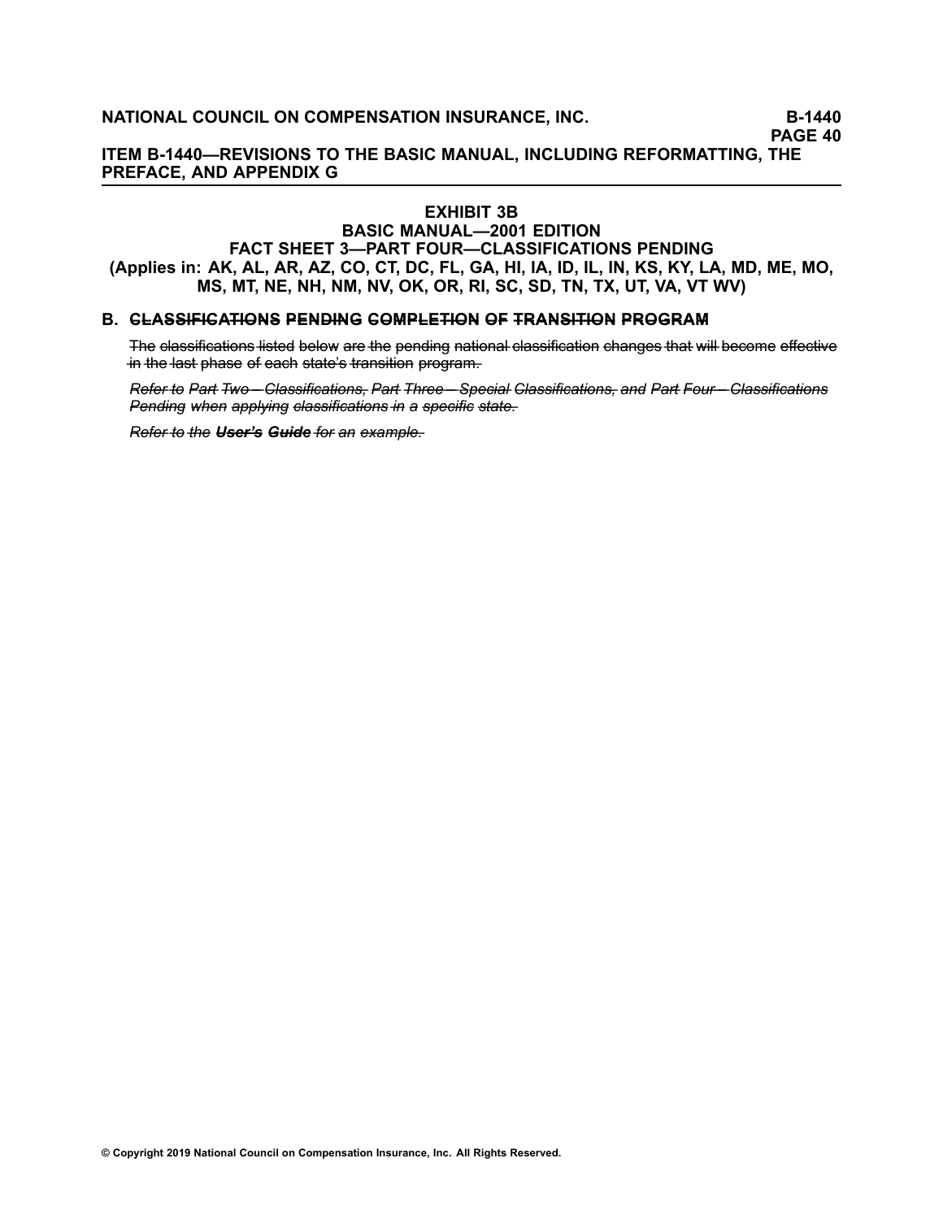## EXHIBIT 3B

## BASIC MANUAL—2001 EDITION

## FACT SHEET 3—PART FOUR—CLASSIFICATIONS PENDING

**(Applies in: AK, AL, AR, AZ, CO, CT, DC, FL, GA, HI, IA, ID, IL, IN, KS, KY, LA, MD, ME, MO, MS, MT, NE, NH, NM, NV, OK, OR, RI, SC, SD, TN, TX, UT, VA, VT WV)**

### B. ~~CLASSIFICATIONS PENDING COMPLETION OF TRANSITION PROGRAM~~

~~The classifications listed below are the pending national classification changes that will become effective in the last phase of each state's transition program.~~

*~~Refer to Part Two—Classifications, Part Three—Special Classifications, and Part Four—Classifications Pending when applying classifications in a specific state.~~*

*~~Refer to the **User's Guide** for an example.~~*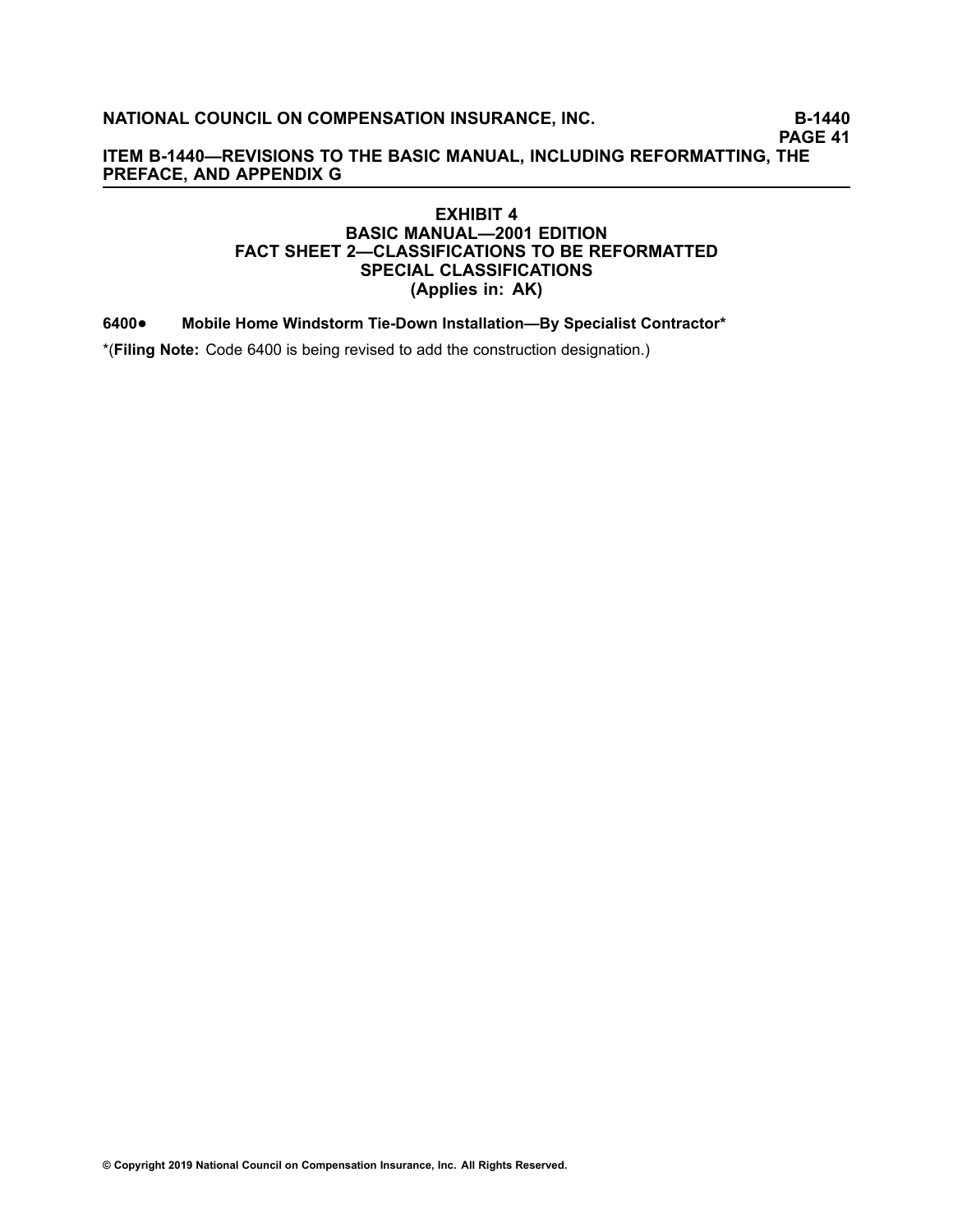## EXHIBIT 4
## BASIC MANUAL—2001 EDITION
## FACT SHEET 2—CLASSIFICATIONS TO BE REFORMATTED
## SPECIAL CLASSIFICATIONS
## (Applies in: AK)

**6400●     Mobile Home Windstorm Tie-Down Installation—By Specialist Contractor***

*(**Filing Note:** Code 6400 is being revised to add the construction designation.)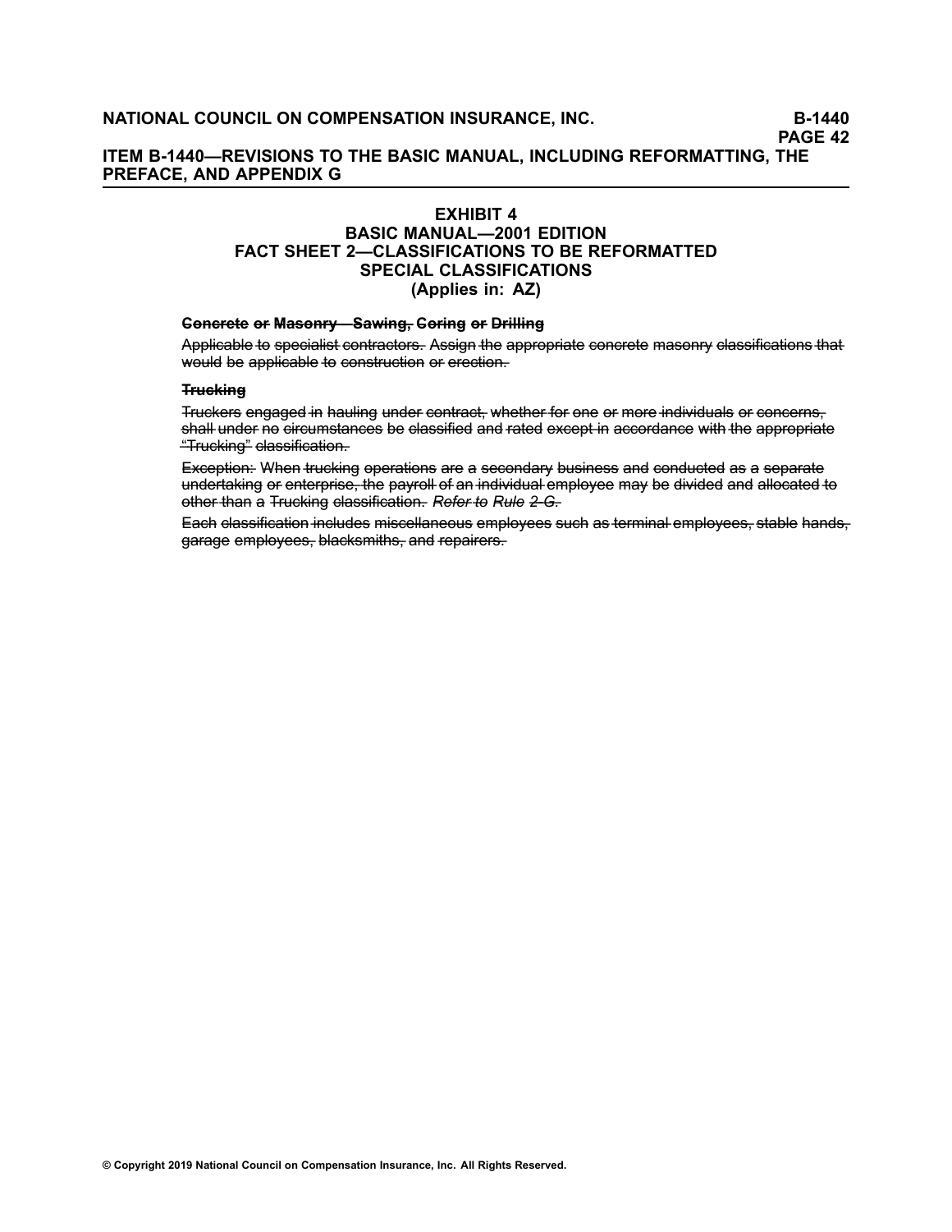# EXHIBIT 4
## BASIC MANUAL—2001 EDITION
## FACT SHEET 2—CLASSIFICATIONS TO BE REFORMATTED
## SPECIAL CLASSIFICATIONS
## (Applies in: AZ)

~~**Concrete or Masonry—Sawing, Coring or Drilling**~~

~~Applicable to specialist contractors. Assign the appropriate concrete masonry classifications that would be applicable to construction or erection.~~

~~**Trucking**~~

~~Truckers engaged in hauling under contract, whether for one or more individuals or concerns, shall under no circumstances be classified and rated except in accordance with the appropriate "Trucking" classification.~~

~~Exception: When trucking operations are a secondary business and conducted as a separate undertaking or enterprise, the payroll of an individual employee may be divided and allocated to other than a Trucking classification. *Refer to Rule 2-G.*~~

~~Each classification includes miscellaneous employees such as terminal employees, stable hands, garage employees, blacksmiths, and repairers.~~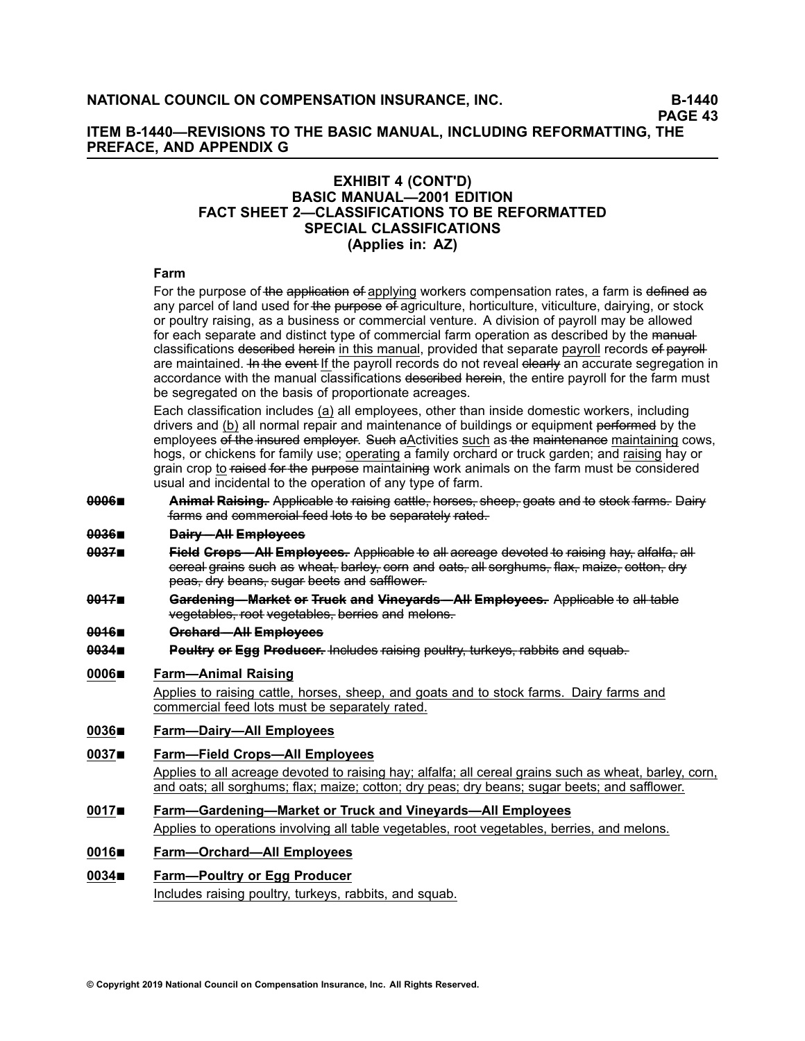## EXHIBIT 4 (CONT'D)
## BASIC MANUAL—2001 EDITION
## FACT SHEET 2—CLASSIFICATIONS TO BE REFORMATTED
## SPECIAL CLASSIFICATIONS
## (Applies in: AZ)

**Farm**

For the purpose of ~~the application of~~ applying workers compensation rates, a farm is ~~defined as~~ any parcel of land used for ~~the purpose of~~ agriculture, horticulture, viticulture, dairying, or stock or poultry raising, as a business or commercial venture. A division of payroll may be allowed for each separate and distinct type of commercial farm operation as described by the ~~manual~~ classifications ~~described herein~~ in this manual, provided that separate payroll records ~~of payroll~~ are maintained. ~~In the event~~ If the payroll records do not reveal ~~clearly~~ an accurate segregation in accordance with the manual classifications ~~described herein~~, the entire payroll for the farm must be segregated on the basis of proportionate acreages.

Each classification includes (a) all employees, other than inside domestic workers, including drivers and (b) all normal repair and maintenance of buildings or equipment ~~performed~~ by the employees ~~of the insured employer~~. ~~Such a~~Activities such as ~~the maintenance~~ maintaining cows, hogs, or chickens for family use; operating a family orchard or truck garden; and raising hay or grain crop to ~~raised for the purpose~~ maintain~~ing~~ work animals on the farm must be considered usual and incidental to the operation of any type of farm.

~~0006■~~ ~~**Animal Raising.**~~ ~~Applicable to raising cattle, horses, sheep, goats and to stock farms. Dairy farms and commercial feed lots to be separately rated.~~

~~0036■~~ ~~**Dairy—All Employees**~~

~~0037■~~ ~~**Field Crops—All Employees.**~~ ~~Applicable to all acreage devoted to raising hay, alfalfa, all cereal grains such as wheat, barley, corn and oats, all sorghums, flax, maize, cotton, dry peas, dry beans, sugar beets and safflower.~~

~~0017■~~ ~~**Gardening—Market or Truck and Vineyards—All Employees.**~~ ~~Applicable to all table vegetables, root vegetables, berries and melons.~~

~~0016■~~ ~~**Orchard—All Employees**~~

~~0034■~~ ~~**Poultry or Egg Producer.**~~ ~~Includes raising poultry, turkeys, rabbits and squab.~~

0006■ **Farm—Animal Raising**

Applies to raising cattle, horses, sheep, and goats and to stock farms. Dairy farms and commercial feed lots must be separately rated.

0036■ **Farm—Dairy—All Employees**

0037■ **Farm—Field Crops—All Employees**

Applies to all acreage devoted to raising hay; alfalfa; all cereal grains such as wheat, barley, corn, and oats; all sorghums; flax; maize; cotton; dry peas; dry beans; sugar beets; and safflower.

0017■ **Farm—Gardening—Market or Truck and Vineyards—All Employees**

Applies to operations involving all table vegetables, root vegetables, berries, and melons.

0016■ **Farm—Orchard—All Employees**

0034■ **Farm—Poultry or Egg Producer**

Includes raising poultry, turkeys, rabbits, and squab.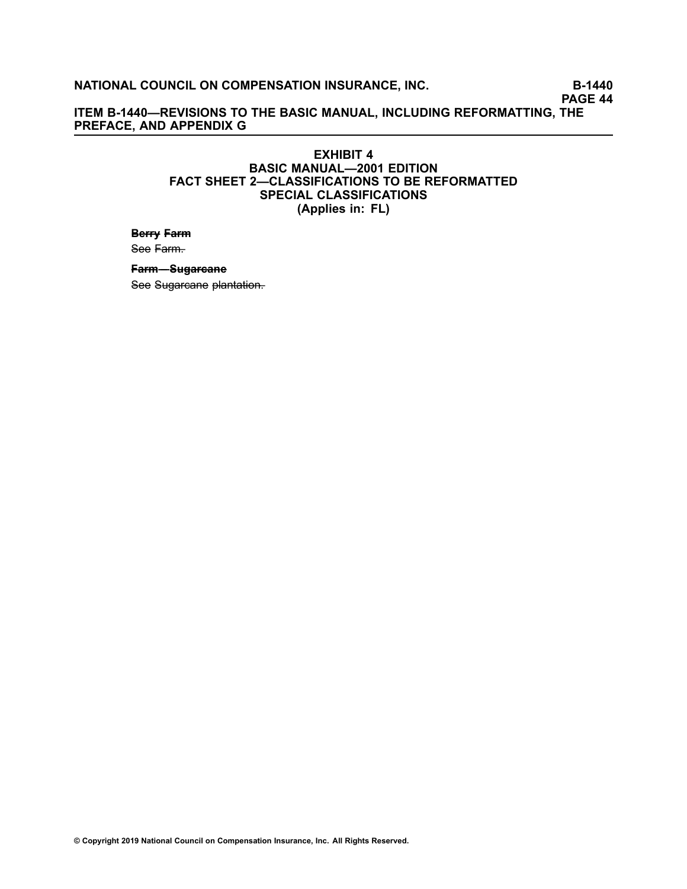## EXHIBIT 4
## BASIC MANUAL—2001 EDITION
## FACT SHEET 2—CLASSIFICATIONS TO BE REFORMATTED
## SPECIAL CLASSIFICATIONS
## (Applies in: FL)

**~~Berry Farm~~**

~~See Farm.~~

**~~Farm—Sugarcane~~**

~~See Sugarcane plantation.~~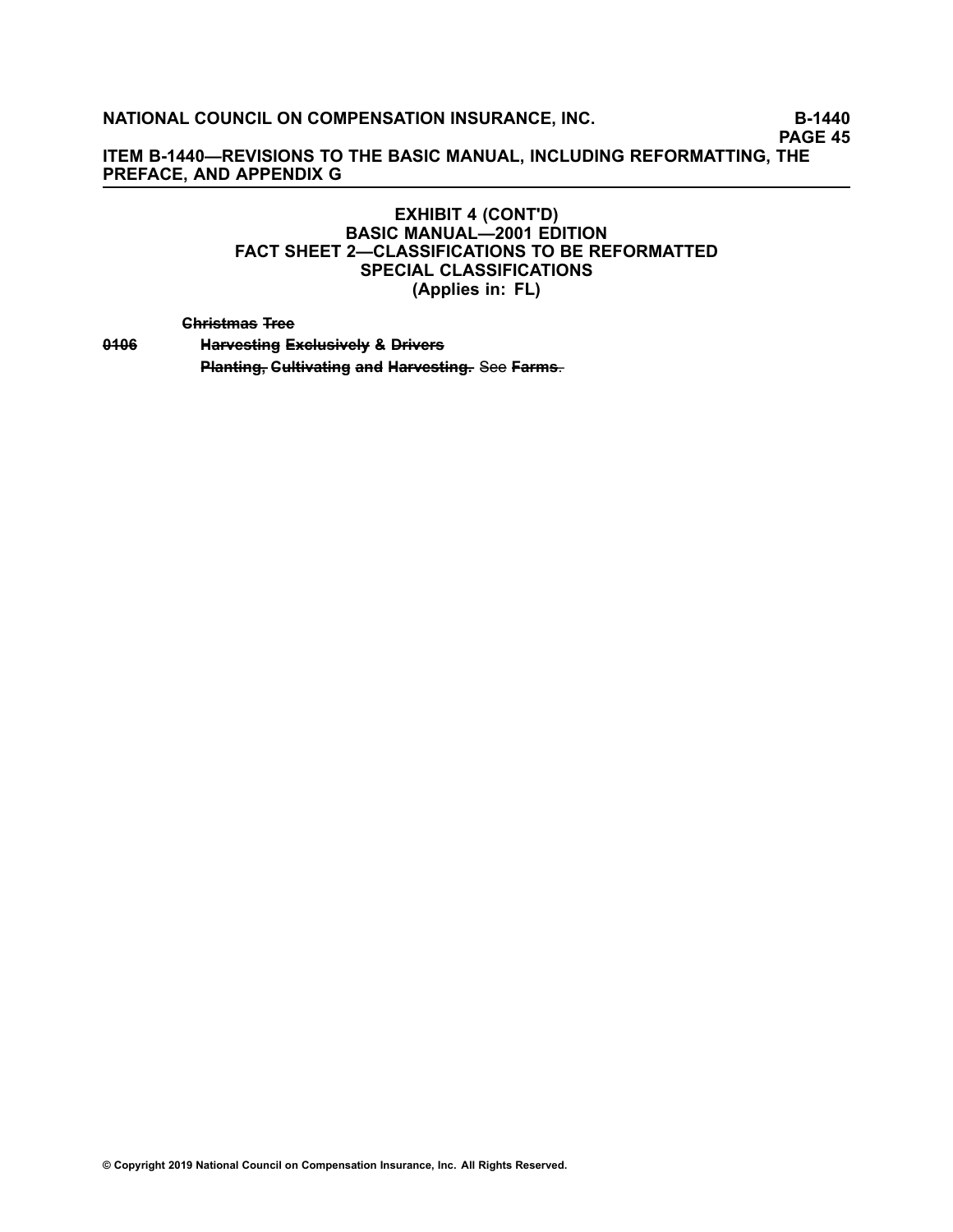## EXHIBIT 4 (CONT'D)
## BASIC MANUAL—2001 EDITION
## FACT SHEET 2—CLASSIFICATIONS TO BE REFORMATTED
## SPECIAL CLASSIFICATIONS
## (Applies in: FL)

~~**Christmas Tree**~~

~~**0106**~~ ~~**Harvesting Exclusively & Drivers**~~

~~**Planting, Cultivating and Harvesting.**~~ See ~~**Farms**.~~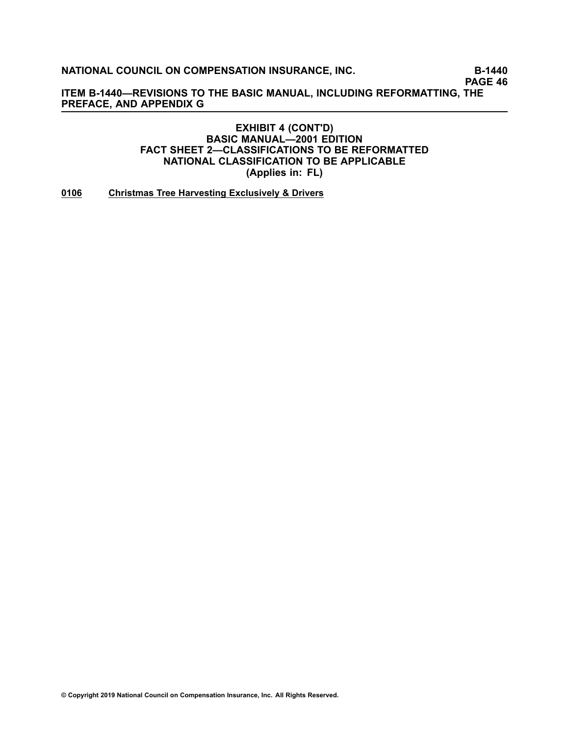## EXHIBIT 4 (CONT'D)
## BASIC MANUAL—2001 EDITION
## FACT SHEET 2—CLASSIFICATIONS TO BE REFORMATTED
## NATIONAL CLASSIFICATION TO BE APPLICABLE
## (Applies in: FL)

**0106 Christmas Tree Harvesting Exclusively & Drivers**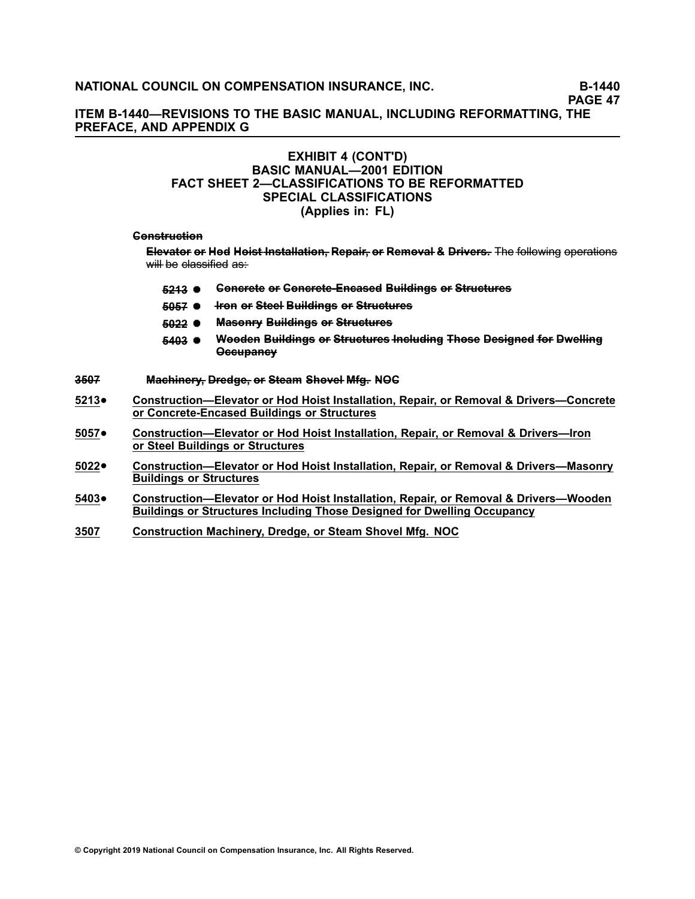# ITEM B-1440—REVISIONS TO THE BASIC MANUAL, INCLUDING REFORMATTING, THE PREFACE, AND APPENDIX G

## EXHIBIT 4 (CONT'D)
## BASIC MANUAL—2001 EDITION
## FACT SHEET 2—CLASSIFICATIONS TO BE REFORMATTED
## SPECIAL CLASSIFICATIONS
## (Applies in: FL)

~~**Construction**~~

~~**Elevator or Hod Hoist Installation, Repair, or Removal & Drivers.**~~ ~~The following operations will be classified as:~~

- ~~**5213 ●**~~ ~~**Concrete or Concrete-Encased Buildings or Structures**~~
- ~~**5057 ●**~~ ~~**Iron or Steel Buildings or Structures**~~
- ~~**5022 ●**~~ ~~**Masonry Buildings or Structures**~~
- ~~**5403 ●**~~ ~~**Wooden Buildings or Structures Including Those Designed for Dwelling Occupancy**~~

~~**3507**~~ ~~**Machinery, Dredge, or Steam Shovel Mfg. NOC**~~

**5213●** **Construction—Elevator or Hod Hoist Installation, Repair, or Removal & Drivers—Concrete or Concrete-Encased Buildings or Structures**

**5057●** **Construction—Elevator or Hod Hoist Installation, Repair, or Removal & Drivers—Iron or Steel Buildings or Structures**

**5022●** **Construction—Elevator or Hod Hoist Installation, Repair, or Removal & Drivers—Masonry Buildings or Structures**

**5403●** **Construction—Elevator or Hod Hoist Installation, Repair, or Removal & Drivers—Wooden Buildings or Structures Including Those Designed for Dwelling Occupancy**

**3507** **Construction Machinery, Dredge, or Steam Shovel Mfg. NOC**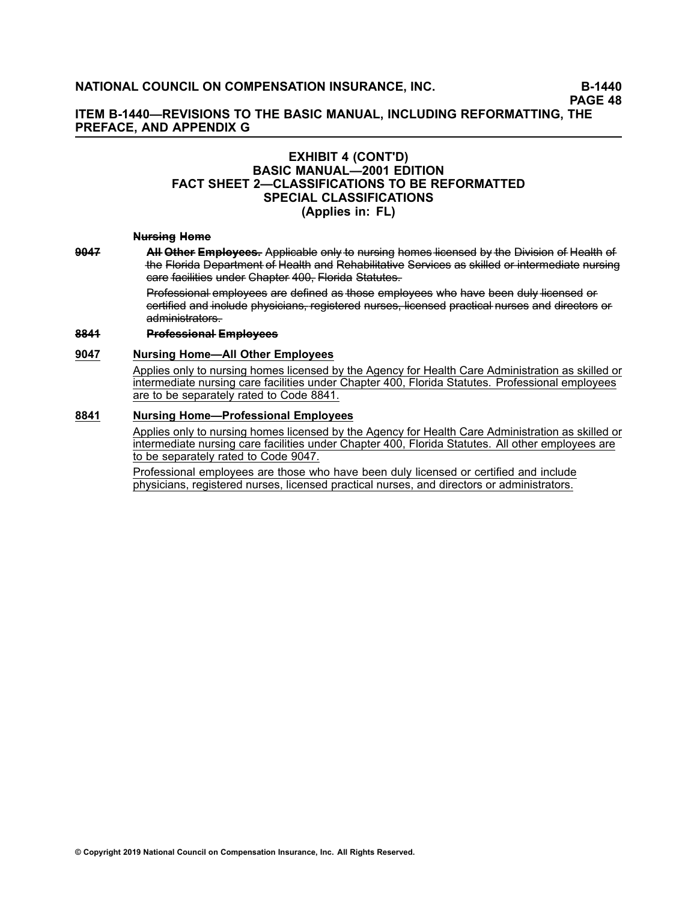# EXHIBIT 4 (CONT'D)
## BASIC MANUAL—2001 EDITION
## FACT SHEET 2—CLASSIFICATIONS TO BE REFORMATTED
## SPECIAL CLASSIFICATIONS
## (Applies in: FL)

~~**Nursing Home**~~

~~9047~~ ~~**All Other Employees.**~~ ~~Applicable only to nursing homes licensed by the Division of Health of the Florida Department of Health and Rehabilitative Services as skilled or intermediate nursing care facilities under Chapter 400, Florida Statutes.~~

~~Professional employees are defined as those employees who have been duly licensed or certified and include physicians, registered nurses, licensed practical nurses and directors or administrators.~~

~~8841~~ ~~**Professional Employees**~~

<u>9047</u> <u>**Nursing Home—All Other Employees**</u>

<u>Applies only to nursing homes licensed by the Agency for Health Care Administration as skilled or intermediate nursing care facilities under Chapter 400, Florida Statutes. Professional employees are to be separately rated to Code 8841.</u>

<u>8841</u> <u>**Nursing Home—Professional Employees**</u>

<u>Applies only to nursing homes licensed by the Agency for Health Care Administration as skilled or intermediate nursing care facilities under Chapter 400, Florida Statutes. All other employees are to be separately rated to Code 9047.</u>

<u>Professional employees are those who have been duly licensed or certified and include physicians, registered nurses, licensed practical nurses, and directors or administrators.</u>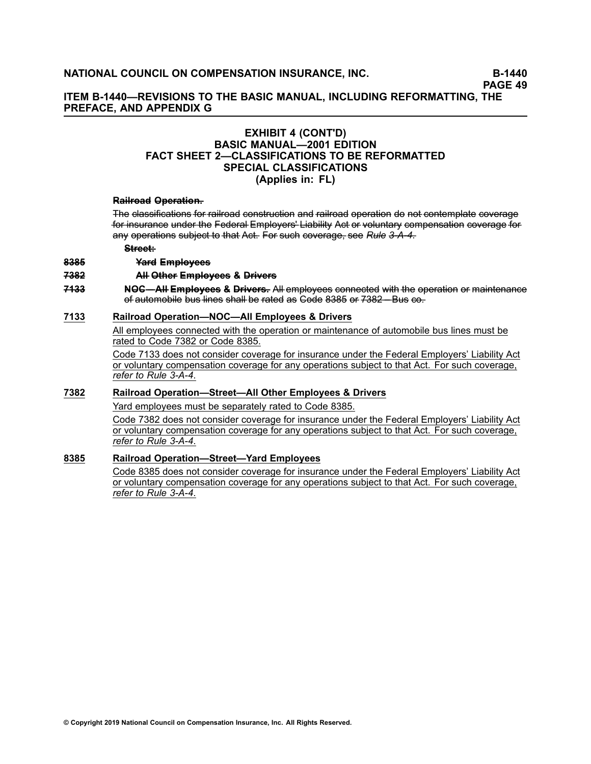# EXHIBIT 4 (CONT'D)
## BASIC MANUAL—2001 EDITION
## FACT SHEET 2—CLASSIFICATIONS TO BE REFORMATTED
## SPECIAL CLASSIFICATIONS
## (Applies in: FL)

~~**Railroad Operation.**~~

~~The classifications for railroad construction and railroad operation do not contemplate coverage for insurance under the Federal Employers' Liability Act or voluntary compensation coverage for any operations subject to that Act. For such coverage, see *Rule 3-A-4*.~~

~~**Street:**~~

~~8385~~ ~~**Yard Employees**~~

~~7382~~ ~~**All Other Employees & Drivers**~~

~~7133~~ ~~**NOC—All Employees & Drivers.**~~ ~~All employees connected with the operation or maintenance of automobile bus lines shall be rated as Code 8385 or 7382—Bus co.~~

<u>7133</u> <u>**Railroad Operation—NOC—All Employees & Drivers**</u>

<u>All employees connected with the operation or maintenance of automobile bus lines must be rated to Code 7382 or Code 8385.</u>

<u>Code 7133 does not consider coverage for insurance under the Federal Employers' Liability Act or voluntary compensation coverage for any operations subject to that Act. For such coverage, *refer to Rule 3-A-4*.</u>

<u>7382</u> <u>**Railroad Operation—Street—All Other Employees & Drivers**</u>

<u>Yard employees must be separately rated to Code 8385.</u>

<u>Code 7382 does not consider coverage for insurance under the Federal Employers' Liability Act or voluntary compensation coverage for any operations subject to that Act. For such coverage, *refer to Rule 3-A-4*.</u>

<u>8385</u> <u>**Railroad Operation—Street—Yard Employees**</u>

<u>Code 8385 does not consider coverage for insurance under the Federal Employers' Liability Act or voluntary compensation coverage for any operations subject to that Act. For such coverage, *refer to Rule 3-A-4*.</u>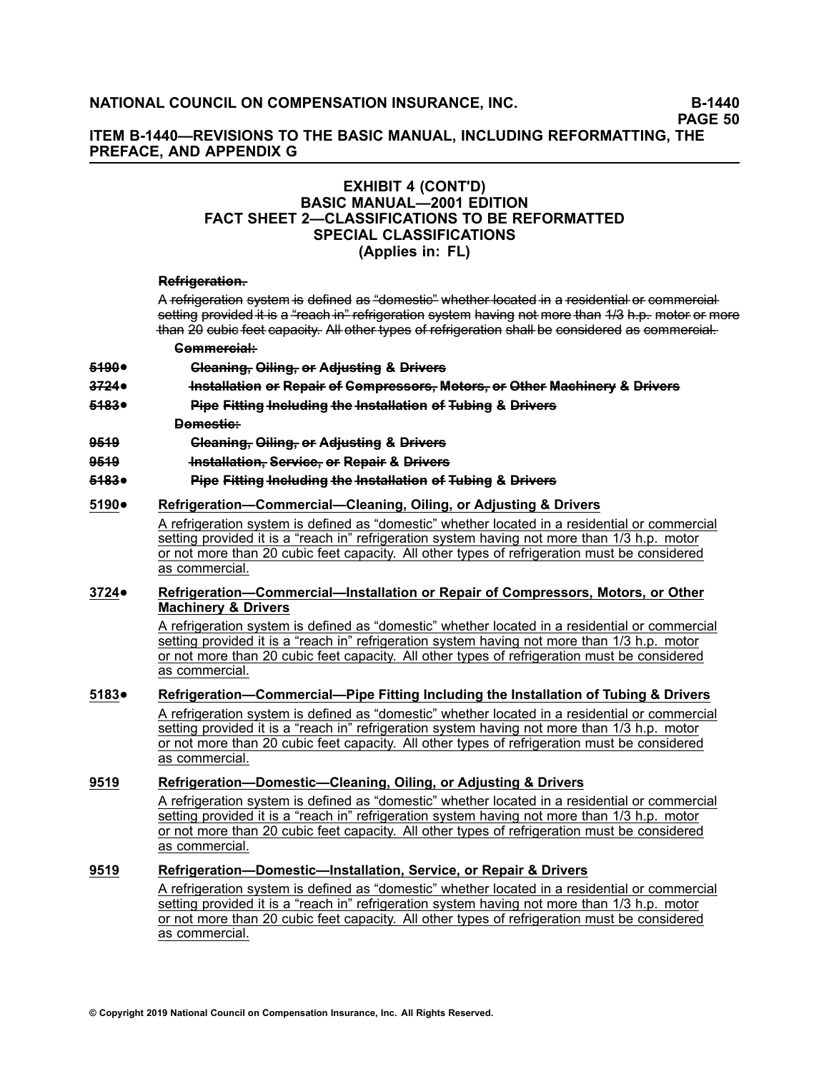### EXHIBIT 4 (CONT'D)
### BASIC MANUAL—2001 EDITION
### FACT SHEET 2—CLASSIFICATIONS TO BE REFORMATTED
### SPECIAL CLASSIFICATIONS
### (Applies in: FL)

~~**Refrigeration.**~~

A ~~refrigeration system is defined as "domestic" whether located in a residential or commercial setting provided it is a "reach in" refrigeration system having not more than 1/3 h.p. motor or more than 20 cubic feet capacity. All other types of refrigeration shall be considered as commercial.~~

~~**Commercial:**~~

~~**5190●**~~ ~~**Cleaning, Oiling, or Adjusting & Drivers**~~

~~**3724●**~~ ~~**Installation or Repair of Compressors, Motors, or Other Machinery & Drivers**~~

~~**5183●**~~ ~~**Pipe Fitting Including the Installation of Tubing & Drivers**~~

~~**Domestic:**~~

~~**9519**~~ ~~**Cleaning, Oiling, or Adjusting & Drivers**~~

~~**9519**~~ ~~**Installation, Service, or Repair & Drivers**~~

~~**5183●**~~ ~~**Pipe Fitting Including the Installation of Tubing & Drivers**~~

<u>**5190●**</u> <u>**Refrigeration—Commercial—Cleaning, Oiling, or Adjusting & Drivers**</u>

<u>A refrigeration system is defined as "domestic" whether located in a residential or commercial setting provided it is a "reach in" refrigeration system having not more than 1/3 h.p. motor or not more than 20 cubic feet capacity. All other types of refrigeration must be considered as commercial.</u>

<u>**3724●**</u> <u>**Refrigeration—Commercial—Installation or Repair of Compressors, Motors, or Other Machinery & Drivers**</u>

<u>A refrigeration system is defined as "domestic" whether located in a residential or commercial setting provided it is a "reach in" refrigeration system having not more than 1/3 h.p. motor or not more than 20 cubic feet capacity. All other types of refrigeration must be considered as commercial.</u>

<u>**5183●**</u> <u>**Refrigeration—Commercial—Pipe Fitting Including the Installation of Tubing & Drivers**</u>

<u>A refrigeration system is defined as "domestic" whether located in a residential or commercial setting provided it is a "reach in" refrigeration system having not more than 1/3 h.p. motor or not more than 20 cubic feet capacity. All other types of refrigeration must be considered as commercial.</u>

<u>**9519**</u> <u>**Refrigeration—Domestic—Cleaning, Oiling, or Adjusting & Drivers**</u>

<u>A refrigeration system is defined as "domestic" whether located in a residential or commercial setting provided it is a "reach in" refrigeration system having not more than 1/3 h.p. motor or not more than 20 cubic feet capacity. All other types of refrigeration must be considered as commercial.</u>

<u>**9519**</u> <u>**Refrigeration—Domestic—Installation, Service, or Repair & Drivers**</u>

<u>A refrigeration system is defined as "domestic" whether located in a residential or commercial setting provided it is a "reach in" refrigeration system having not more than 1/3 h.p. motor or not more than 20 cubic feet capacity. All other types of refrigeration must be considered as commercial.</u>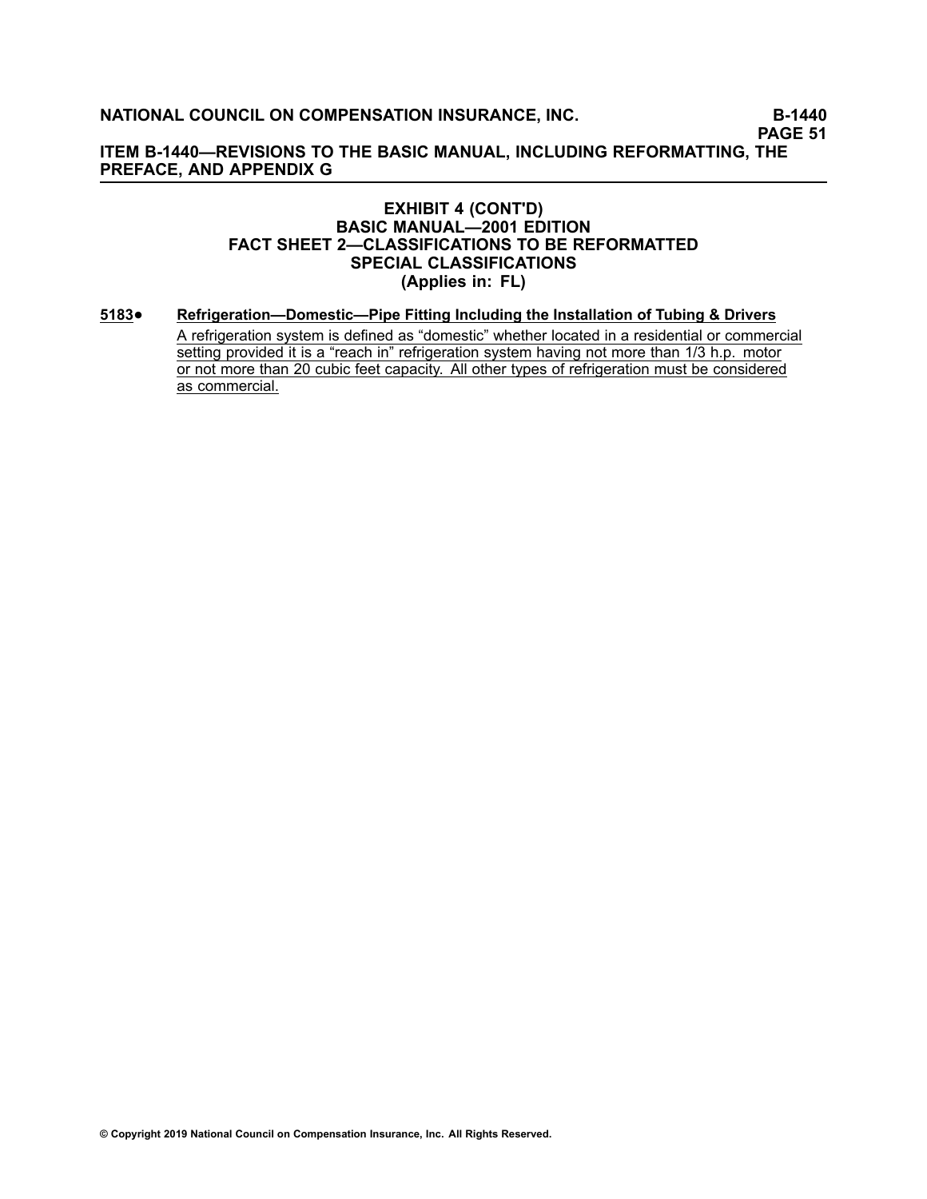## EXHIBIT 4 (CONT'D)
## BASIC MANUAL—2001 EDITION
## FACT SHEET 2—CLASSIFICATIONS TO BE REFORMATTED
## SPECIAL CLASSIFICATIONS
## (Applies in: FL)

**5183●** **Refrigeration—Domestic—Pipe Fitting Including the Installation of Tubing & Drivers**

A refrigeration system is defined as "domestic" whether located in a residential or commercial setting provided it is a "reach in" refrigeration system having not more than 1/3 h.p. motor or not more than 20 cubic feet capacity. All other types of refrigeration must be considered as commercial.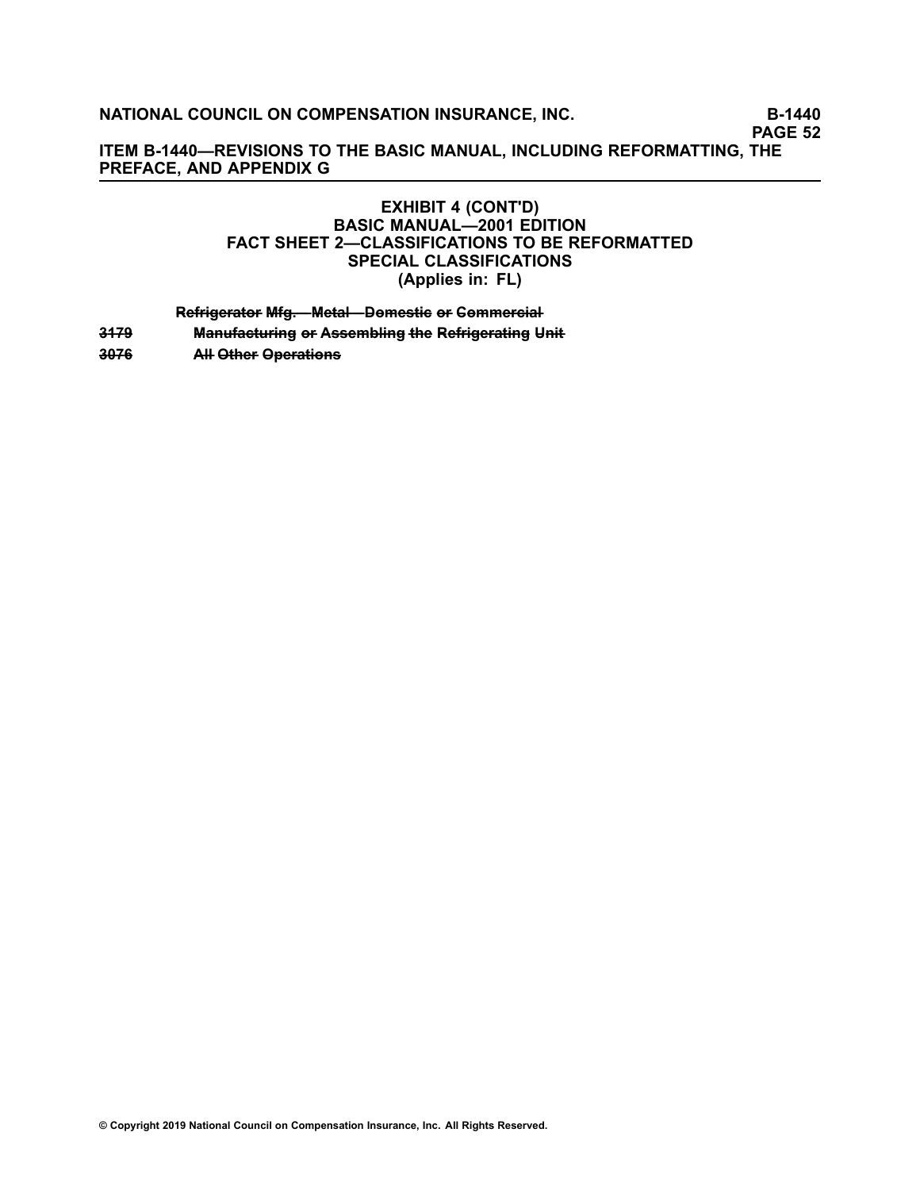### EXHIBIT 4 (CONT'D)
### BASIC MANUAL—2001 EDITION
### FACT SHEET 2—CLASSIFICATIONS TO BE REFORMATTED
### SPECIAL CLASSIFICATIONS
### (Applies in: FL)

~~**Refrigerator Mfg.—Metal—Domestic or Commercial**~~

~~**3179**~~ ~~**Manufacturing or Assembling the Refrigerating Unit**~~

~~**3076**~~ ~~**All Other Operations**~~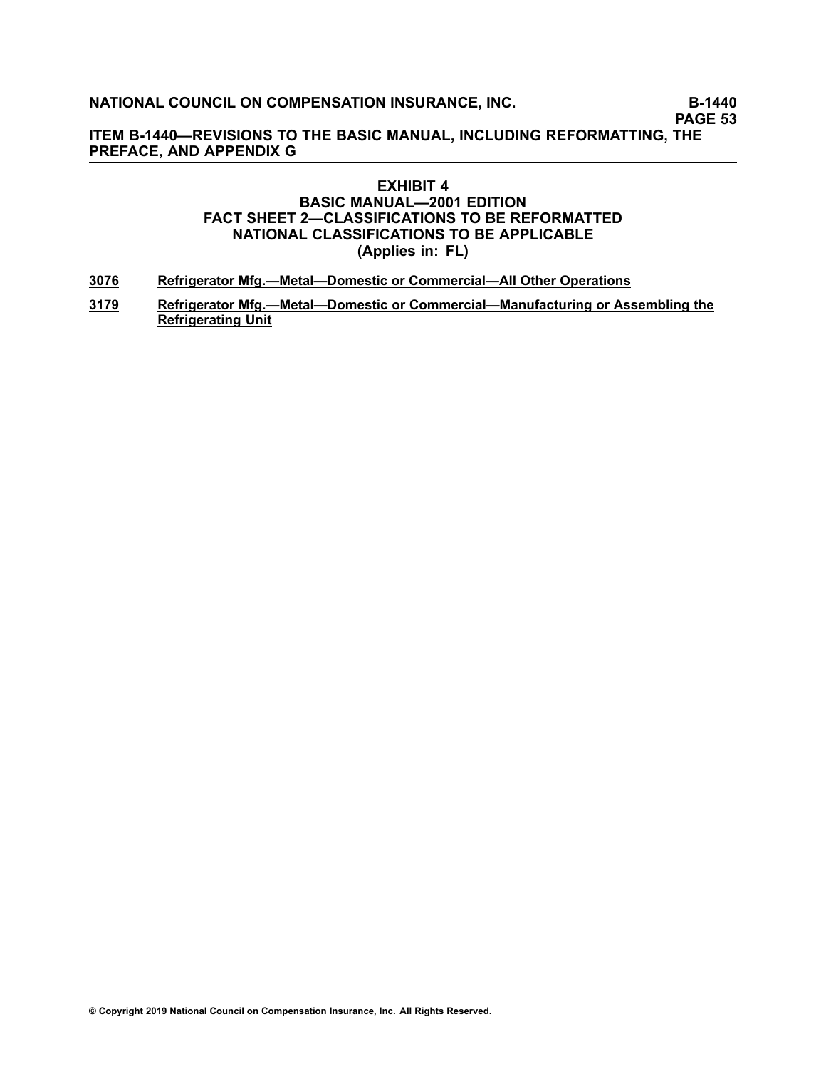**EXHIBIT 4**
**BASIC MANUAL—2001 EDITION**
**FACT SHEET 2—CLASSIFICATIONS TO BE REFORMATTED**
**NATIONAL CLASSIFICATIONS TO BE APPLICABLE**
**(Applies in: FL)**

<u>**3076**</u> <u>**Refrigerator Mfg.—Metal—Domestic or Commercial—All Other Operations**</u>

<u>**3179**</u> <u>**Refrigerator Mfg.—Metal—Domestic or Commercial—Manufacturing or Assembling the Refrigerating Unit**</u>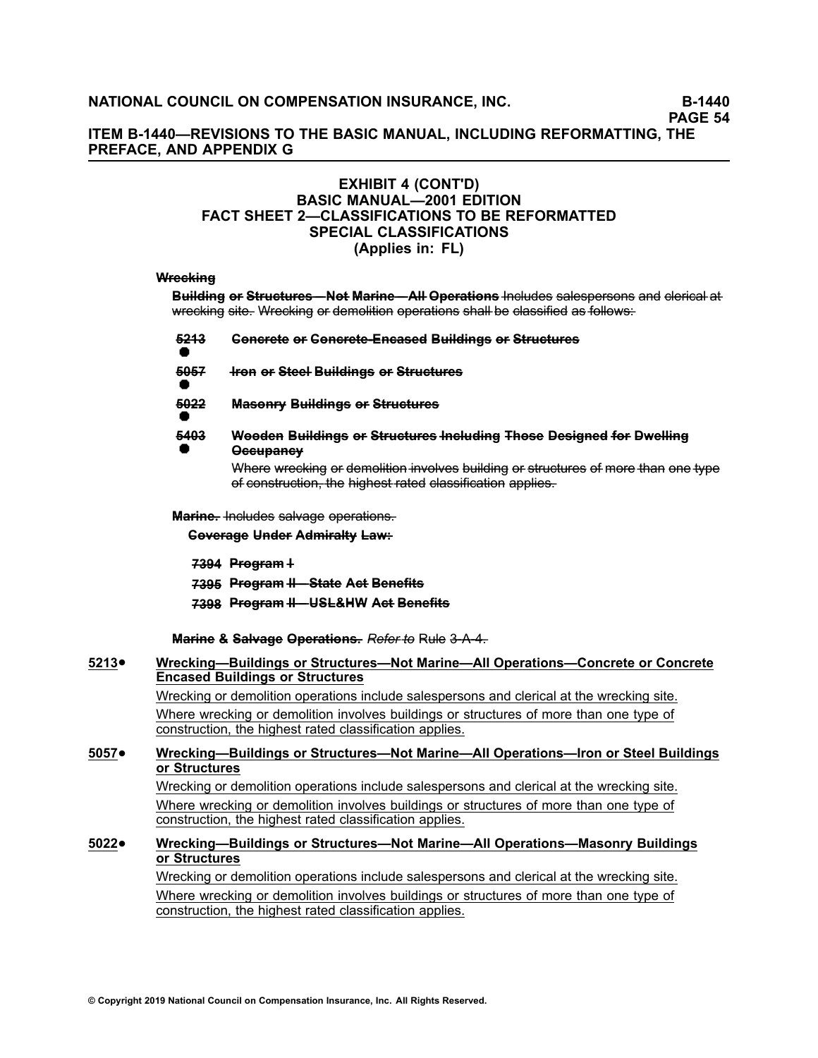**ITEM B-1440—REVISIONS TO THE BASIC MANUAL, INCLUDING REFORMATTING, THE PREFACE, AND APPENDIX G**

### EXHIBIT 4 (CONT'D)
### BASIC MANUAL—2001 EDITION
### FACT SHEET 2—CLASSIFICATIONS TO BE REFORMATTED
### SPECIAL CLASSIFICATIONS
### (Applies in: FL)

~~**Wrecking**~~

~~**Building or Structures—Not Marine—All Operations** Includes salespersons and clerical at wrecking site. Wrecking or demolition operations shall be classified as follows:~~

~~**5213** ● **Concrete or Concrete-Encased Buildings or Structures**~~

~~**5057** ● **Iron or Steel Buildings or Structures**~~

~~**5022** ● **Masonry Buildings or Structures**~~

~~**5403** ● **Wooden Buildings or Structures Including Those Designed for Dwelling Occupancy**~~

~~Where wrecking or demolition involves building or structures of more than one type of construction, the highest rated classification applies.~~

~~**Marine.** Includes salvage operations.~~

~~**Coverage Under Admiralty Law:**~~

~~**7394 Program I**~~

~~**7395 Program II—State Act Benefits**~~

~~**7398 Program II—USL&HW Act Benefits**~~

~~**Marine & Salvage Operations.**~~ *Refer to* Rule ~~3-A-4.~~

**5213● Wrecking—Buildings or Structures—Not Marine—All Operations—Concrete or Concrete Encased Buildings or Structures**

Wrecking or demolition operations include salespersons and clerical at the wrecking site.

Where wrecking or demolition involves buildings or structures of more than one type of construction, the highest rated classification applies.

**5057● Wrecking—Buildings or Structures—Not Marine—All Operations—Iron or Steel Buildings or Structures**

Wrecking or demolition operations include salespersons and clerical at the wrecking site.

Where wrecking or demolition involves buildings or structures of more than one type of construction, the highest rated classification applies.

**5022● Wrecking—Buildings or Structures—Not Marine—All Operations—Masonry Buildings or Structures**

Wrecking or demolition operations include salespersons and clerical at the wrecking site.

Where wrecking or demolition involves buildings or structures of more than one type of construction, the highest rated classification applies.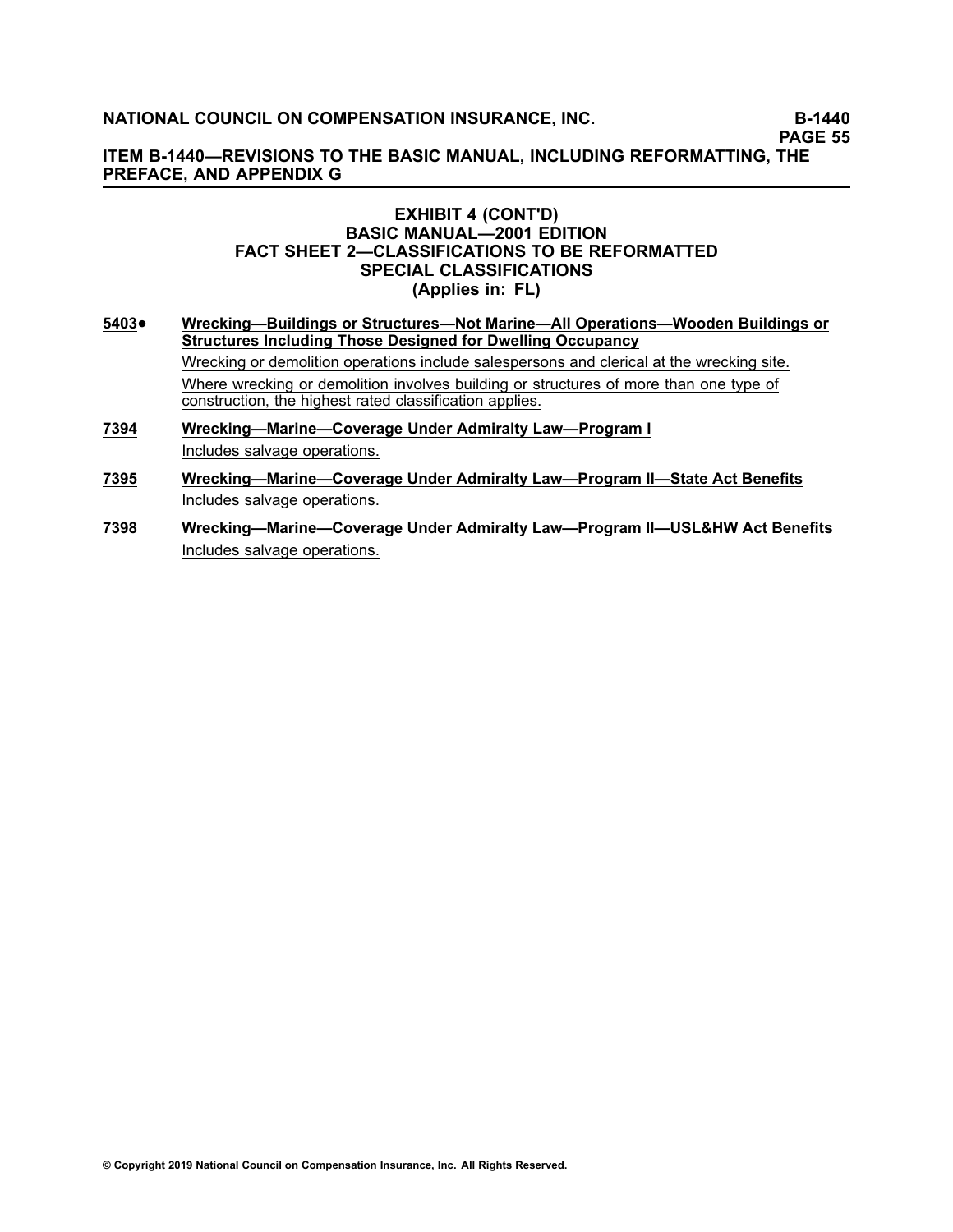## EXHIBIT 4 (CONT'D)
## BASIC MANUAL—2001 EDITION
## FACT SHEET 2—CLASSIFICATIONS TO BE REFORMATTED
## SPECIAL CLASSIFICATIONS
## (Applies in: FL)

**5403●** **Wrecking—Buildings or Structures—Not Marine—All Operations—Wooden Buildings or Structures Including Those Designed for Dwelling Occupancy**

Wrecking or demolition operations include salespersons and clerical at the wrecking site.

Where wrecking or demolition involves building or structures of more than one type of construction, the highest rated classification applies.

**7394** **Wrecking—Marine—Coverage Under Admiralty Law—Program I**

Includes salvage operations.

**7395** **Wrecking—Marine—Coverage Under Admiralty Law—Program II—State Act Benefits**

Includes salvage operations.

**7398** **Wrecking—Marine—Coverage Under Admiralty Law—Program II—USL&HW Act Benefits**

Includes salvage operations.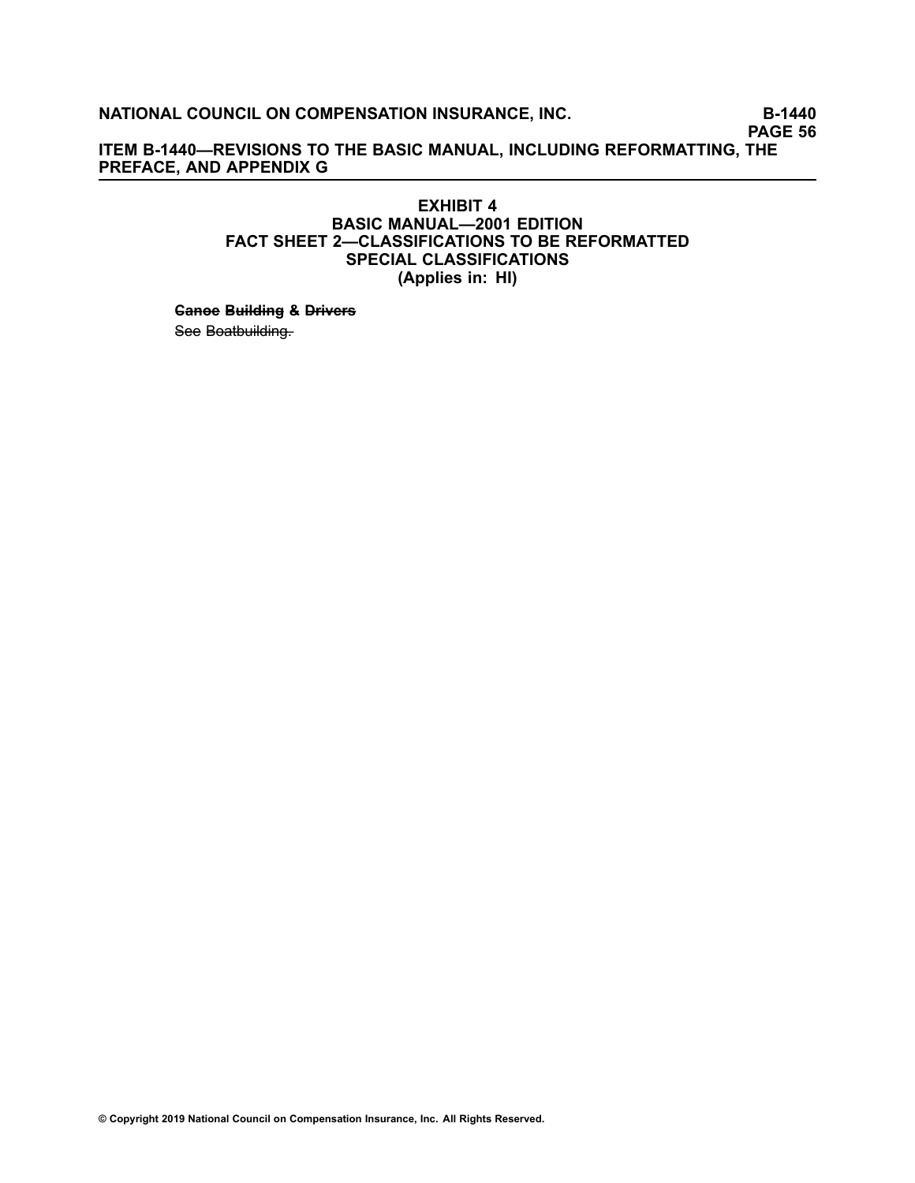**EXHIBIT 4**
**BASIC MANUAL—2001 EDITION**
**FACT SHEET 2—CLASSIFICATIONS TO BE REFORMATTED**
**SPECIAL CLASSIFICATIONS**
**(Applies in: HI)**

**~~Canoe~~ ~~Building~~ & ~~Drivers~~**

~~See~~ ~~Boatbuilding.~~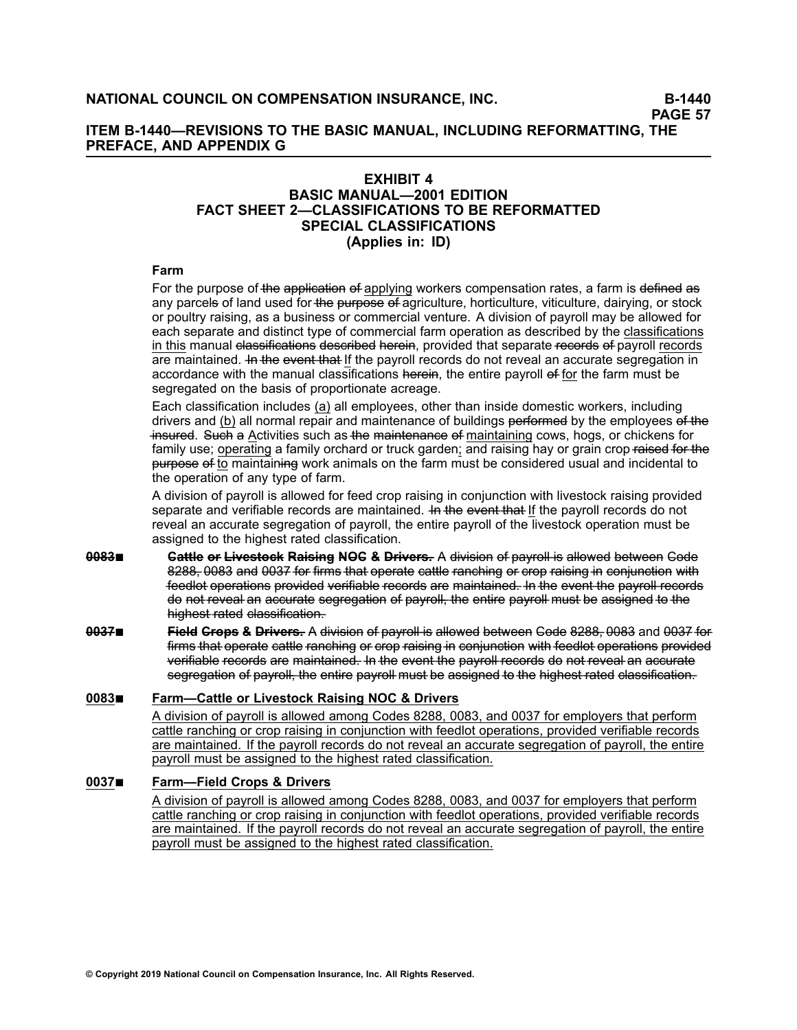# EXHIBIT 4
## BASIC MANUAL—2001 EDITION
## FACT SHEET 2—CLASSIFICATIONS TO BE REFORMATTED
## SPECIAL CLASSIFICATIONS
### (Applies in: ID)

**Farm**

For the purpose of ~~the application of~~ applying workers compensation rates, a farm is ~~defined as~~ any parcel~~s~~ of land used for ~~the purpose of~~ agriculture, horticulture, viticulture, dairying, or stock or poultry raising, as a business or commercial venture. A division of payroll may be allowed for each separate and distinct type of commercial farm operation as described by the classifications in this manual ~~classifications described herein~~, provided that separate ~~records of~~ payroll records are maintained. ~~In the event that~~ If the payroll records do not reveal an accurate segregation in accordance with the manual classifications ~~herein~~, the entire payroll ~~of~~ for the farm must be segregated on the basis of proportionate acreage.

Each classification includes (a) all employees, other than inside domestic workers, including drivers and (b) all normal repair and maintenance of buildings ~~performed~~ by the employees ~~of the insured~~. ~~Such a~~ Activities such as ~~the maintenance of~~ maintaining cows, hogs, or chickens for family use; operating a family orchard or truck garden; and raising hay or grain crop ~~raised for the purpose of~~ to maintain~~ing~~ work animals on the farm must be considered usual and incidental to the operation of any type of farm.

A division of payroll is allowed for feed crop raising in conjunction with livestock raising provided separate and verifiable records are maintained. ~~In the event that~~ If the payroll records do not reveal an accurate segregation of payroll, the entire payroll of the livestock operation must be assigned to the highest rated classification.

~~0083~~■ ~~**Cattle or Livestock Raising NOC & Drivers.**~~ ~~A division of payroll is allowed between Code 8288, 0083 and 0037 for firms that operate cattle ranching or crop raising in conjunction with feedlot operations provided verifiable records are maintained. In the event the payroll records do not reveal an accurate segregation of payroll, the entire payroll must be assigned to the highest rated classification.~~

~~0037~~■ ~~**Field Crops & Drivers.**~~ ~~A division of payroll is allowed between Code 8288, 0083 and 0037 for firms that operate cattle ranching or crop raising in conjunction with feedlot operations provided verifiable records are maintained. In the event the payroll records do not reveal an accurate segregation of payroll, the entire payroll must be assigned to the highest rated classification.~~

**0083■ Farm—Cattle or Livestock Raising NOC & Drivers**

A division of payroll is allowed among Codes 8288, 0083, and 0037 for employers that perform cattle ranching or crop raising in conjunction with feedlot operations, provided verifiable records are maintained. If the payroll records do not reveal an accurate segregation of payroll, the entire payroll must be assigned to the highest rated classification.

**0037■ Farm—Field Crops & Drivers**

A division of payroll is allowed among Codes 8288, 0083, and 0037 for employers that perform cattle ranching or crop raising in conjunction with feedlot operations, provided verifiable records are maintained. If the payroll records do not reveal an accurate segregation of payroll, the entire payroll must be assigned to the highest rated classification.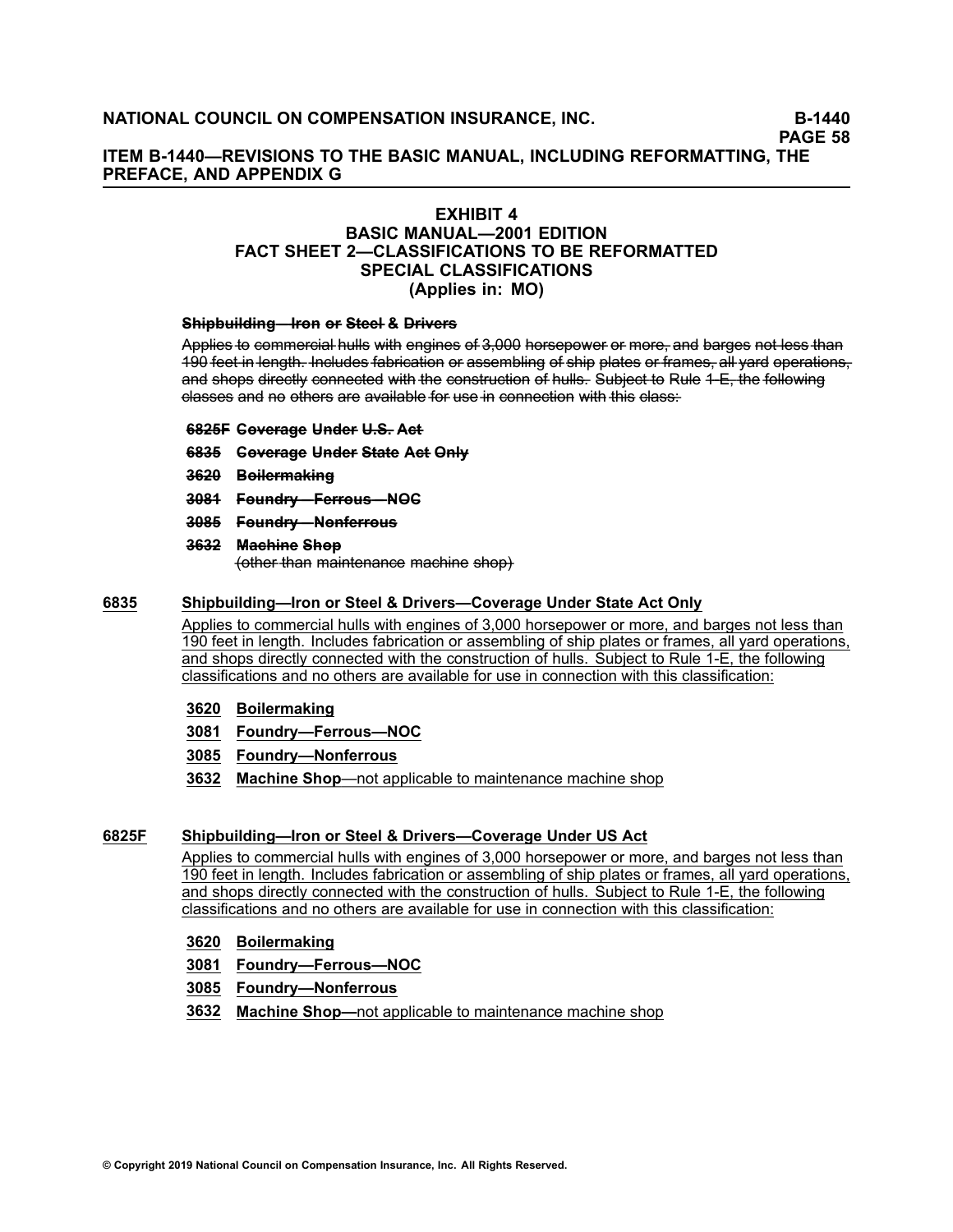## EXHIBIT 4
## BASIC MANUAL—2001 EDITION
## FACT SHEET 2—CLASSIFICATIONS TO BE REFORMATTED
## SPECIAL CLASSIFICATIONS
## (Applies in: MO)

~~**Shipbuilding—Iron or Steel & Drivers**~~

~~Applies to commercial hulls with engines of 3,000 horsepower or more, and barges not less than 190 feet in length. Includes fabrication or assembling of ship plates or frames, all yard operations, and shops directly connected with the construction of hulls. Subject to Rule 1-E, the following classes and no others are available for use in connection with this class:~~

~~**6825F Coverage Under U.S. Act**~~

~~**6835 Coverage Under State Act Only**~~

~~**3620 Boilermaking**~~

~~**3081 Foundry—Ferrous—NOC**~~

~~**3085 Foundry—Nonferrous**~~

~~**3632 Machine Shop**~~
~~(other than maintenance machine shop)~~

**6835 Shipbuilding—Iron or Steel & Drivers—Coverage Under State Act Only**

Applies to commercial hulls with engines of 3,000 horsepower or more, and barges not less than 190 feet in length. Includes fabrication or assembling of ship plates or frames, all yard operations, and shops directly connected with the construction of hulls. Subject to Rule 1-E, the following classifications and no others are available for use in connection with this classification:

**3620 Boilermaking**

**3081 Foundry—Ferrous—NOC**

**3085 Foundry—Nonferrous**

**3632 Machine Shop**—not applicable to maintenance machine shop

**6825F Shipbuilding—Iron or Steel & Drivers—Coverage Under US Act**

Applies to commercial hulls with engines of 3,000 horsepower or more, and barges not less than 190 feet in length. Includes fabrication or assembling of ship plates or frames, all yard operations, and shops directly connected with the construction of hulls. Subject to Rule 1-E, the following classifications and no others are available for use in connection with this classification:

**3620 Boilermaking**

**3081 Foundry—Ferrous—NOC**

**3085 Foundry—Nonferrous**

**3632 Machine Shop—**not applicable to maintenance machine shop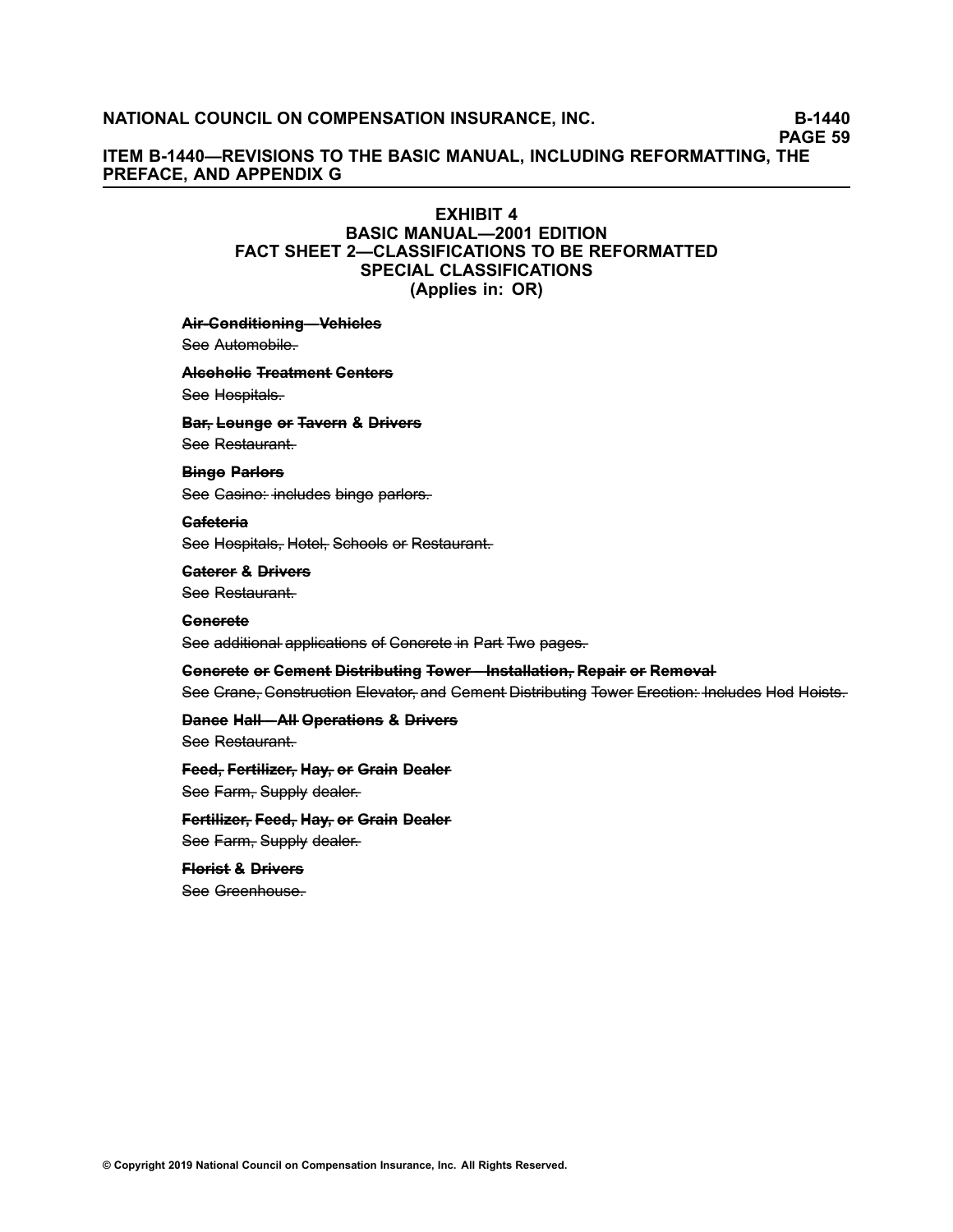## EXHIBIT 4
## BASIC MANUAL—2001 EDITION
## FACT SHEET 2—CLASSIFICATIONS TO BE REFORMATTED
## SPECIAL CLASSIFICATIONS
## (Applies in: OR)

**~~Air-Conditioning—Vehicles~~**

See ~~Automobile.~~

**~~Alcoholic Treatment Centers~~**

See ~~Hospitals.~~

**~~Bar, Lounge or Tavern & Drivers~~**

See ~~Restaurant.~~

**~~Bingo Parlors~~**

See ~~Casino: includes bingo parlors.~~

**~~Cafeteria~~**

See ~~Hospitals, Hotel, Schools or Restaurant.~~

**~~Caterer & Drivers~~**

See ~~Restaurant.~~

**~~Concrete~~**

See ~~additional applications of Concrete in Part Two pages.~~

**~~Concrete or Cement Distributing Tower—Installation, Repair or Removal~~**

See ~~Crane, Construction Elevator, and Cement Distributing Tower Erection: Includes Hod Hoists.~~

**~~Dance Hall—All Operations & Drivers~~**

See ~~Restaurant.~~

**~~Feed, Fertilizer, Hay, or Grain Dealer~~**

See ~~Farm, Supply dealer.~~

**~~Fertilizer, Feed, Hay, or Grain Dealer~~**

See ~~Farm, Supply dealer.~~

**~~Florist & Drivers~~**

See ~~Greenhouse.~~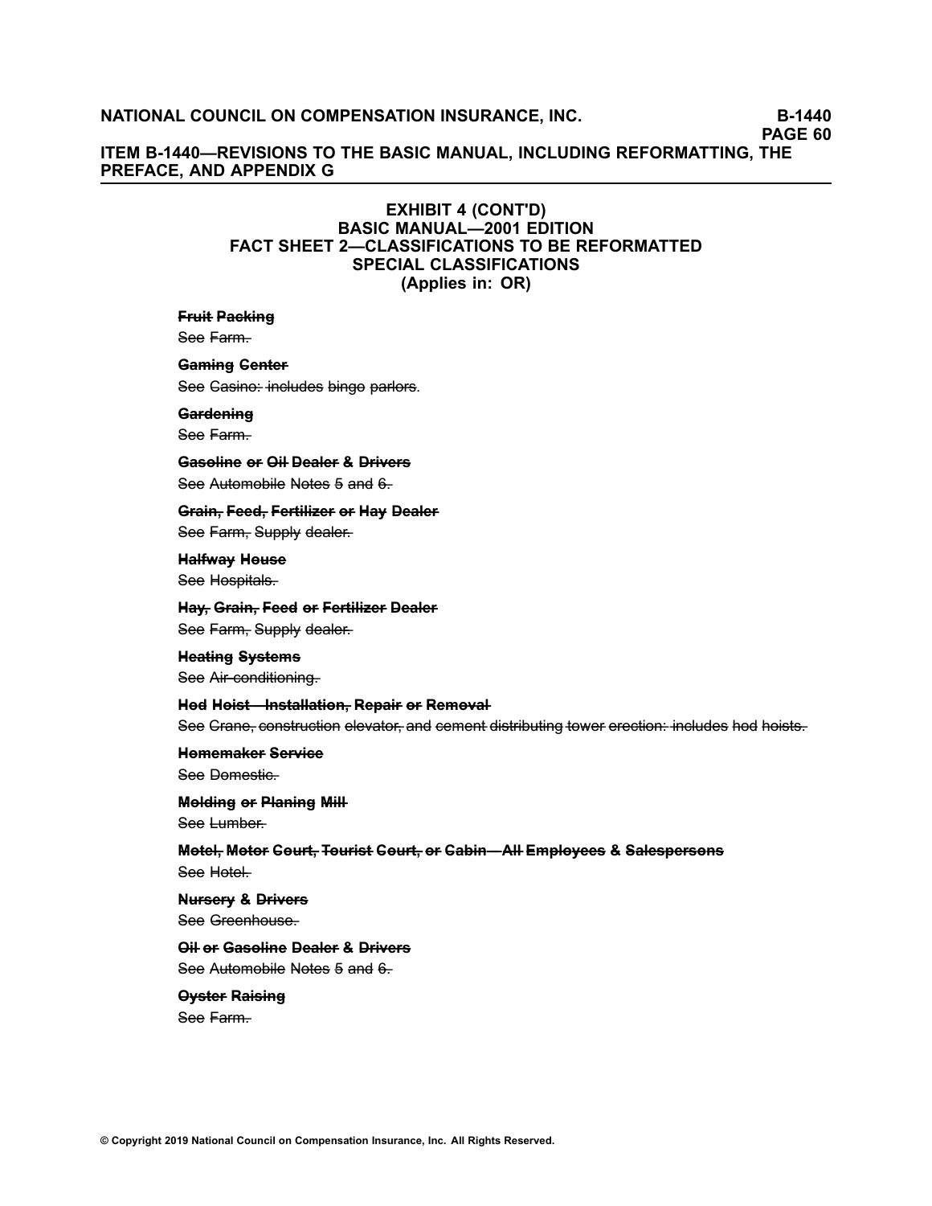**ITEM B-1440—REVISIONS TO THE BASIC MANUAL, INCLUDING REFORMATTING, THE PREFACE, AND APPENDIX G**

**EXHIBIT 4 (CONT'D)**
**BASIC MANUAL—2001 EDITION**
**FACT SHEET 2—CLASSIFICATIONS TO BE REFORMATTED**
**SPECIAL CLASSIFICATIONS**
**(Applies in: OR)**

**~~Fruit Packing~~**
See ~~Farm.~~

**~~Gaming Center~~**
See ~~Casino: includes bingo parlors.~~

**~~Gardening~~**
See ~~Farm.~~

**~~Gasoline or Oil Dealer & Drivers~~**
See ~~Automobile Notes 5 and 6.~~

**~~Grain, Feed, Fertilizer or Hay Dealer~~**
See ~~Farm, Supply dealer.~~

**~~Halfway House~~**
See ~~Hospitals.~~

**~~Hay, Grain, Feed or Fertilizer Dealer~~**
See ~~Farm, Supply dealer.~~

**~~Heating Systems~~**
See ~~Air-conditioning.~~

**~~Hod Hoist—Installation, Repair or Removal~~**
See ~~Crane, construction elevator, and cement distributing tower erection: includes hod hoists.~~

**~~Homemaker Service~~**
See ~~Domestic.~~

**~~Molding or Planing Mill~~**
See ~~Lumber.~~

**~~Motel, Motor Court, Tourist Court, or Cabin—All Employees & Salespersons~~**
See ~~Hotel.~~

**~~Nursery & Drivers~~**
See ~~Greenhouse.~~

**~~Oil or Gasoline Dealer & Drivers~~**
See ~~Automobile Notes 5 and 6.~~

**~~Oyster Raising~~**
See ~~Farm.~~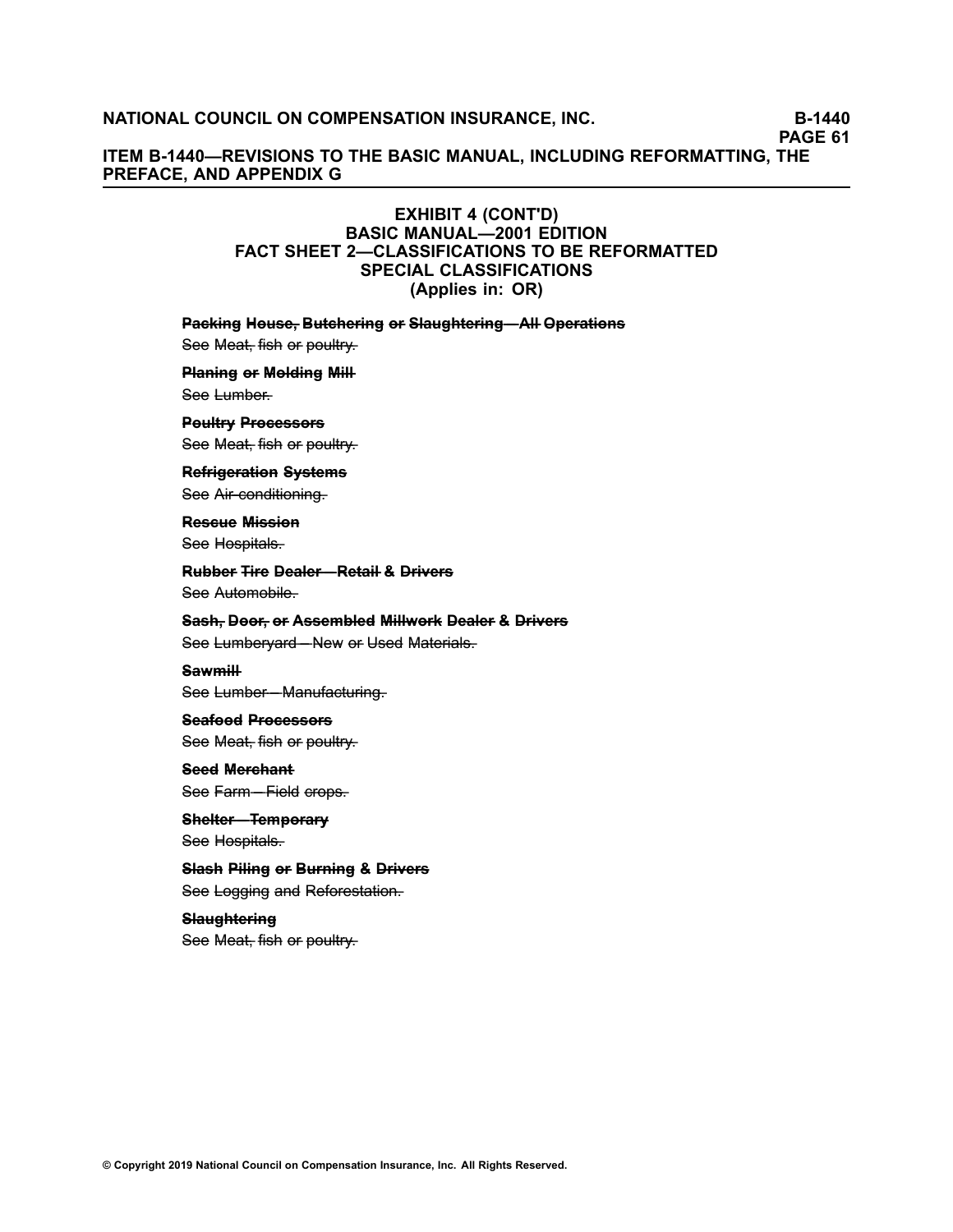**EXHIBIT 4 (CONT'D)**
**BASIC MANUAL—2001 EDITION**
**FACT SHEET 2—CLASSIFICATIONS TO BE REFORMATTED**
**SPECIAL CLASSIFICATIONS**
**(Applies in: OR)**

**~~Packing House, Butchering or Slaughtering—All Operations~~**

See ~~Meat, fish or poultry.~~

**~~Planing or Molding Mill~~**

See ~~Lumber.~~

**~~Poultry Processors~~**

See ~~Meat, fish or poultry.~~

**~~Refrigeration Systems~~**

See ~~Air-conditioning.~~

**~~Rescue Mission~~**

See ~~Hospitals.~~

**~~Rubber Tire Dealer—Retail & Drivers~~**

See ~~Automobile.~~

**~~Sash, Door, or Assembled Millwork Dealer & Drivers~~**

See ~~Lumberyard—New or Used Materials.~~

**~~Sawmill~~**

See ~~Lumber—Manufacturing.~~

**~~Seafood Processors~~**

See ~~Meat, fish or poultry.~~

**~~Seed Merchant~~**

See ~~Farm—Field crops.~~

**~~Shelter—Temporary~~**

See ~~Hospitals.~~

**~~Slash Piling or Burning & Drivers~~**

See ~~Logging and Reforestation.~~

**~~Slaughtering~~**

See ~~Meat, fish or poultry.~~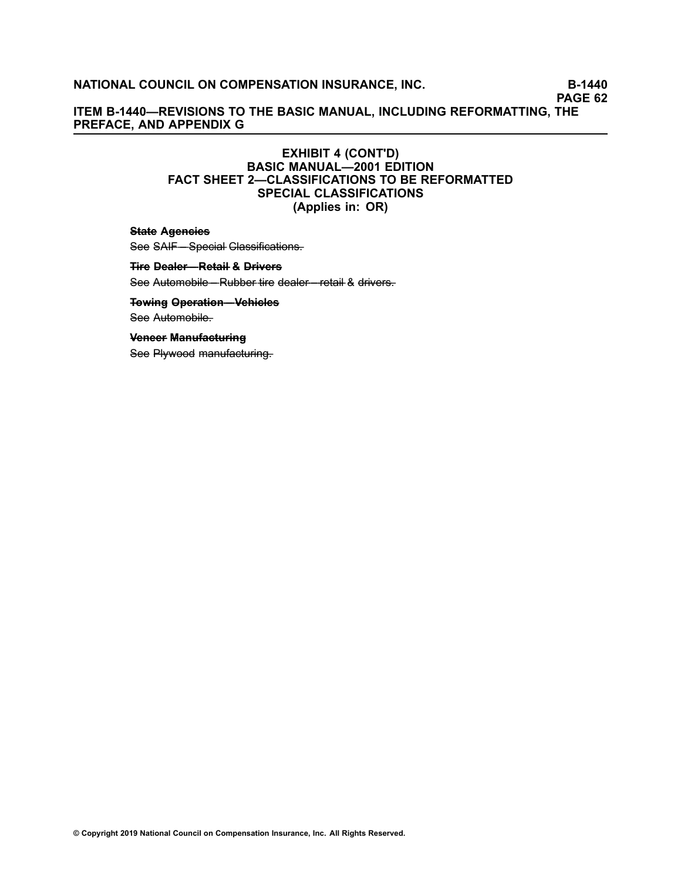## EXHIBIT 4 (CONT'D)
## BASIC MANUAL—2001 EDITION
## FACT SHEET 2—CLASSIFICATIONS TO BE REFORMATTED
## SPECIAL CLASSIFICATIONS
## (Applies in: OR)

~~**State Agencies**~~

~~See SAIF—Special Classifications.~~

~~**Tire Dealer—Retail & Drivers**~~

~~See Automobile—Rubber tire dealer—retail & drivers.~~

~~**Towing Operation—Vehicles**~~

~~See Automobile.~~

~~**Veneer Manufacturing**~~

~~See Plywood manufacturing.~~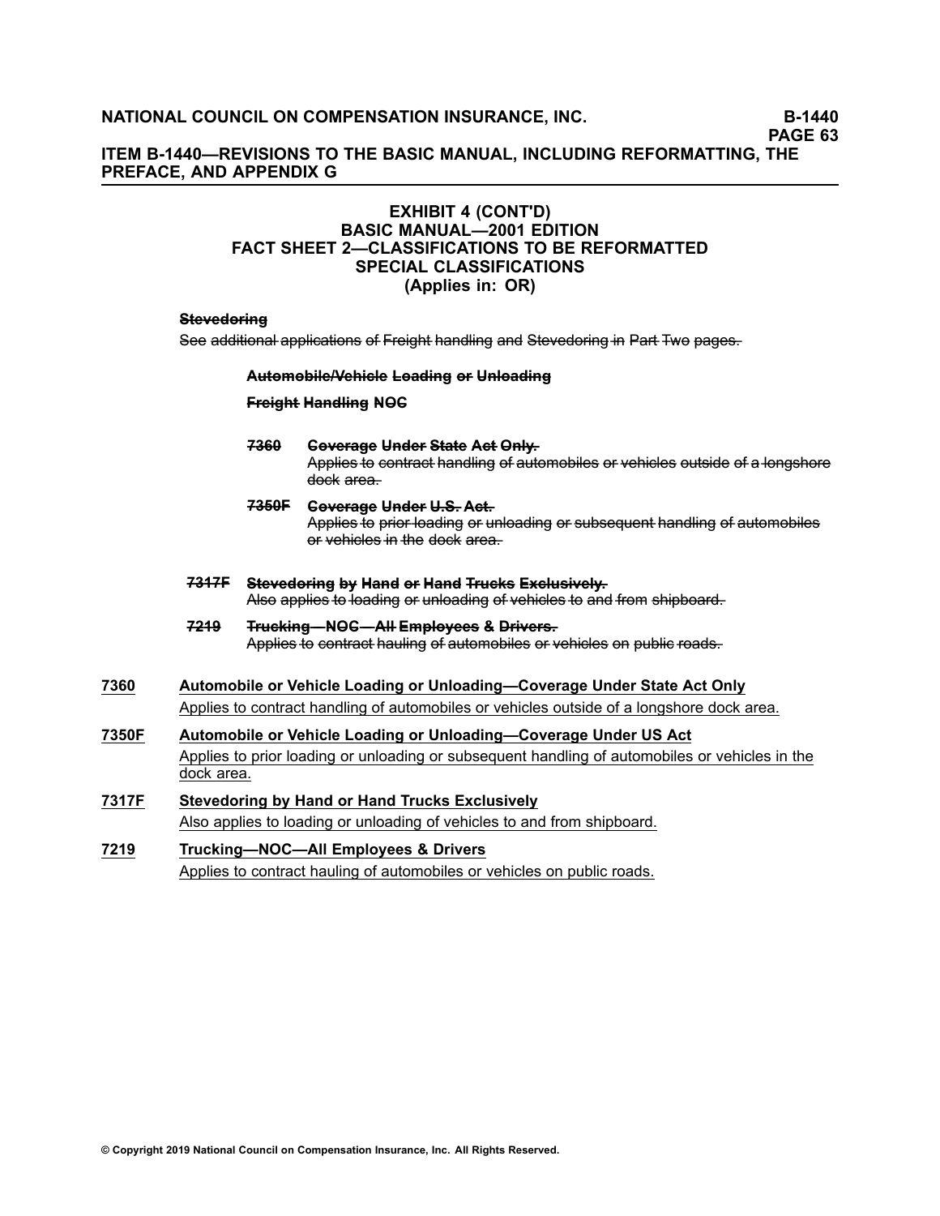## EXHIBIT 4 (CONT'D)
## BASIC MANUAL—2001 EDITION
## FACT SHEET 2—CLASSIFICATIONS TO BE REFORMATTED
## SPECIAL CLASSIFICATIONS
## (Applies in: OR)

~~**Stevedoring**~~

~~See additional applications of Freight handling and Stevedoring in Part Two pages.~~

~~**Automobile/Vehicle Loading or Unloading**~~

~~**Freight Handling NOC**~~

~~**7360**~~ ~~**Coverage Under State Act Only.**~~
~~Applies to contract handling of automobiles or vehicles outside of a longshore dock area.~~

~~**7350F**~~ ~~**Coverage Under U.S. Act.**~~
~~Applies to prior loading or unloading or subsequent handling of automobiles or vehicles in the dock area.~~

~~**7317F**~~ ~~**Stevedoring by Hand or Hand Trucks Exclusively.**~~
~~Also applies to loading or unloading of vehicles to and from shipboard.~~

~~**7219**~~ ~~**Trucking—NOC—All Employees & Drivers.**~~
~~Applies to contract hauling of automobiles or vehicles on public roads.~~

**7360** **Automobile or Vehicle Loading or Unloading—Coverage Under State Act Only**
Applies to contract handling of automobiles or vehicles outside of a longshore dock area.

**7350F** **Automobile or Vehicle Loading or Unloading—Coverage Under US Act**
Applies to prior loading or unloading or subsequent handling of automobiles or vehicles in the dock area.

**7317F** **Stevedoring by Hand or Hand Trucks Exclusively**
Also applies to loading or unloading of vehicles to and from shipboard.

**7219** **Trucking—NOC—All Employees & Drivers**
Applies to contract hauling of automobiles or vehicles on public roads.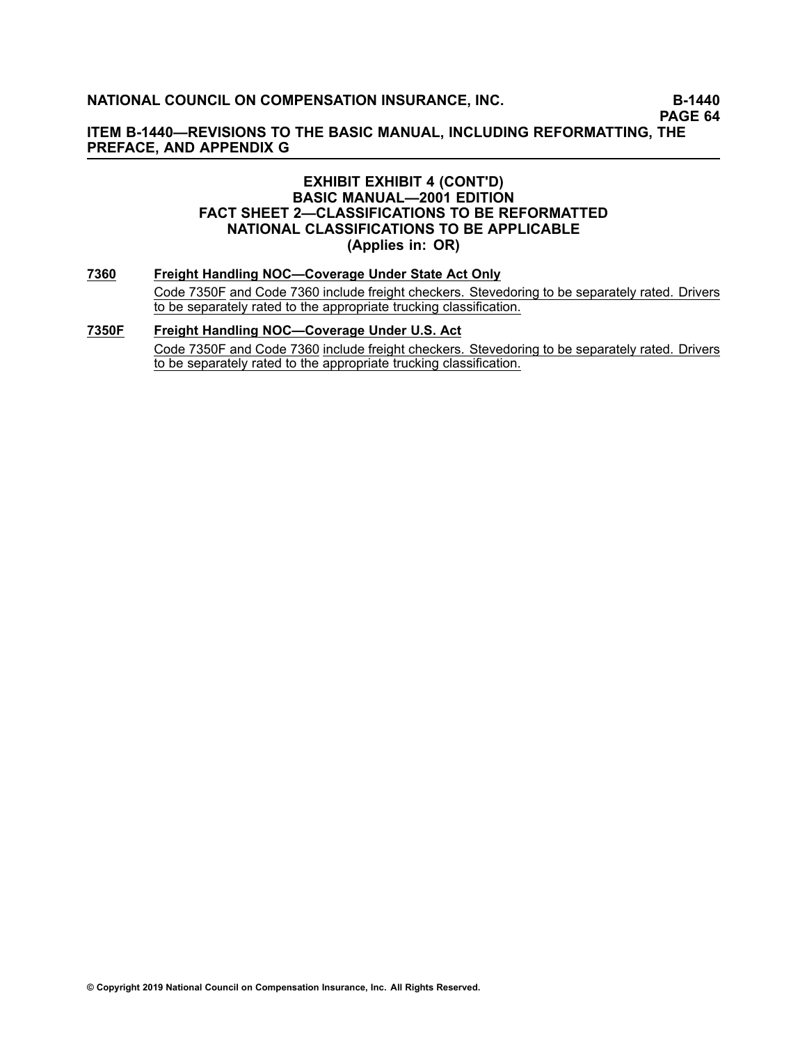**EXHIBIT EXHIBIT 4 (CONT'D)**
**BASIC MANUAL—2001 EDITION**
**FACT SHEET 2—CLASSIFICATIONS TO BE REFORMATTED**
**NATIONAL CLASSIFICATIONS TO BE APPLICABLE**
**(Applies in: OR)**

**7360** **Freight Handling NOC—Coverage Under State Act Only**

Code 7350F and Code 7360 include freight checkers. Stevedoring to be separately rated. Drivers to be separately rated to the appropriate trucking classification.

**7350F** **Freight Handling NOC—Coverage Under U.S. Act**

Code 7350F and Code 7360 include freight checkers. Stevedoring to be separately rated. Drivers to be separately rated to the appropriate trucking classification.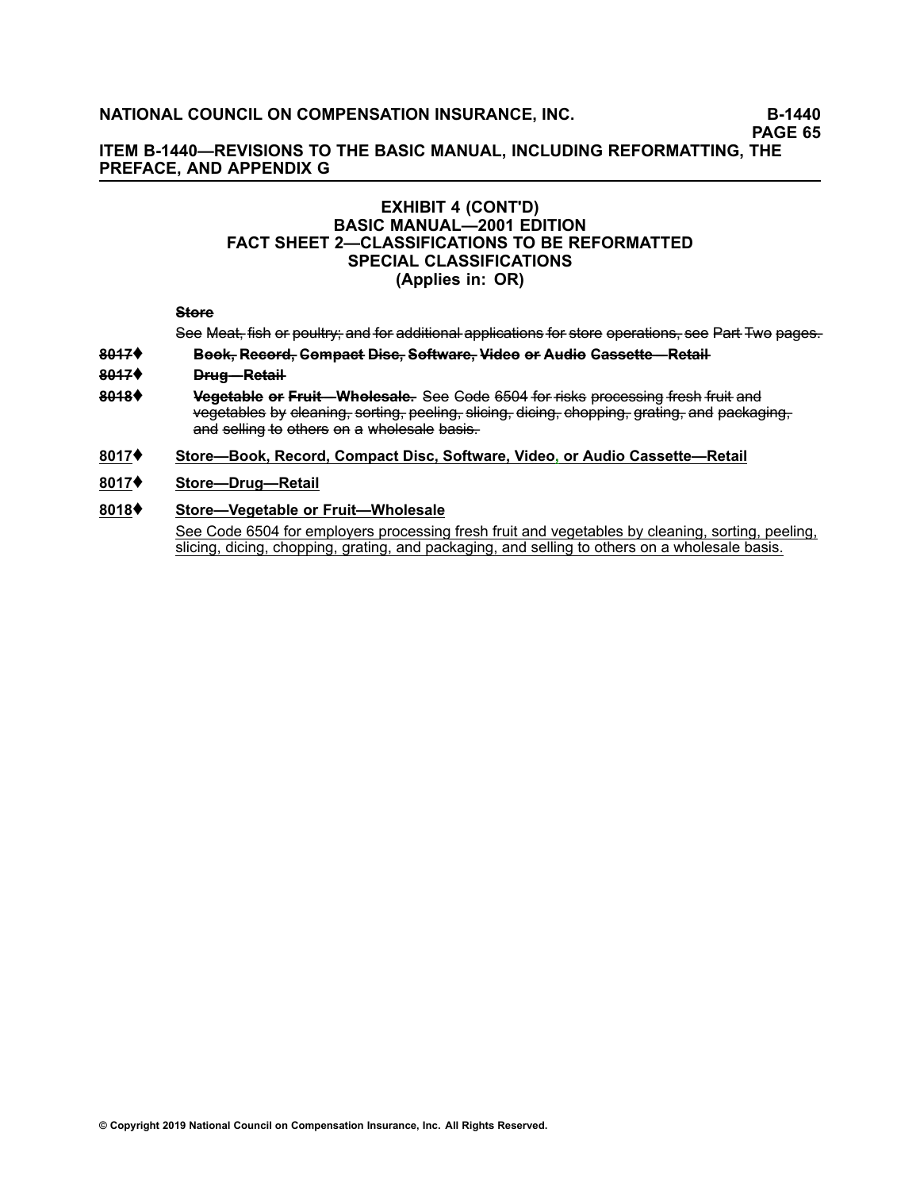ITEM B-1440—REVISIONS TO THE BASIC MANUAL, INCLUDING REFORMATTING, THE PREFACE, AND APPENDIX G

## EXHIBIT 4 (CONT'D)
## BASIC MANUAL—2001 EDITION
## FACT SHEET 2—CLASSIFICATIONS TO BE REFORMATTED
## SPECIAL CLASSIFICATIONS
## (Applies in: OR)

~~**Store**~~

See ~~Meat, fish or poultry; and for additional applications for store operations, see~~ Part ~~Two pages.~~

~~8017~~♦ ~~**Book, Record, Compact Disc, Software, Video or Audio Cassette—Retail**~~

~~8017~~♦ ~~**Drug—Retail**~~

~~8018~~♦ ~~**Vegetable or Fruit—Wholesale.**~~ See ~~Code~~ 6504 ~~for risks~~ processing ~~fresh fruit~~ and ~~vegetables~~ by ~~cleaning, sorting, peeling, slicing, dicing, chopping, grating, and packaging, and selling to others on a wholesale basis.~~

<u>8017</u>♦ <u>**Store—Book, Record, Compact Disc, Software, Video, or Audio Cassette—Retail**</u>

<u>8017</u>♦ <u>**Store—Drug—Retail**</u>

<u>8018</u>♦ <u>**Store—Vegetable or Fruit—Wholesale**</u>

<u>See Code 6504 for employers processing fresh fruit and vegetables by cleaning, sorting, peeling, slicing, dicing, chopping, grating, and packaging, and selling to others on a wholesale basis.</u>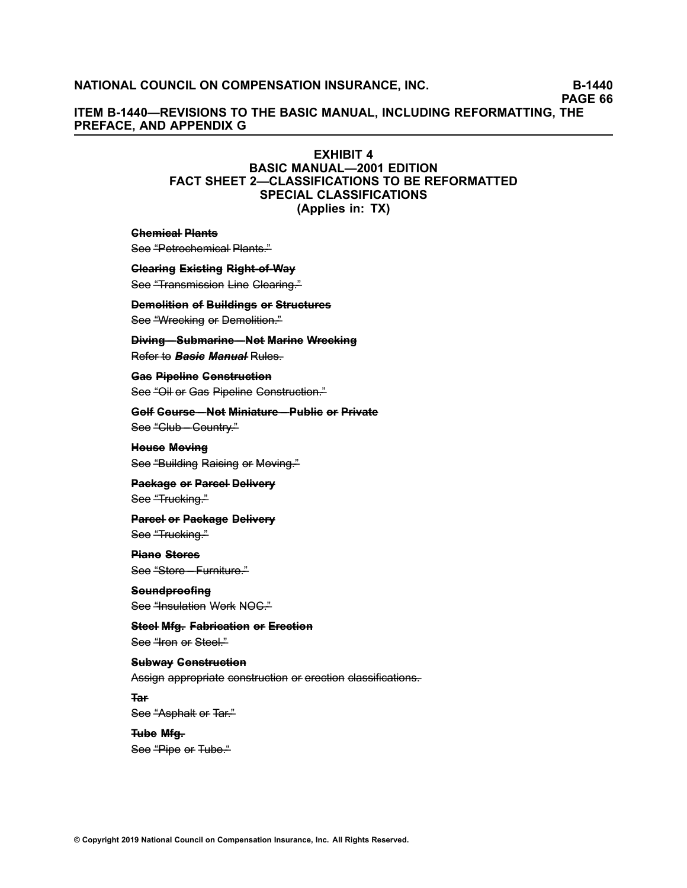**EXHIBIT 4**
**BASIC MANUAL—2001 EDITION**
**FACT SHEET 2—CLASSIFICATIONS TO BE REFORMATTED**
**SPECIAL CLASSIFICATIONS**
**(Applies in: TX)**

~~**Chemical Plants**~~
~~See "Petrochemical Plants."~~

~~**Clearing Existing Right-of-Way**~~
~~See "Transmission Line Clearing."~~

~~**Demolition of Buildings or Structures**~~
~~See "Wrecking or Demolition."~~

~~**Diving—Submarine—Not Marine Wrecking**~~
~~Refer to ***Basic Manual*** Rules.~~

~~**Gas Pipeline Construction**~~
~~See "Oil or Gas Pipeline Construction."~~

~~**Golf Course—Not Miniature—Public or Private**~~
~~See "Club—Country."~~

~~**House Moving**~~
~~See "Building Raising or Moving."~~

~~**Package or Parcel Delivery**~~
~~See "Trucking."~~

~~**Parcel or Package Delivery**~~
~~See "Trucking."~~

~~**Piano Stores**~~
~~See "Store—Furniture."~~

~~**Soundproofing**~~
~~See "Insulation Work NOC."~~

~~**Steel Mfg. Fabrication or Erection**~~
~~See "Iron or Steel."~~

~~**Subway Construction**~~
~~Assign appropriate construction or erection classifications.~~

~~**Tar**~~
~~See "Asphalt or Tar."~~

~~**Tube Mfg.**~~
~~See "Pipe or Tube."~~

© Copyright 2019 National Council on Compensation Insurance, Inc. All Rights Reserved.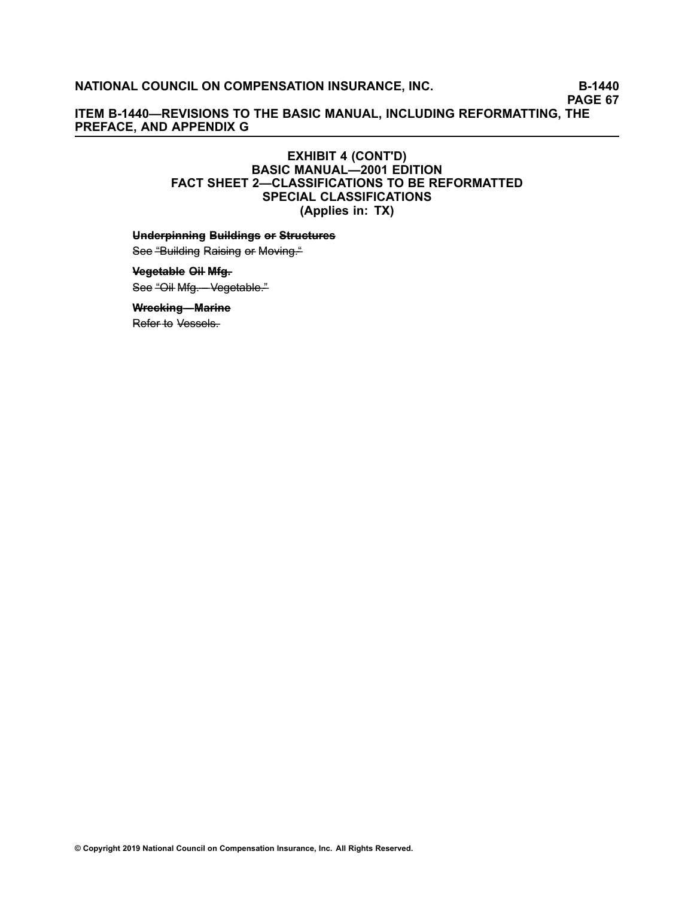## EXHIBIT 4 (CONT'D)
## BASIC MANUAL—2001 EDITION
## FACT SHEET 2—CLASSIFICATIONS TO BE REFORMATTED
## SPECIAL CLASSIFICATIONS
## (Applies in: TX)

**~~Underpinning Buildings or Structures~~**

See ~~"Building Raising or Moving."~~

**~~Vegetable Oil Mfg.~~**

See ~~"Oil Mfg.—Vegetable."~~

**~~Wrecking—Marine~~**

~~Refer to Vessels.~~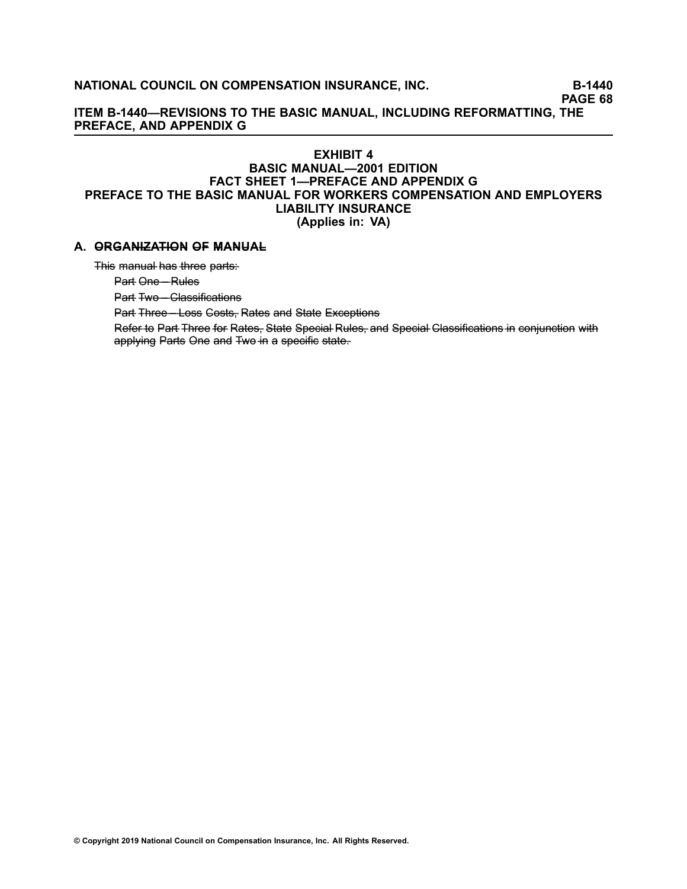## EXHIBIT 4
## BASIC MANUAL—2001 EDITION
## FACT SHEET 1—PREFACE AND APPENDIX G
## PREFACE TO THE BASIC MANUAL FOR WORKERS COMPENSATION AND EMPLOYERS LIABILITY INSURANCE
## (Applies in: VA)

### A. ~~ORGANIZATION OF MANUAL~~

~~This manual has three parts:~~

~~Part One—Rules~~

~~Part Two—Classifications~~

~~Part Three—Loss Costs, Rates and State Exceptions~~

~~Refer to Part Three for Rates, State Special Rules, and Special Classifications in conjunction with applying Parts One and Two in a specific state.~~